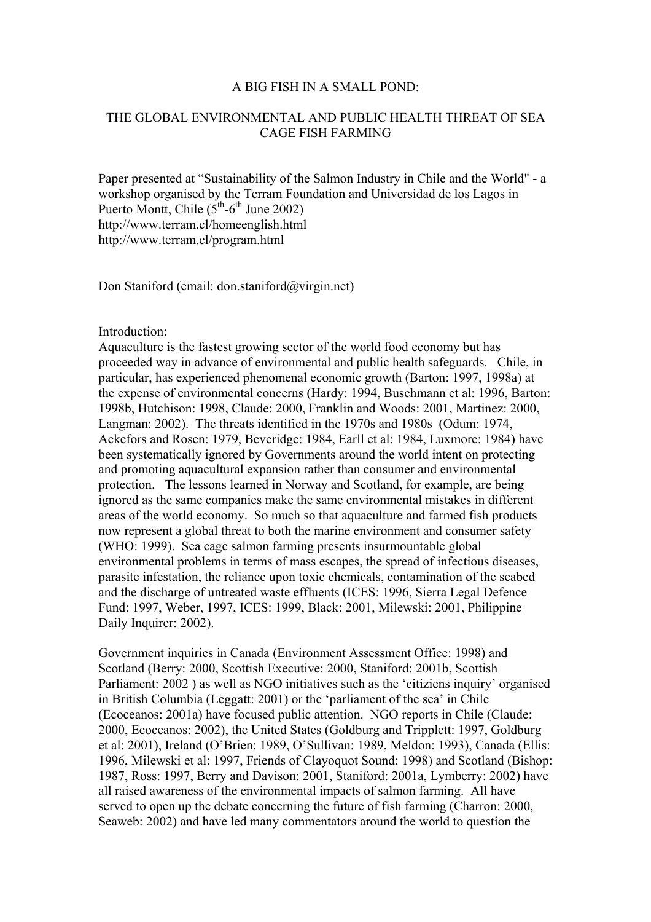# A BIG FISH IN A SMALL POND:

# THE GLOBAL ENVIRONMENTAL AND PUBLIC HEALTH THREAT OF SEA CAGE FISH FARMING

Paper presented at "Sustainability of the Salmon Industry in Chile and the World" - a workshop organised by the Terram Foundation and Universidad de los Lagos in Puerto Montt, Chile (5th-6th June 2002)
http://www.terram.cl/homeenglish.html
http://www.terram.cl/program.html

Don Staniford (email: don.staniford@virgin.net)

Introduction:
Aquaculture is the fastest growing sector of the world food economy but has proceeded way in advance of environmental and public health safeguards. Chile, in particular, has experienced phenomenal economic growth (Barton: 1997, 1998a) at the expense of environmental concerns (Hardy: 1994, Buschmann et al: 1996, Barton: 1998b, Hutchison: 1998, Claude: 2000, Franklin and Woods: 2001, Martinez: 2000, Langman: 2002). The threats identified in the 1970s and 1980s (Odum: 1974, Ackefors and Rosen: 1979, Beveridge: 1984, Earll et al: 1984, Luxmore: 1984) have been systematically ignored by Governments around the world intent on protecting and promoting aquacultural expansion rather than consumer and environmental protection. The lessons learned in Norway and Scotland, for example, are being ignored as the same companies make the same environmental mistakes in different areas of the world economy. So much so that aquaculture and farmed fish products now represent a global threat to both the marine environment and consumer safety (WHO: 1999). Sea cage salmon farming presents insurmountable global environmental problems in terms of mass escapes, the spread of infectious diseases, parasite infestation, the reliance upon toxic chemicals, contamination of the seabed and the discharge of untreated waste effluents (ICES: 1996, Sierra Legal Defence Fund: 1997, Weber, 1997, ICES: 1999, Black: 2001, Milewski: 2001, Philippine Daily Inquirer: 2002).

Government inquiries in Canada (Environment Assessment Office: 1998) and Scotland (Berry: 2000, Scottish Executive: 2000, Staniford: 2001b, Scottish Parliament: 2002 ) as well as NGO initiatives such as the 'citiziens inquiry' organised in British Columbia (Leggatt: 2001) or the 'parliament of the sea' in Chile (Ecoceanos: 2001a) have focused public attention. NGO reports in Chile (Claude: 2000, Ecoceanos: 2002), the United States (Goldburg and Tripplett: 1997, Goldburg et al: 2001), Ireland (O'Brien: 1989, O'Sullivan: 1989, Meldon: 1993), Canada (Ellis: 1996, Milewski et al: 1997, Friends of Clayoquot Sound: 1998) and Scotland (Bishop: 1987, Ross: 1997, Berry and Davison: 2001, Staniford: 2001a, Lymberry: 2002) have all raised awareness of the environmental impacts of salmon farming. All have served to open up the debate concerning the future of fish farming (Charron: 2000, Seaweb: 2002) and have led many commentators around the world to question the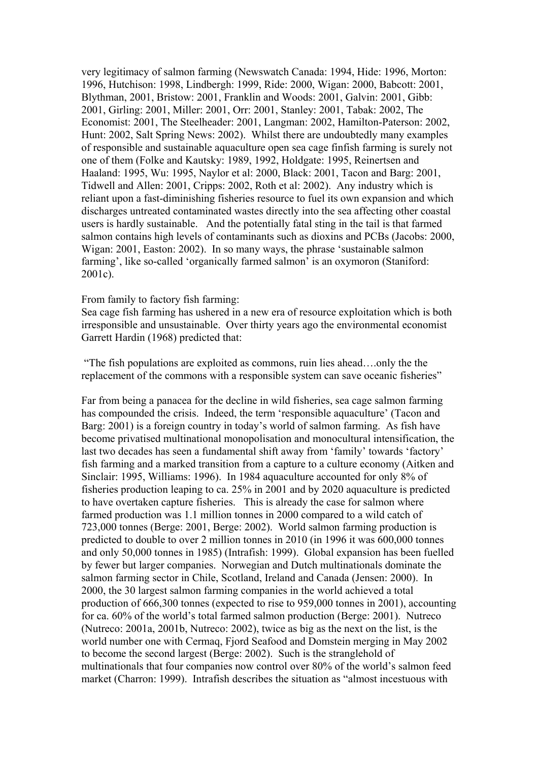very legitimacy of salmon farming (Newswatch Canada: 1994, Hide: 1996, Morton: 1996, Hutchison: 1998, Lindbergh: 1999, Ride: 2000, Wigan: 2000, Babcott: 2001, Blythman, 2001, Bristow: 2001, Franklin and Woods: 2001, Galvin: 2001, Gibb: 2001, Girling: 2001, Miller: 2001, Orr: 2001, Stanley: 2001, Tabak: 2002, The Economist: 2001, The Steelheader: 2001, Langman: 2002, Hamilton-Paterson: 2002, Hunt: 2002, Salt Spring News: 2002). Whilst there are undoubtedly many examples of responsible and sustainable aquaculture open sea cage finfish farming is surely not one of them (Folke and Kautsky: 1989, 1992, Holdgate: 1995, Reinertsen and Haaland: 1995, Wu: 1995, Naylor et al: 2000, Black: 2001, Tacon and Barg: 2001, Tidwell and Allen: 2001, Cripps: 2002, Roth et al: 2002). Any industry which is reliant upon a fast-diminishing fisheries resource to fuel its own expansion and which discharges untreated contaminated wastes directly into the sea affecting other coastal users is hardly sustainable. And the potentially fatal sting in the tail is that farmed salmon contains high levels of contaminants such as dioxins and PCBs (Jacobs: 2000, Wigan: 2001, Easton: 2002). In so many ways, the phrase 'sustainable salmon farming', like so-called 'organically farmed salmon' is an oxymoron (Staniford: 2001c).

From family to factory fish farming:

Sea cage fish farming has ushered in a new era of resource exploitation which is both irresponsible and unsustainable. Over thirty years ago the environmental economist Garrett Hardin (1968) predicted that:

"The fish populations are exploited as commons, ruin lies ahead….only the the replacement of the commons with a responsible system can save oceanic fisheries"

Far from being a panacea for the decline in wild fisheries, sea cage salmon farming has compounded the crisis. Indeed, the term 'responsible aquaculture' (Tacon and Barg: 2001) is a foreign country in today's world of salmon farming. As fish have become privatised multinational monopolisation and monocultural intensification, the last two decades has seen a fundamental shift away from 'family' towards 'factory' fish farming and a marked transition from a capture to a culture economy (Aitken and Sinclair: 1995, Williams: 1996). In 1984 aquaculture accounted for only 8% of fisheries production leaping to ca. 25% in 2001 and by 2020 aquaculture is predicted to have overtaken capture fisheries. This is already the case for salmon where farmed production was 1.1 million tonnes in 2000 compared to a wild catch of 723,000 tonnes (Berge: 2001, Berge: 2002). World salmon farming production is predicted to double to over 2 million tonnes in 2010 (in 1996 it was 600,000 tonnes and only 50,000 tonnes in 1985) (Intrafish: 1999). Global expansion has been fuelled by fewer but larger companies. Norwegian and Dutch multinationals dominate the salmon farming sector in Chile, Scotland, Ireland and Canada (Jensen: 2000). In 2000, the 30 largest salmon farming companies in the world achieved a total production of 666,300 tonnes (expected to rise to 959,000 tonnes in 2001), accounting for ca. 60% of the world's total farmed salmon production (Berge: 2001). Nutreco (Nutreco: 2001a, 2001b, Nutreco: 2002), twice as big as the next on the list, is the world number one with Cermaq, Fjord Seafood and Domstein merging in May 2002 to become the second largest (Berge: 2002). Such is the stranglehold of multinationals that four companies now control over 80% of the world's salmon feed market (Charron: 1999). Intrafish describes the situation as "almost incestuous with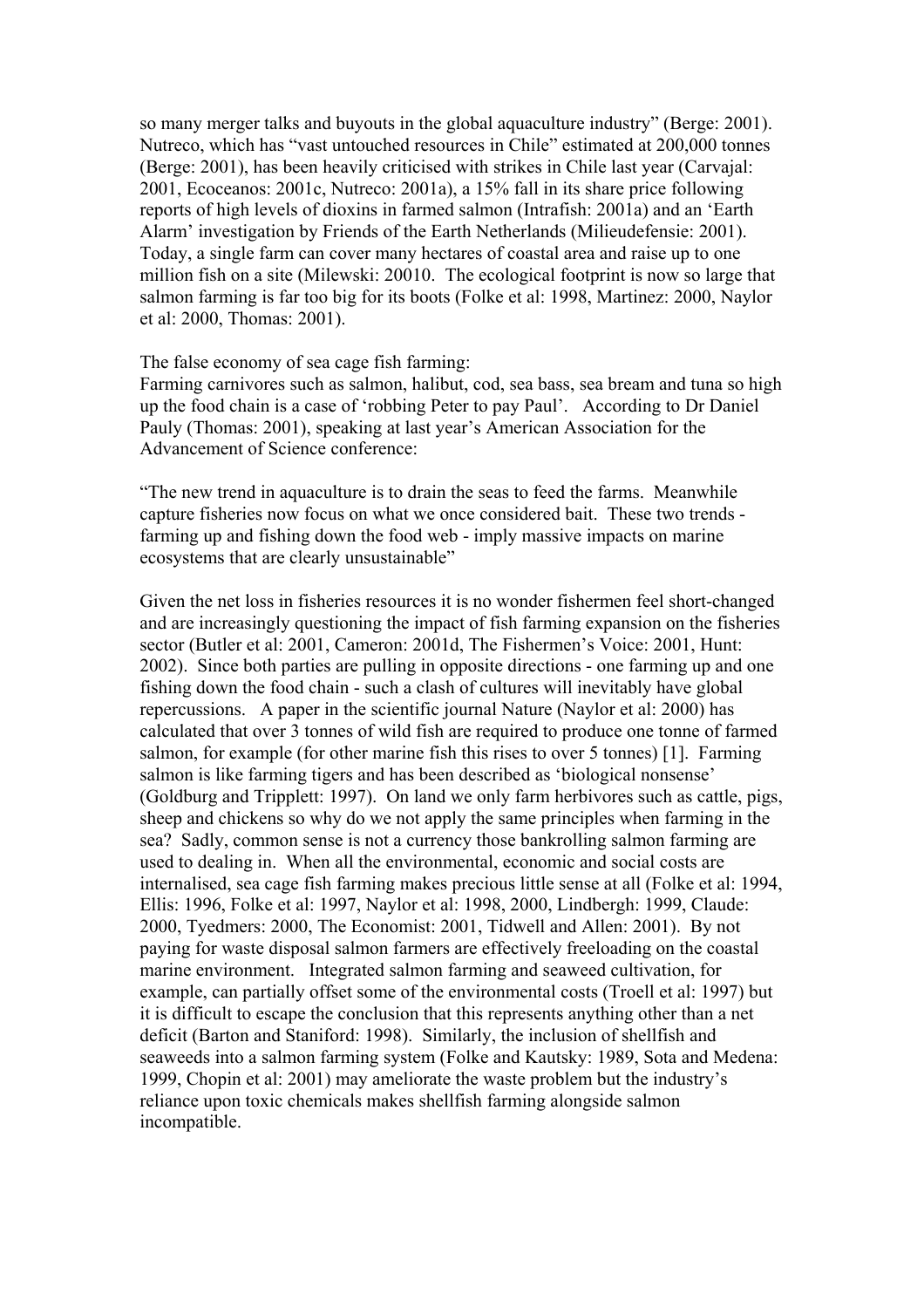so many merger talks and buyouts in the global aquaculture industry" (Berge: 2001). Nutreco, which has "vast untouched resources in Chile" estimated at 200,000 tonnes (Berge: 2001), has been heavily criticised with strikes in Chile last year (Carvajal: 2001, Ecoceanos: 2001c, Nutreco: 2001a), a 15% fall in its share price following reports of high levels of dioxins in farmed salmon (Intrafish: 2001a) and an 'Earth Alarm' investigation by Friends of the Earth Netherlands (Milieudefensie: 2001). Today, a single farm can cover many hectares of coastal area and raise up to one million fish on a site (Milewski: 20010. The ecological footprint is now so large that salmon farming is far too big for its boots (Folke et al: 1998, Martinez: 2000, Naylor et al: 2000, Thomas: 2001).

The false economy of sea cage fish farming:
Farming carnivores such as salmon, halibut, cod, sea bass, sea bream and tuna so high up the food chain is a case of 'robbing Peter to pay Paul'. According to Dr Daniel Pauly (Thomas: 2001), speaking at last year's American Association for the Advancement of Science conference:

"The new trend in aquaculture is to drain the seas to feed the farms. Meanwhile capture fisheries now focus on what we once considered bait. These two trends - farming up and fishing down the food web - imply massive impacts on marine ecosystems that are clearly unsustainable"

Given the net loss in fisheries resources it is no wonder fishermen feel short-changed and are increasingly questioning the impact of fish farming expansion on the fisheries sector (Butler et al: 2001, Cameron: 2001d, The Fishermen's Voice: 2001, Hunt: 2002). Since both parties are pulling in opposite directions - one farming up and one fishing down the food chain - such a clash of cultures will inevitably have global repercussions. A paper in the scientific journal Nature (Naylor et al: 2000) has calculated that over 3 tonnes of wild fish are required to produce one tonne of farmed salmon, for example (for other marine fish this rises to over 5 tonnes) [1]. Farming salmon is like farming tigers and has been described as 'biological nonsense' (Goldburg and Tripplett: 1997). On land we only farm herbivores such as cattle, pigs, sheep and chickens so why do we not apply the same principles when farming in the sea? Sadly, common sense is not a currency those bankrolling salmon farming are used to dealing in. When all the environmental, economic and social costs are internalised, sea cage fish farming makes precious little sense at all (Folke et al: 1994, Ellis: 1996, Folke et al: 1997, Naylor et al: 1998, 2000, Lindbergh: 1999, Claude: 2000, Tyedmers: 2000, The Economist: 2001, Tidwell and Allen: 2001). By not paying for waste disposal salmon farmers are effectively freeloading on the coastal marine environment. Integrated salmon farming and seaweed cultivation, for example, can partially offset some of the environmental costs (Troell et al: 1997) but it is difficult to escape the conclusion that this represents anything other than a net deficit (Barton and Staniford: 1998). Similarly, the inclusion of shellfish and seaweeds into a salmon farming system (Folke and Kautsky: 1989, Sota and Medena: 1999, Chopin et al: 2001) may ameliorate the waste problem but the industry's reliance upon toxic chemicals makes shellfish farming alongside salmon incompatible.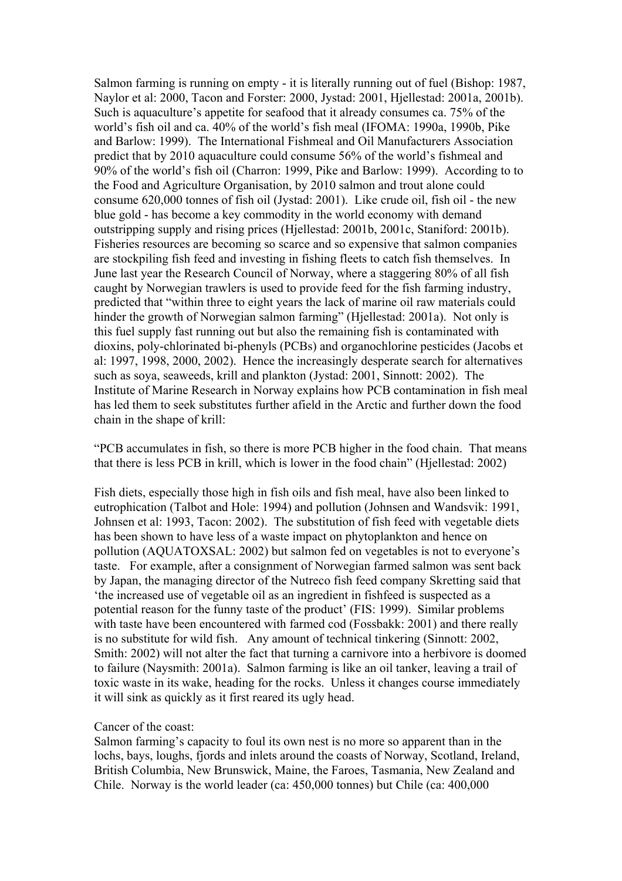Salmon farming is running on empty - it is literally running out of fuel (Bishop: 1987, Naylor et al: 2000, Tacon and Forster: 2000, Jystad: 2001, Hjellestad: 2001a, 2001b). Such is aquaculture's appetite for seafood that it already consumes ca. 75% of the world's fish oil and ca. 40% of the world's fish meal (IFOMA: 1990a, 1990b, Pike and Barlow: 1999). The International Fishmeal and Oil Manufacturers Association predict that by 2010 aquaculture could consume 56% of the world's fishmeal and 90% of the world's fish oil (Charron: 1999, Pike and Barlow: 1999). According to to the Food and Agriculture Organisation, by 2010 salmon and trout alone could consume 620,000 tonnes of fish oil (Jystad: 2001). Like crude oil, fish oil - the new blue gold - has become a key commodity in the world economy with demand outstripping supply and rising prices (Hjellestad: 2001b, 2001c, Staniford: 2001b). Fisheries resources are becoming so scarce and so expensive that salmon companies are stockpiling fish feed and investing in fishing fleets to catch fish themselves. In June last year the Research Council of Norway, where a staggering 80% of all fish caught by Norwegian trawlers is used to provide feed for the fish farming industry, predicted that "within three to eight years the lack of marine oil raw materials could hinder the growth of Norwegian salmon farming" (Hjellestad: 2001a). Not only is this fuel supply fast running out but also the remaining fish is contaminated with dioxins, poly-chlorinated bi-phenyls (PCBs) and organochlorine pesticides (Jacobs et al: 1997, 1998, 2000, 2002). Hence the increasingly desperate search for alternatives such as soya, seaweeds, krill and plankton (Jystad: 2001, Sinnott: 2002). The Institute of Marine Research in Norway explains how PCB contamination in fish meal has led them to seek substitutes further afield in the Arctic and further down the food chain in the shape of krill:

"PCB accumulates in fish, so there is more PCB higher in the food chain. That means that there is less PCB in krill, which is lower in the food chain" (Hjellestad: 2002)

Fish diets, especially those high in fish oils and fish meal, have also been linked to eutrophication (Talbot and Hole: 1994) and pollution (Johnsen and Wandsvik: 1991, Johnsen et al: 1993, Tacon: 2002). The substitution of fish feed with vegetable diets has been shown to have less of a waste impact on phytoplankton and hence on pollution (AQUATOXSAL: 2002) but salmon fed on vegetables is not to everyone's taste. For example, after a consignment of Norwegian farmed salmon was sent back by Japan, the managing director of the Nutreco fish feed company Skretting said that 'the increased use of vegetable oil as an ingredient in fishfeed is suspected as a potential reason for the funny taste of the product' (FIS: 1999). Similar problems with taste have been encountered with farmed cod (Fossbakk: 2001) and there really is no substitute for wild fish. Any amount of technical tinkering (Sinnott: 2002, Smith: 2002) will not alter the fact that turning a carnivore into a herbivore is doomed to failure (Naysmith: 2001a). Salmon farming is like an oil tanker, leaving a trail of toxic waste in its wake, heading for the rocks. Unless it changes course immediately it will sink as quickly as it first reared its ugly head.

Cancer of the coast:

Salmon farming's capacity to foul its own nest is no more so apparent than in the lochs, bays, loughs, fjords and inlets around the coasts of Norway, Scotland, Ireland, British Columbia, New Brunswick, Maine, the Faroes, Tasmania, New Zealand and Chile. Norway is the world leader (ca: 450,000 tonnes) but Chile (ca: 400,000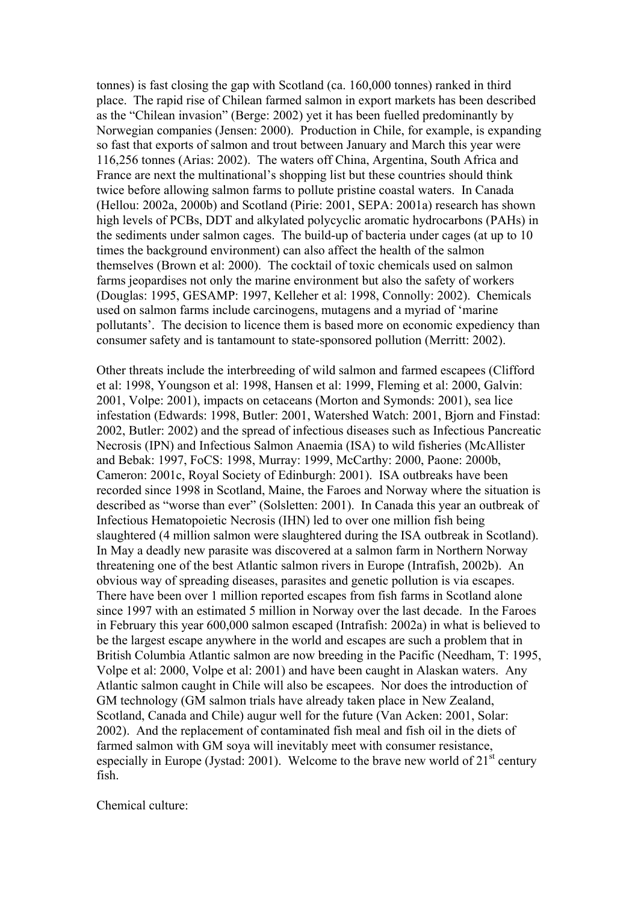tonnes) is fast closing the gap with Scotland (ca. 160,000 tonnes) ranked in third place. The rapid rise of Chilean farmed salmon in export markets has been described as the "Chilean invasion" (Berge: 2002) yet it has been fuelled predominantly by Norwegian companies (Jensen: 2000). Production in Chile, for example, is expanding so fast that exports of salmon and trout between January and March this year were 116,256 tonnes (Arias: 2002). The waters off China, Argentina, South Africa and France are next the multinational's shopping list but these countries should think twice before allowing salmon farms to pollute pristine coastal waters. In Canada (Hellou: 2002a, 2000b) and Scotland (Pirie: 2001, SEPA: 2001a) research has shown high levels of PCBs, DDT and alkylated polycyclic aromatic hydrocarbons (PAHs) in the sediments under salmon cages. The build-up of bacteria under cages (at up to 10 times the background environment) can also affect the health of the salmon themselves (Brown et al: 2000). The cocktail of toxic chemicals used on salmon farms jeopardises not only the marine environment but also the safety of workers (Douglas: 1995, GESAMP: 1997, Kelleher et al: 1998, Connolly: 2002). Chemicals used on salmon farms include carcinogens, mutagens and a myriad of 'marine pollutants'. The decision to licence them is based more on economic expediency than consumer safety and is tantamount to state-sponsored pollution (Merritt: 2002).

Other threats include the interbreeding of wild salmon and farmed escapees (Clifford et al: 1998, Youngson et al: 1998, Hansen et al: 1999, Fleming et al: 2000, Galvin: 2001, Volpe: 2001), impacts on cetaceans (Morton and Symonds: 2001), sea lice infestation (Edwards: 1998, Butler: 2001, Watershed Watch: 2001, Bjorn and Finstad: 2002, Butler: 2002) and the spread of infectious diseases such as Infectious Pancreatic Necrosis (IPN) and Infectious Salmon Anaemia (ISA) to wild fisheries (McAllister and Bebak: 1997, FoCS: 1998, Murray: 1999, McCarthy: 2000, Paone: 2000b, Cameron: 2001c, Royal Society of Edinburgh: 2001). ISA outbreaks have been recorded since 1998 in Scotland, Maine, the Faroes and Norway where the situation is described as "worse than ever" (Solsletten: 2001). In Canada this year an outbreak of Infectious Hematopoietic Necrosis (IHN) led to over one million fish being slaughtered (4 million salmon were slaughtered during the ISA outbreak in Scotland). In May a deadly new parasite was discovered at a salmon farm in Northern Norway threatening one of the best Atlantic salmon rivers in Europe (Intrafish, 2002b). An obvious way of spreading diseases, parasites and genetic pollution is via escapes. There have been over 1 million reported escapes from fish farms in Scotland alone since 1997 with an estimated 5 million in Norway over the last decade. In the Faroes in February this year 600,000 salmon escaped (Intrafish: 2002a) in what is believed to be the largest escape anywhere in the world and escapes are such a problem that in British Columbia Atlantic salmon are now breeding in the Pacific (Needham, T: 1995, Volpe et al: 2000, Volpe et al: 2001) and have been caught in Alaskan waters. Any Atlantic salmon caught in Chile will also be escapees. Nor does the introduction of GM technology (GM salmon trials have already taken place in New Zealand, Scotland, Canada and Chile) augur well for the future (Van Acken: 2001, Solar: 2002). And the replacement of contaminated fish meal and fish oil in the diets of farmed salmon with GM soya will inevitably meet with consumer resistance, especially in Europe (Jystad: 2001). Welcome to the brave new world of 21st century fish.

Chemical culture: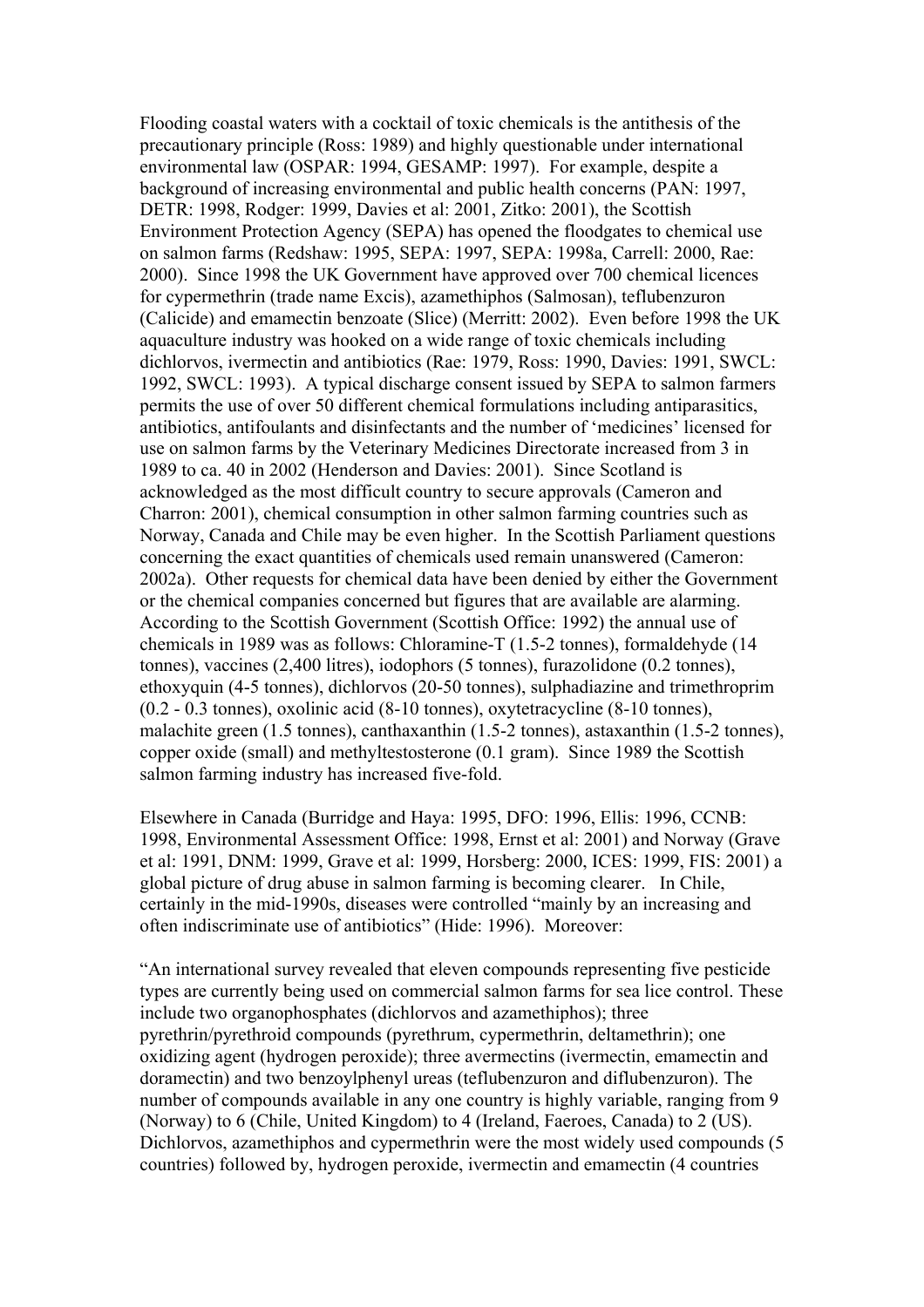Flooding coastal waters with a cocktail of toxic chemicals is the antithesis of the precautionary principle (Ross: 1989) and highly questionable under international environmental law (OSPAR: 1994, GESAMP: 1997). For example, despite a background of increasing environmental and public health concerns (PAN: 1997, DETR: 1998, Rodger: 1999, Davies et al: 2001, Zitko: 2001), the Scottish Environment Protection Agency (SEPA) has opened the floodgates to chemical use on salmon farms (Redshaw: 1995, SEPA: 1997, SEPA: 1998a, Carrell: 2000, Rae: 2000). Since 1998 the UK Government have approved over 700 chemical licences for cypermethrin (trade name Excis), azamethiphos (Salmosan), teflubenzuron (Calicide) and emamectin benzoate (Slice) (Merritt: 2002). Even before 1998 the UK aquaculture industry was hooked on a wide range of toxic chemicals including dichlorvos, ivermectin and antibiotics (Rae: 1979, Ross: 1990, Davies: 1991, SWCL: 1992, SWCL: 1993). A typical discharge consent issued by SEPA to salmon farmers permits the use of over 50 different chemical formulations including antiparasitics, antibiotics, antifoulants and disinfectants and the number of 'medicines' licensed for use on salmon farms by the Veterinary Medicines Directorate increased from 3 in 1989 to ca. 40 in 2002 (Henderson and Davies: 2001). Since Scotland is acknowledged as the most difficult country to secure approvals (Cameron and Charron: 2001), chemical consumption in other salmon farming countries such as Norway, Canada and Chile may be even higher. In the Scottish Parliament questions concerning the exact quantities of chemicals used remain unanswered (Cameron: 2002a). Other requests for chemical data have been denied by either the Government or the chemical companies concerned but figures that are available are alarming. According to the Scottish Government (Scottish Office: 1992) the annual use of chemicals in 1989 was as follows: Chloramine-T (1.5-2 tonnes), formaldehyde (14 tonnes), vaccines (2,400 litres), iodophors (5 tonnes), furazolidone (0.2 tonnes), ethoxyquin (4-5 tonnes), dichlorvos (20-50 tonnes), sulphadiazine and trimethroprim (0.2 - 0.3 tonnes), oxolinic acid (8-10 tonnes), oxytetracycline (8-10 tonnes), malachite green (1.5 tonnes), canthaxanthin (1.5-2 tonnes), astaxanthin (1.5-2 tonnes), copper oxide (small) and methyltestosterone (0.1 gram). Since 1989 the Scottish salmon farming industry has increased five-fold.

Elsewhere in Canada (Burridge and Haya: 1995, DFO: 1996, Ellis: 1996, CCNB: 1998, Environmental Assessment Office: 1998, Ernst et al: 2001) and Norway (Grave et al: 1991, DNM: 1999, Grave et al: 1999, Horsberg: 2000, ICES: 1999, FIS: 2001) a global picture of drug abuse in salmon farming is becoming clearer. In Chile, certainly in the mid-1990s, diseases were controlled "mainly by an increasing and often indiscriminate use of antibiotics" (Hide: 1996). Moreover:

"An international survey revealed that eleven compounds representing five pesticide types are currently being used on commercial salmon farms for sea lice control. These include two organophosphates (dichlorvos and azamethiphos); three pyrethrin/pyrethroid compounds (pyrethrum, cypermethrin, deltamethrin); one oxidizing agent (hydrogen peroxide); three avermectins (ivermectin, emamectin and doramectin) and two benzoylphenyl ureas (teflubenzuron and diflubenzuron). The number of compounds available in any one country is highly variable, ranging from 9 (Norway) to 6 (Chile, United Kingdom) to 4 (Ireland, Faeroes, Canada) to 2 (US). Dichlorvos, azamethiphos and cypermethrin were the most widely used compounds (5 countries) followed by, hydrogen peroxide, ivermectin and emamectin (4 countries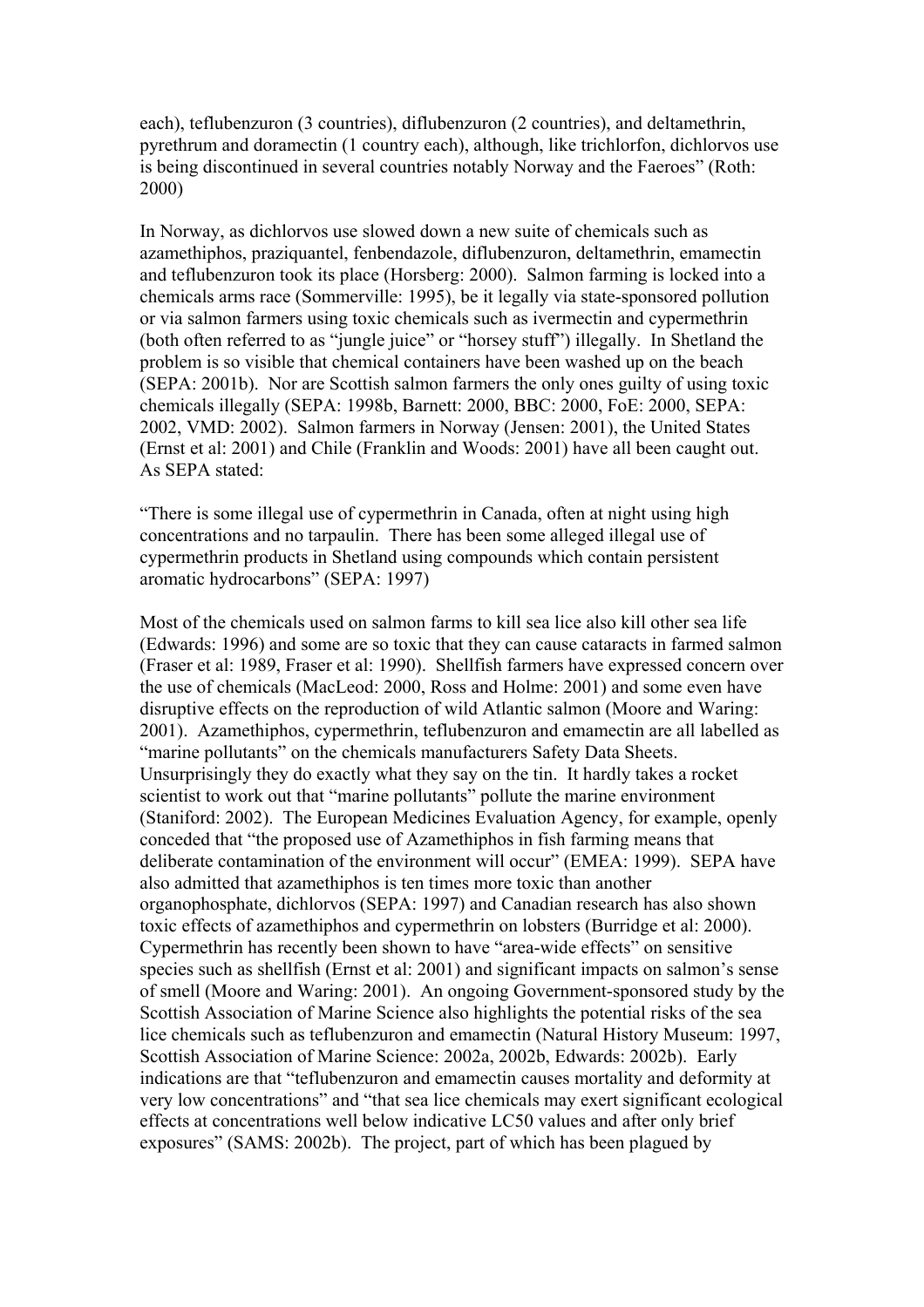each), teflubenzuron (3 countries), diflubenzuron (2 countries), and deltamethrin, pyrethrum and doramectin (1 country each), although, like trichlorfon, dichlorvos use is being discontinued in several countries notably Norway and the Faeroes" (Roth: 2000)

In Norway, as dichlorvos use slowed down a new suite of chemicals such as azamethiphos, praziquantel, fenbendazole, diflubenzuron, deltamethrin, emamectin and teflubenzuron took its place (Horsberg: 2000). Salmon farming is locked into a chemicals arms race (Sommerville: 1995), be it legally via state-sponsored pollution or via salmon farmers using toxic chemicals such as ivermectin and cypermethrin (both often referred to as "jungle juice" or "horsey stuff") illegally. In Shetland the problem is so visible that chemical containers have been washed up on the beach (SEPA: 2001b). Nor are Scottish salmon farmers the only ones guilty of using toxic chemicals illegally (SEPA: 1998b, Barnett: 2000, BBC: 2000, FoE: 2000, SEPA: 2002, VMD: 2002). Salmon farmers in Norway (Jensen: 2001), the United States (Ernst et al: 2001) and Chile (Franklin and Woods: 2001) have all been caught out. As SEPA stated:

"There is some illegal use of cypermethrin in Canada, often at night using high concentrations and no tarpaulin. There has been some alleged illegal use of cypermethrin products in Shetland using compounds which contain persistent aromatic hydrocarbons" (SEPA: 1997)

Most of the chemicals used on salmon farms to kill sea lice also kill other sea life (Edwards: 1996) and some are so toxic that they can cause cataracts in farmed salmon (Fraser et al: 1989, Fraser et al: 1990). Shellfish farmers have expressed concern over the use of chemicals (MacLeod: 2000, Ross and Holme: 2001) and some even have disruptive effects on the reproduction of wild Atlantic salmon (Moore and Waring: 2001). Azamethiphos, cypermethrin, teflubenzuron and emamectin are all labelled as "marine pollutants" on the chemicals manufacturers Safety Data Sheets. Unsurprisingly they do exactly what they say on the tin. It hardly takes a rocket scientist to work out that "marine pollutants" pollute the marine environment (Staniford: 2002). The European Medicines Evaluation Agency, for example, openly conceded that "the proposed use of Azamethiphos in fish farming means that deliberate contamination of the environment will occur" (EMEA: 1999). SEPA have also admitted that azamethiphos is ten times more toxic than another organophosphate, dichlorvos (SEPA: 1997) and Canadian research has also shown toxic effects of azamethiphos and cypermethrin on lobsters (Burridge et al: 2000). Cypermethrin has recently been shown to have "area-wide effects" on sensitive species such as shellfish (Ernst et al: 2001) and significant impacts on salmon's sense of smell (Moore and Waring: 2001). An ongoing Government-sponsored study by the Scottish Association of Marine Science also highlights the potential risks of the sea lice chemicals such as teflubenzuron and emamectin (Natural History Museum: 1997, Scottish Association of Marine Science: 2002a, 2002b, Edwards: 2002b). Early indications are that "teflubenzuron and emamectin causes mortality and deformity at very low concentrations" and "that sea lice chemicals may exert significant ecological effects at concentrations well below indicative LC50 values and after only brief exposures" (SAMS: 2002b). The project, part of which has been plagued by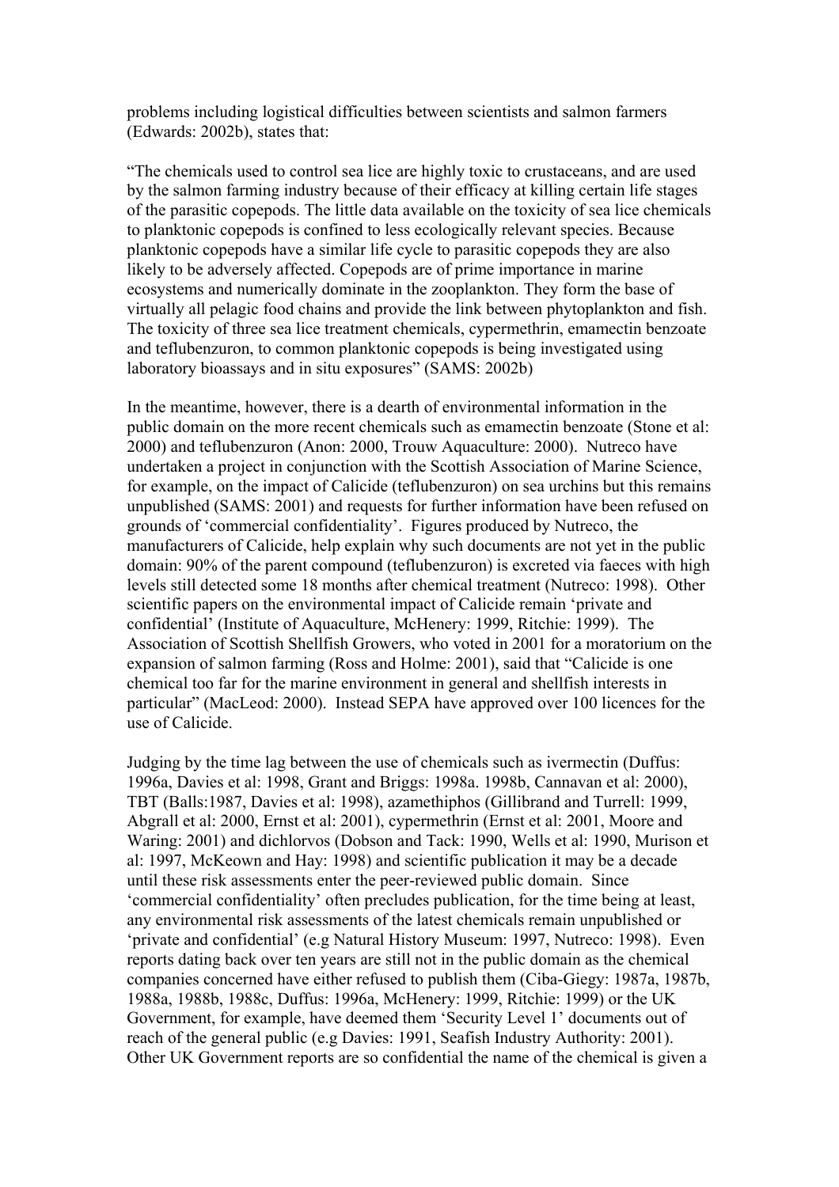problems including logistical difficulties between scientists and salmon farmers (Edwards: 2002b), states that:

"The chemicals used to control sea lice are highly toxic to crustaceans, and are used by the salmon farming industry because of their efficacy at killing certain life stages of the parasitic copepods. The little data available on the toxicity of sea lice chemicals to planktonic copepods is confined to less ecologically relevant species. Because planktonic copepods have a similar life cycle to parasitic copepods they are also likely to be adversely affected. Copepods are of prime importance in marine ecosystems and numerically dominate in the zooplankton. They form the base of virtually all pelagic food chains and provide the link between phytoplankton and fish. The toxicity of three sea lice treatment chemicals, cypermethrin, emamectin benzoate and teflubenzuron, to common planktonic copepods is being investigated using laboratory bioassays and in situ exposures" (SAMS: 2002b)

In the meantime, however, there is a dearth of environmental information in the public domain on the more recent chemicals such as emamectin benzoate (Stone et al: 2000) and teflubenzuron (Anon: 2000, Trouw Aquaculture: 2000). Nutreco have undertaken a project in conjunction with the Scottish Association of Marine Science, for example, on the impact of Calicide (teflubenzuron) on sea urchins but this remains unpublished (SAMS: 2001) and requests for further information have been refused on grounds of 'commercial confidentiality'. Figures produced by Nutreco, the manufacturers of Calicide, help explain why such documents are not yet in the public domain: 90% of the parent compound (teflubenzuron) is excreted via faeces with high levels still detected some 18 months after chemical treatment (Nutreco: 1998). Other scientific papers on the environmental impact of Calicide remain 'private and confidential' (Institute of Aquaculture, McHenery: 1999, Ritchie: 1999). The Association of Scottish Shellfish Growers, who voted in 2001 for a moratorium on the expansion of salmon farming (Ross and Holme: 2001), said that "Calicide is one chemical too far for the marine environment in general and shellfish interests in particular" (MacLeod: 2000). Instead SEPA have approved over 100 licences for the use of Calicide.

Judging by the time lag between the use of chemicals such as ivermectin (Duffus: 1996a, Davies et al: 1998, Grant and Briggs: 1998a. 1998b, Cannavan et al: 2000), TBT (Balls:1987, Davies et al: 1998), azamethiphos (Gillibrand and Turrell: 1999, Abgrall et al: 2000, Ernst et al: 2001), cypermethrin (Ernst et al: 2001, Moore and Waring: 2001) and dichlorvos (Dobson and Tack: 1990, Wells et al: 1990, Murison et al: 1997, McKeown and Hay: 1998) and scientific publication it may be a decade until these risk assessments enter the peer-reviewed public domain. Since 'commercial confidentiality' often precludes publication, for the time being at least, any environmental risk assessments of the latest chemicals remain unpublished or 'private and confidential' (e.g Natural History Museum: 1997, Nutreco: 1998). Even reports dating back over ten years are still not in the public domain as the chemical companies concerned have either refused to publish them (Ciba-Giegy: 1987a, 1987b, 1988a, 1988b, 1988c, Duffus: 1996a, McHenery: 1999, Ritchie: 1999) or the UK Government, for example, have deemed them 'Security Level 1' documents out of reach of the general public (e.g Davies: 1991, Seafish Industry Authority: 2001). Other UK Government reports are so confidential the name of the chemical is given a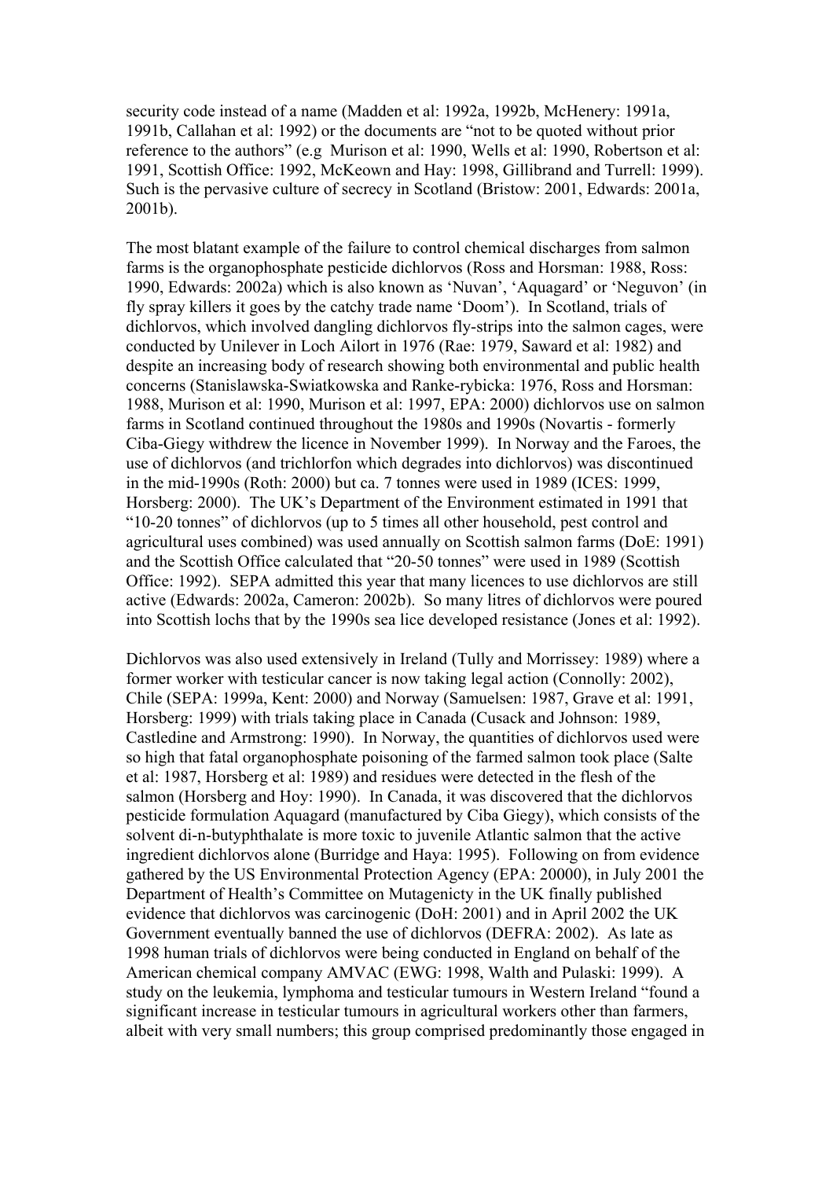security code instead of a name (Madden et al: 1992a, 1992b, McHenery: 1991a, 1991b, Callahan et al: 1992) or the documents are "not to be quoted without prior reference to the authors" (e.g Murison et al: 1990, Wells et al: 1990, Robertson et al: 1991, Scottish Office: 1992, McKeown and Hay: 1998, Gillibrand and Turrell: 1999). Such is the pervasive culture of secrecy in Scotland (Bristow: 2001, Edwards: 2001a, 2001b).

The most blatant example of the failure to control chemical discharges from salmon farms is the organophosphate pesticide dichlorvos (Ross and Horsman: 1988, Ross: 1990, Edwards: 2002a) which is also known as 'Nuvan', 'Aquagard' or 'Neguvon' (in fly spray killers it goes by the catchy trade name 'Doom'). In Scotland, trials of dichlorvos, which involved dangling dichlorvos fly-strips into the salmon cages, were conducted by Unilever in Loch Ailort in 1976 (Rae: 1979, Saward et al: 1982) and despite an increasing body of research showing both environmental and public health concerns (Stanislawska-Swiatkowska and Ranke-rybicka: 1976, Ross and Horsman: 1988, Murison et al: 1990, Murison et al: 1997, EPA: 2000) dichlorvos use on salmon farms in Scotland continued throughout the 1980s and 1990s (Novartis - formerly Ciba-Giegy withdrew the licence in November 1999). In Norway and the Faroes, the use of dichlorvos (and trichlorfon which degrades into dichlorvos) was discontinued in the mid-1990s (Roth: 2000) but ca. 7 tonnes were used in 1989 (ICES: 1999, Horsberg: 2000). The UK's Department of the Environment estimated in 1991 that "10-20 tonnes" of dichlorvos (up to 5 times all other household, pest control and agricultural uses combined) was used annually on Scottish salmon farms (DoE: 1991) and the Scottish Office calculated that "20-50 tonnes" were used in 1989 (Scottish Office: 1992). SEPA admitted this year that many licences to use dichlorvos are still active (Edwards: 2002a, Cameron: 2002b). So many litres of dichlorvos were poured into Scottish lochs that by the 1990s sea lice developed resistance (Jones et al: 1992).

Dichlorvos was also used extensively in Ireland (Tully and Morrissey: 1989) where a former worker with testicular cancer is now taking legal action (Connolly: 2002), Chile (SEPA: 1999a, Kent: 2000) and Norway (Samuelsen: 1987, Grave et al: 1991, Horsberg: 1999) with trials taking place in Canada (Cusack and Johnson: 1989, Castledine and Armstrong: 1990). In Norway, the quantities of dichlorvos used were so high that fatal organophosphate poisoning of the farmed salmon took place (Salte et al: 1987, Horsberg et al: 1989) and residues were detected in the flesh of the salmon (Horsberg and Hoy: 1990). In Canada, it was discovered that the dichlorvos pesticide formulation Aquagard (manufactured by Ciba Giegy), which consists of the solvent di-n-butyphthalate is more toxic to juvenile Atlantic salmon that the active ingredient dichlorvos alone (Burridge and Haya: 1995). Following on from evidence gathered by the US Environmental Protection Agency (EPA: 20000), in July 2001 the Department of Health's Committee on Mutagenicty in the UK finally published evidence that dichlorvos was carcinogenic (DoH: 2001) and in April 2002 the UK Government eventually banned the use of dichlorvos (DEFRA: 2002). As late as 1998 human trials of dichlorvos were being conducted in England on behalf of the American chemical company AMVAC (EWG: 1998, Walth and Pulaski: 1999). A study on the leukemia, lymphoma and testicular tumours in Western Ireland "found a significant increase in testicular tumours in agricultural workers other than farmers, albeit with very small numbers; this group comprised predominantly those engaged in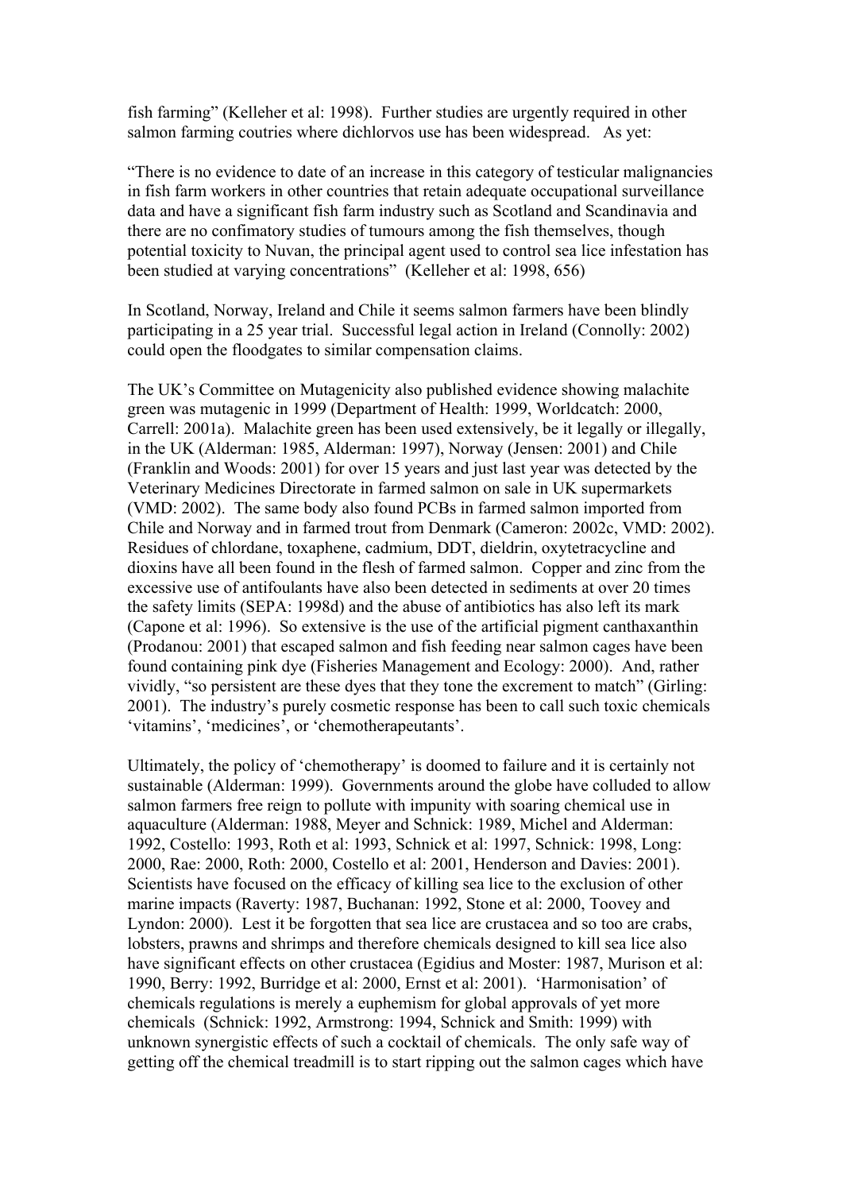fish farming" (Kelleher et al: 1998). Further studies are urgently required in other salmon farming coutries where dichlorvos use has been widespread. As yet:

"There is no evidence to date of an increase in this category of testicular malignancies in fish farm workers in other countries that retain adequate occupational surveillance data and have a significant fish farm industry such as Scotland and Scandinavia and there are no confimatory studies of tumours among the fish themselves, though potential toxicity to Nuvan, the principal agent used to control sea lice infestation has been studied at varying concentrations" (Kelleher et al: 1998, 656)

In Scotland, Norway, Ireland and Chile it seems salmon farmers have been blindly participating in a 25 year trial. Successful legal action in Ireland (Connolly: 2002) could open the floodgates to similar compensation claims.

The UK's Committee on Mutagenicity also published evidence showing malachite green was mutagenic in 1999 (Department of Health: 1999, Worldcatch: 2000, Carrell: 2001a). Malachite green has been used extensively, be it legally or illegally, in the UK (Alderman: 1985, Alderman: 1997), Norway (Jensen: 2001) and Chile (Franklin and Woods: 2001) for over 15 years and just last year was detected by the Veterinary Medicines Directorate in farmed salmon on sale in UK supermarkets (VMD: 2002). The same body also found PCBs in farmed salmon imported from Chile and Norway and in farmed trout from Denmark (Cameron: 2002c, VMD: 2002). Residues of chlordane, toxaphene, cadmium, DDT, dieldrin, oxytetracycline and dioxins have all been found in the flesh of farmed salmon. Copper and zinc from the excessive use of antifoulants have also been detected in sediments at over 20 times the safety limits (SEPA: 1998d) and the abuse of antibiotics has also left its mark (Capone et al: 1996). So extensive is the use of the artificial pigment canthaxanthin (Prodanou: 2001) that escaped salmon and fish feeding near salmon cages have been found containing pink dye (Fisheries Management and Ecology: 2000). And, rather vividly, "so persistent are these dyes that they tone the excrement to match" (Girling: 2001). The industry's purely cosmetic response has been to call such toxic chemicals 'vitamins', 'medicines', or 'chemotherapeutants'.

Ultimately, the policy of 'chemotherapy' is doomed to failure and it is certainly not sustainable (Alderman: 1999). Governments around the globe have colluded to allow salmon farmers free reign to pollute with impunity with soaring chemical use in aquaculture (Alderman: 1988, Meyer and Schnick: 1989, Michel and Alderman: 1992, Costello: 1993, Roth et al: 1993, Schnick et al: 1997, Schnick: 1998, Long: 2000, Rae: 2000, Roth: 2000, Costello et al: 2001, Henderson and Davies: 2001). Scientists have focused on the efficacy of killing sea lice to the exclusion of other marine impacts (Raverty: 1987, Buchanan: 1992, Stone et al: 2000, Toovey and Lyndon: 2000). Lest it be forgotten that sea lice are crustacea and so too are crabs, lobsters, prawns and shrimps and therefore chemicals designed to kill sea lice also have significant effects on other crustacea (Egidius and Moster: 1987, Murison et al: 1990, Berry: 1992, Burridge et al: 2000, Ernst et al: 2001). 'Harmonisation' of chemicals regulations is merely a euphemism for global approvals of yet more chemicals (Schnick: 1992, Armstrong: 1994, Schnick and Smith: 1999) with unknown synergistic effects of such a cocktail of chemicals. The only safe way of getting off the chemical treadmill is to start ripping out the salmon cages which have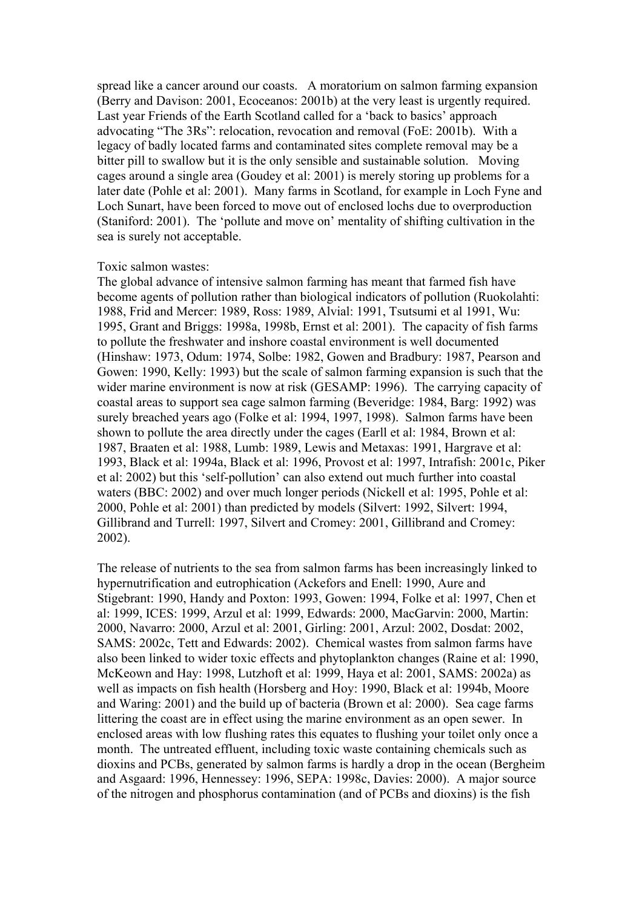spread like a cancer around our coasts. A moratorium on salmon farming expansion (Berry and Davison: 2001, Ecoceanos: 2001b) at the very least is urgently required. Last year Friends of the Earth Scotland called for a 'back to basics' approach advocating "The 3Rs": relocation, revocation and removal (FoE: 2001b). With a legacy of badly located farms and contaminated sites complete removal may be a bitter pill to swallow but it is the only sensible and sustainable solution. Moving cages around a single area (Goudey et al: 2001) is merely storing up problems for a later date (Pohle et al: 2001). Many farms in Scotland, for example in Loch Fyne and Loch Sunart, have been forced to move out of enclosed lochs due to overproduction (Staniford: 2001). The 'pollute and move on' mentality of shifting cultivation in the sea is surely not acceptable.

Toxic salmon wastes:

The global advance of intensive salmon farming has meant that farmed fish have become agents of pollution rather than biological indicators of pollution (Ruokolahti: 1988, Frid and Mercer: 1989, Ross: 1989, Alvial: 1991, Tsutsumi et al 1991, Wu: 1995, Grant and Briggs: 1998a, 1998b, Ernst et al: 2001). The capacity of fish farms to pollute the freshwater and inshore coastal environment is well documented (Hinshaw: 1973, Odum: 1974, Solbe: 1982, Gowen and Bradbury: 1987, Pearson and Gowen: 1990, Kelly: 1993) but the scale of salmon farming expansion is such that the wider marine environment is now at risk (GESAMP: 1996). The carrying capacity of coastal areas to support sea cage salmon farming (Beveridge: 1984, Barg: 1992) was surely breached years ago (Folke et al: 1994, 1997, 1998). Salmon farms have been shown to pollute the area directly under the cages (Earll et al: 1984, Brown et al: 1987, Braaten et al: 1988, Lumb: 1989, Lewis and Metaxas: 1991, Hargrave et al: 1993, Black et al: 1994a, Black et al: 1996, Provost et al: 1997, Intrafish: 2001c, Piker et al: 2002) but this 'self-pollution' can also extend out much further into coastal waters (BBC: 2002) and over much longer periods (Nickell et al: 1995, Pohle et al: 2000, Pohle et al: 2001) than predicted by models (Silvert: 1992, Silvert: 1994, Gillibrand and Turrell: 1997, Silvert and Cromey: 2001, Gillibrand and Cromey: 2002).

The release of nutrients to the sea from salmon farms has been increasingly linked to hypernutrification and eutrophication (Ackefors and Enell: 1990, Aure and Stigebrant: 1990, Handy and Poxton: 1993, Gowen: 1994, Folke et al: 1997, Chen et al: 1999, ICES: 1999, Arzul et al: 1999, Edwards: 2000, MacGarvin: 2000, Martin: 2000, Navarro: 2000, Arzul et al: 2001, Girling: 2001, Arzul: 2002, Dosdat: 2002, SAMS: 2002c, Tett and Edwards: 2002). Chemical wastes from salmon farms have also been linked to wider toxic effects and phytoplankton changes (Raine et al: 1990, McKeown and Hay: 1998, Lutzhoft et al: 1999, Haya et al: 2001, SAMS: 2002a) as well as impacts on fish health (Horsberg and Hoy: 1990, Black et al: 1994b, Moore and Waring: 2001) and the build up of bacteria (Brown et al: 2000). Sea cage farms littering the coast are in effect using the marine environment as an open sewer. In enclosed areas with low flushing rates this equates to flushing your toilet only once a month. The untreated effluent, including toxic waste containing chemicals such as dioxins and PCBs, generated by salmon farms is hardly a drop in the ocean (Bergheim and Asgaard: 1996, Hennessey: 1996, SEPA: 1998c, Davies: 2000). A major source of the nitrogen and phosphorus contamination (and of PCBs and dioxins) is the fish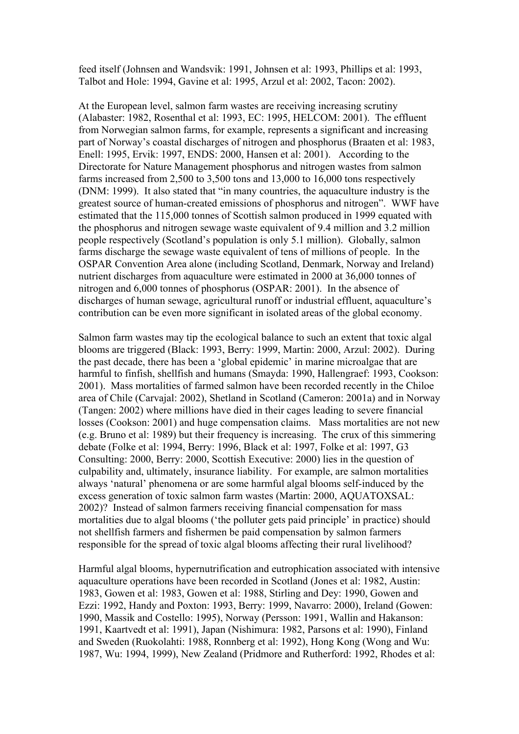feed itself (Johnsen and Wandsvik: 1991, Johnsen et al: 1993, Phillips et al: 1993, Talbot and Hole: 1994, Gavine et al: 1995, Arzul et al: 2002, Tacon: 2002).

At the European level, salmon farm wastes are receiving increasing scrutiny (Alabaster: 1982, Rosenthal et al: 1993, EC: 1995, HELCOM: 2001). The effluent from Norwegian salmon farms, for example, represents a significant and increasing part of Norway's coastal discharges of nitrogen and phosphorus (Braaten et al: 1983, Enell: 1995, Ervik: 1997, ENDS: 2000, Hansen et al: 2001). According to the Directorate for Nature Management phosphorus and nitrogen wastes from salmon farms increased from 2,500 to 3,500 tons and 13,000 to 16,000 tons respectively (DNM: 1999). It also stated that "in many countries, the aquaculture industry is the greatest source of human-created emissions of phosphorus and nitrogen". WWF have estimated that the 115,000 tonnes of Scottish salmon produced in 1999 equated with the phosphorus and nitrogen sewage waste equivalent of 9.4 million and 3.2 million people respectively (Scotland's population is only 5.1 million). Globally, salmon farms discharge the sewage waste equivalent of tens of millions of people. In the OSPAR Convention Area alone (including Scotland, Denmark, Norway and Ireland) nutrient discharges from aquaculture were estimated in 2000 at 36,000 tonnes of nitrogen and 6,000 tonnes of phosphorus (OSPAR: 2001). In the absence of discharges of human sewage, agricultural runoff or industrial effluent, aquaculture's contribution can be even more significant in isolated areas of the global economy.

Salmon farm wastes may tip the ecological balance to such an extent that toxic algal blooms are triggered (Black: 1993, Berry: 1999, Martin: 2000, Arzul: 2002). During the past decade, there has been a 'global epidemic' in marine microalgae that are harmful to finfish, shellfish and humans (Smayda: 1990, Hallengraef: 1993, Cookson: 2001). Mass mortalities of farmed salmon have been recorded recently in the Chiloe area of Chile (Carvajal: 2002), Shetland in Scotland (Cameron: 2001a) and in Norway (Tangen: 2002) where millions have died in their cages leading to severe financial losses (Cookson: 2001) and huge compensation claims. Mass mortalities are not new (e.g. Bruno et al: 1989) but their frequency is increasing. The crux of this simmering debate (Folke et al: 1994, Berry: 1996, Black et al: 1997, Folke et al: 1997, G3 Consulting: 2000, Berry: 2000, Scottish Executive: 2000) lies in the question of culpability and, ultimately, insurance liability. For example, are salmon mortalities always 'natural' phenomena or are some harmful algal blooms self-induced by the excess generation of toxic salmon farm wastes (Martin: 2000, AQUATOXSAL: 2002)? Instead of salmon farmers receiving financial compensation for mass mortalities due to algal blooms ('the polluter gets paid principle' in practice) should not shellfish farmers and fishermen be paid compensation by salmon farmers responsible for the spread of toxic algal blooms affecting their rural livelihood?

Harmful algal blooms, hypernutrification and eutrophication associated with intensive aquaculture operations have been recorded in Scotland (Jones et al: 1982, Austin: 1983, Gowen et al: 1983, Gowen et al: 1988, Stirling and Dey: 1990, Gowen and Ezzi: 1992, Handy and Poxton: 1993, Berry: 1999, Navarro: 2000), Ireland (Gowen: 1990, Massik and Costello: 1995), Norway (Persson: 1991, Wallin and Hakanson: 1991, Kaartvedt et al: 1991), Japan (Nishimura: 1982, Parsons et al: 1990), Finland and Sweden (Ruokolahti: 1988, Ronnberg et al: 1992), Hong Kong (Wong and Wu: 1987, Wu: 1994, 1999), New Zealand (Pridmore and Rutherford: 1992, Rhodes et al: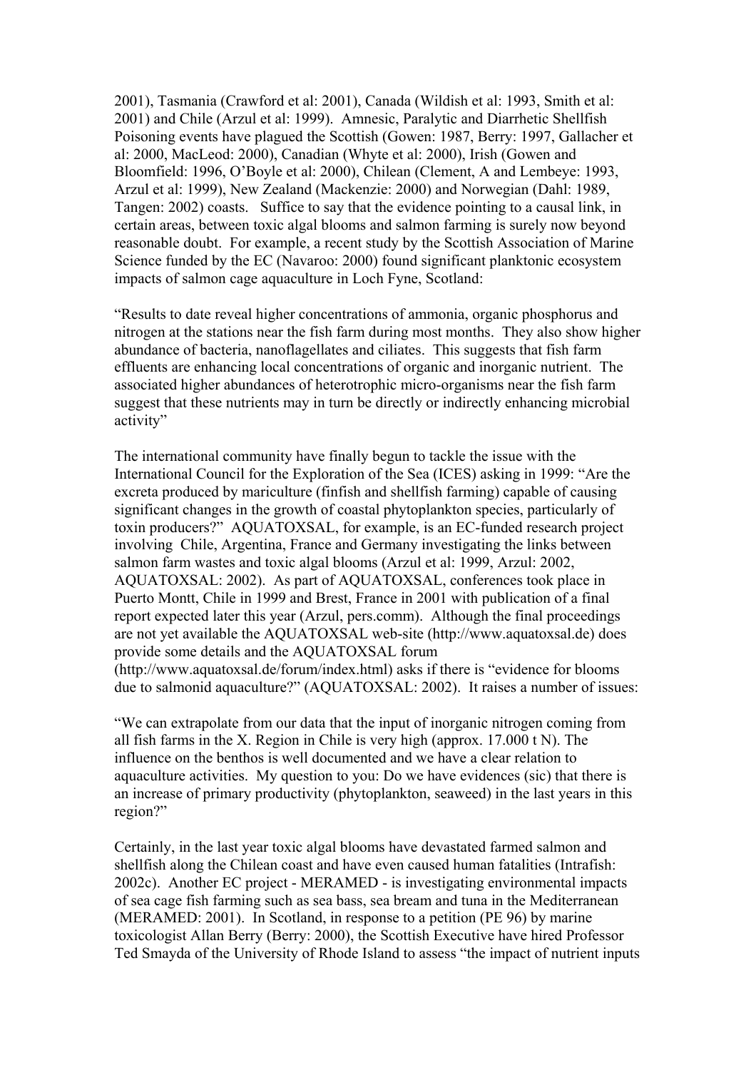2001), Tasmania (Crawford et al: 2001), Canada (Wildish et al: 1993, Smith et al: 2001) and Chile (Arzul et al: 1999). Amnesic, Paralytic and Diarrhetic Shellfish Poisoning events have plagued the Scottish (Gowen: 1987, Berry: 1997, Gallacher et al: 2000, MacLeod: 2000), Canadian (Whyte et al: 2000), Irish (Gowen and Bloomfield: 1996, O'Boyle et al: 2000), Chilean (Clement, A and Lembeye: 1993, Arzul et al: 1999), New Zealand (Mackenzie: 2000) and Norwegian (Dahl: 1989, Tangen: 2002) coasts. Suffice to say that the evidence pointing to a causal link, in certain areas, between toxic algal blooms and salmon farming is surely now beyond reasonable doubt. For example, a recent study by the Scottish Association of Marine Science funded by the EC (Navaroo: 2000) found significant planktonic ecosystem impacts of salmon cage aquaculture in Loch Fyne, Scotland:

"Results to date reveal higher concentrations of ammonia, organic phosphorus and nitrogen at the stations near the fish farm during most months. They also show higher abundance of bacteria, nanoflagellates and ciliates. This suggests that fish farm effluents are enhancing local concentrations of organic and inorganic nutrient. The associated higher abundances of heterotrophic micro-organisms near the fish farm suggest that these nutrients may in turn be directly or indirectly enhancing microbial activity"

The international community have finally begun to tackle the issue with the International Council for the Exploration of the Sea (ICES) asking in 1999: "Are the excreta produced by mariculture (finfish and shellfish farming) capable of causing significant changes in the growth of coastal phytoplankton species, particularly of toxin producers?" AQUATOXSAL, for example, is an EC-funded research project involving Chile, Argentina, France and Germany investigating the links between salmon farm wastes and toxic algal blooms (Arzul et al: 1999, Arzul: 2002, AQUATOXSAL: 2002). As part of AQUATOXSAL, conferences took place in Puerto Montt, Chile in 1999 and Brest, France in 2001 with publication of a final report expected later this year (Arzul, pers.comm). Although the final proceedings are not yet available the AQUATOXSAL web-site (http://www.aquatoxsal.de) does provide some details and the AQUATOXSAL forum (http://www.aquatoxsal.de/forum/index.html) asks if there is "evidence for blooms due to salmonid aquaculture?" (AQUATOXSAL: 2002). It raises a number of issues:

"We can extrapolate from our data that the input of inorganic nitrogen coming from all fish farms in the X. Region in Chile is very high (approx. 17.000 t N). The influence on the benthos is well documented and we have a clear relation to aquaculture activities. My question to you: Do we have evidences (sic) that there is an increase of primary productivity (phytoplankton, seaweed) in the last years in this region?"

Certainly, in the last year toxic algal blooms have devastated farmed salmon and shellfish along the Chilean coast and have even caused human fatalities (Intrafish: 2002c). Another EC project - MERAMED - is investigating environmental impacts of sea cage fish farming such as sea bass, sea bream and tuna in the Mediterranean (MERAMED: 2001). In Scotland, in response to a petition (PE 96) by marine toxicologist Allan Berry (Berry: 2000), the Scottish Executive have hired Professor Ted Smayda of the University of Rhode Island to assess "the impact of nutrient inputs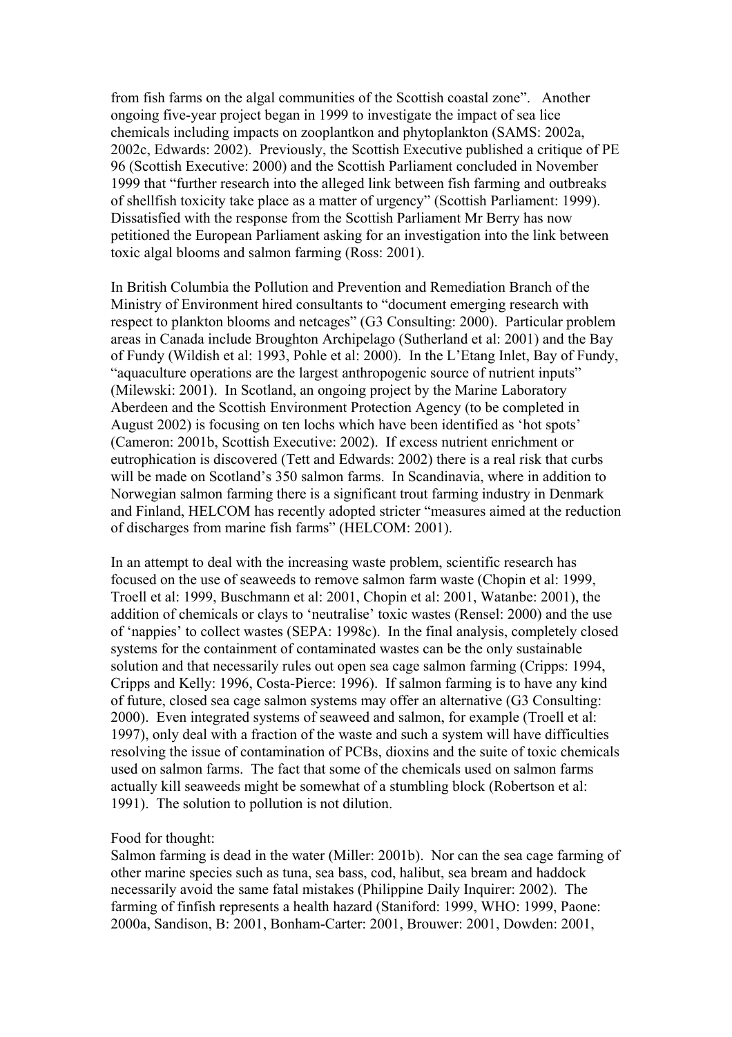from fish farms on the algal communities of the Scottish coastal zone". Another ongoing five-year project began in 1999 to investigate the impact of sea lice chemicals including impacts on zooplantkon and phytoplankton (SAMS: 2002a, 2002c, Edwards: 2002). Previously, the Scottish Executive published a critique of PE 96 (Scottish Executive: 2000) and the Scottish Parliament concluded in November 1999 that "further research into the alleged link between fish farming and outbreaks of shellfish toxicity take place as a matter of urgency" (Scottish Parliament: 1999). Dissatisfied with the response from the Scottish Parliament Mr Berry has now petitioned the European Parliament asking for an investigation into the link between toxic algal blooms and salmon farming (Ross: 2001).

In British Columbia the Pollution and Prevention and Remediation Branch of the Ministry of Environment hired consultants to "document emerging research with respect to plankton blooms and netcages" (G3 Consulting: 2000). Particular problem areas in Canada include Broughton Archipelago (Sutherland et al: 2001) and the Bay of Fundy (Wildish et al: 1993, Pohle et al: 2000). In the L'Etang Inlet, Bay of Fundy, "aquaculture operations are the largest anthropogenic source of nutrient inputs" (Milewski: 2001). In Scotland, an ongoing project by the Marine Laboratory Aberdeen and the Scottish Environment Protection Agency (to be completed in August 2002) is focusing on ten lochs which have been identified as 'hot spots' (Cameron: 2001b, Scottish Executive: 2002). If excess nutrient enrichment or eutrophication is discovered (Tett and Edwards: 2002) there is a real risk that curbs will be made on Scotland's 350 salmon farms. In Scandinavia, where in addition to Norwegian salmon farming there is a significant trout farming industry in Denmark and Finland, HELCOM has recently adopted stricter "measures aimed at the reduction of discharges from marine fish farms" (HELCOM: 2001).

In an attempt to deal with the increasing waste problem, scientific research has focused on the use of seaweeds to remove salmon farm waste (Chopin et al: 1999, Troell et al: 1999, Buschmann et al: 2001, Chopin et al: 2001, Watanbe: 2001), the addition of chemicals or clays to 'neutralise' toxic wastes (Rensel: 2000) and the use of 'nappies' to collect wastes (SEPA: 1998c). In the final analysis, completely closed systems for the containment of contaminated wastes can be the only sustainable solution and that necessarily rules out open sea cage salmon farming (Cripps: 1994, Cripps and Kelly: 1996, Costa-Pierce: 1996). If salmon farming is to have any kind of future, closed sea cage salmon systems may offer an alternative (G3 Consulting: 2000). Even integrated systems of seaweed and salmon, for example (Troell et al: 1997), only deal with a fraction of the waste and such a system will have difficulties resolving the issue of contamination of PCBs, dioxins and the suite of toxic chemicals used on salmon farms. The fact that some of the chemicals used on salmon farms actually kill seaweeds might be somewhat of a stumbling block (Robertson et al: 1991). The solution to pollution is not dilution.

Food for thought:
Salmon farming is dead in the water (Miller: 2001b). Nor can the sea cage farming of other marine species such as tuna, sea bass, cod, halibut, sea bream and haddock necessarily avoid the same fatal mistakes (Philippine Daily Inquirer: 2002). The farming of finfish represents a health hazard (Staniford: 1999, WHO: 1999, Paone: 2000a, Sandison, B: 2001, Bonham-Carter: 2001, Brouwer: 2001, Dowden: 2001,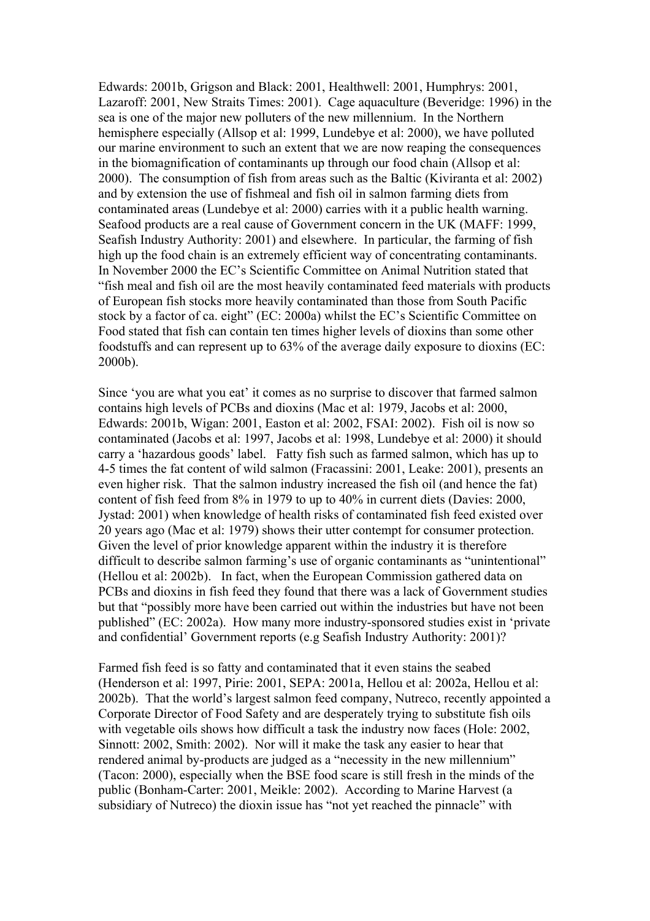Edwards: 2001b, Grigson and Black: 2001, Healthwell: 2001, Humphrys: 2001, Lazaroff: 2001, New Straits Times: 2001). Cage aquaculture (Beveridge: 1996) in the sea is one of the major new polluters of the new millennium. In the Northern hemisphere especially (Allsop et al: 1999, Lundebye et al: 2000), we have polluted our marine environment to such an extent that we are now reaping the consequences in the biomagnification of contaminants up through our food chain (Allsop et al: 2000). The consumption of fish from areas such as the Baltic (Kiviranta et al: 2002) and by extension the use of fishmeal and fish oil in salmon farming diets from contaminated areas (Lundebye et al: 2000) carries with it a public health warning. Seafood products are a real cause of Government concern in the UK (MAFF: 1999, Seafish Industry Authority: 2001) and elsewhere. In particular, the farming of fish high up the food chain is an extremely efficient way of concentrating contaminants. In November 2000 the EC's Scientific Committee on Animal Nutrition stated that "fish meal and fish oil are the most heavily contaminated feed materials with products of European fish stocks more heavily contaminated than those from South Pacific stock by a factor of ca. eight" (EC: 2000a) whilst the EC's Scientific Committee on Food stated that fish can contain ten times higher levels of dioxins than some other foodstuffs and can represent up to 63% of the average daily exposure to dioxins (EC: 2000b).

Since 'you are what you eat' it comes as no surprise to discover that farmed salmon contains high levels of PCBs and dioxins (Mac et al: 1979, Jacobs et al: 2000, Edwards: 2001b, Wigan: 2001, Easton et al: 2002, FSAI: 2002). Fish oil is now so contaminated (Jacobs et al: 1997, Jacobs et al: 1998, Lundebye et al: 2000) it should carry a 'hazardous goods' label. Fatty fish such as farmed salmon, which has up to 4-5 times the fat content of wild salmon (Fracassini: 2001, Leake: 2001), presents an even higher risk. That the salmon industry increased the fish oil (and hence the fat) content of fish feed from 8% in 1979 to up to 40% in current diets (Davies: 2000, Jystad: 2001) when knowledge of health risks of contaminated fish feed existed over 20 years ago (Mac et al: 1979) shows their utter contempt for consumer protection. Given the level of prior knowledge apparent within the industry it is therefore difficult to describe salmon farming's use of organic contaminants as "unintentional" (Hellou et al: 2002b). In fact, when the European Commission gathered data on PCBs and dioxins in fish feed they found that there was a lack of Government studies but that "possibly more have been carried out within the industries but have not been published" (EC: 2002a). How many more industry-sponsored studies exist in 'private and confidential' Government reports (e.g Seafish Industry Authority: 2001)?

Farmed fish feed is so fatty and contaminated that it even stains the seabed (Henderson et al: 1997, Pirie: 2001, SEPA: 2001a, Hellou et al: 2002a, Hellou et al: 2002b). That the world's largest salmon feed company, Nutreco, recently appointed a Corporate Director of Food Safety and are desperately trying to substitute fish oils with vegetable oils shows how difficult a task the industry now faces (Hole: 2002, Sinnott: 2002, Smith: 2002). Nor will it make the task any easier to hear that rendered animal by-products are judged as a "necessity in the new millennium" (Tacon: 2000), especially when the BSE food scare is still fresh in the minds of the public (Bonham-Carter: 2001, Meikle: 2002). According to Marine Harvest (a subsidiary of Nutreco) the dioxin issue has "not yet reached the pinnacle" with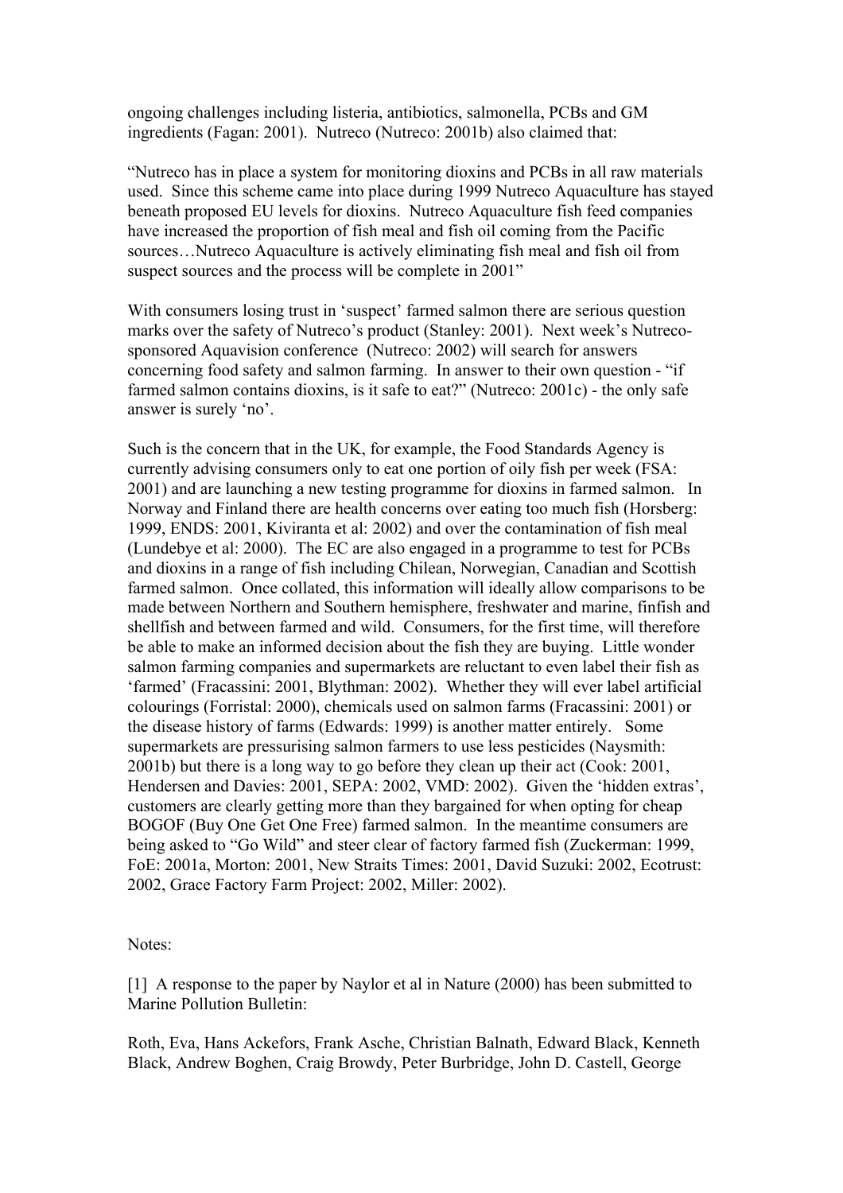ongoing challenges including listeria, antibiotics, salmonella, PCBs and GM ingredients (Fagan: 2001). Nutreco (Nutreco: 2001b) also claimed that:

"Nutreco has in place a system for monitoring dioxins and PCBs in all raw materials used. Since this scheme came into place during 1999 Nutreco Aquaculture has stayed beneath proposed EU levels for dioxins. Nutreco Aquaculture fish feed companies have increased the proportion of fish meal and fish oil coming from the Pacific sources…Nutreco Aquaculture is actively eliminating fish meal and fish oil from suspect sources and the process will be complete in 2001"

With consumers losing trust in 'suspect' farmed salmon there are serious question marks over the safety of Nutreco's product (Stanley: 2001). Next week's Nutreco-sponsored Aquavision conference (Nutreco: 2002) will search for answers concerning food safety and salmon farming. In answer to their own question - "if farmed salmon contains dioxins, is it safe to eat?" (Nutreco: 2001c) - the only safe answer is surely 'no'.

Such is the concern that in the UK, for example, the Food Standards Agency is currently advising consumers only to eat one portion of oily fish per week (FSA: 2001) and are launching a new testing programme for dioxins in farmed salmon. In Norway and Finland there are health concerns over eating too much fish (Horsberg: 1999, ENDS: 2001, Kiviranta et al: 2002) and over the contamination of fish meal (Lundebye et al: 2000). The EC are also engaged in a programme to test for PCBs and dioxins in a range of fish including Chilean, Norwegian, Canadian and Scottish farmed salmon. Once collated, this information will ideally allow comparisons to be made between Northern and Southern hemisphere, freshwater and marine, finfish and shellfish and between farmed and wild. Consumers, for the first time, will therefore be able to make an informed decision about the fish they are buying. Little wonder salmon farming companies and supermarkets are reluctant to even label their fish as 'farmed' (Fracassini: 2001, Blythman: 2002). Whether they will ever label artificial colourings (Forristal: 2000), chemicals used on salmon farms (Fracassini: 2001) or the disease history of farms (Edwards: 1999) is another matter entirely. Some supermarkets are pressurising salmon farmers to use less pesticides (Naysmith: 2001b) but there is a long way to go before they clean up their act (Cook: 2001, Hendersen and Davies: 2001, SEPA: 2002, VMD: 2002). Given the 'hidden extras', customers are clearly getting more than they bargained for when opting for cheap BOGOF (Buy One Get One Free) farmed salmon. In the meantime consumers are being asked to "Go Wild" and steer clear of factory farmed fish (Zuckerman: 1999, FoE: 2001a, Morton: 2001, New Straits Times: 2001, David Suzuki: 2002, Ecotrust: 2002, Grace Factory Farm Project: 2002, Miller: 2002).

Notes:

[1] A response to the paper by Naylor et al in Nature (2000) has been submitted to Marine Pollution Bulletin:

Roth, Eva, Hans Ackefors, Frank Asche, Christian Balnath, Edward Black, Kenneth Black, Andrew Boghen, Craig Browdy, Peter Burbridge, John D. Castell, George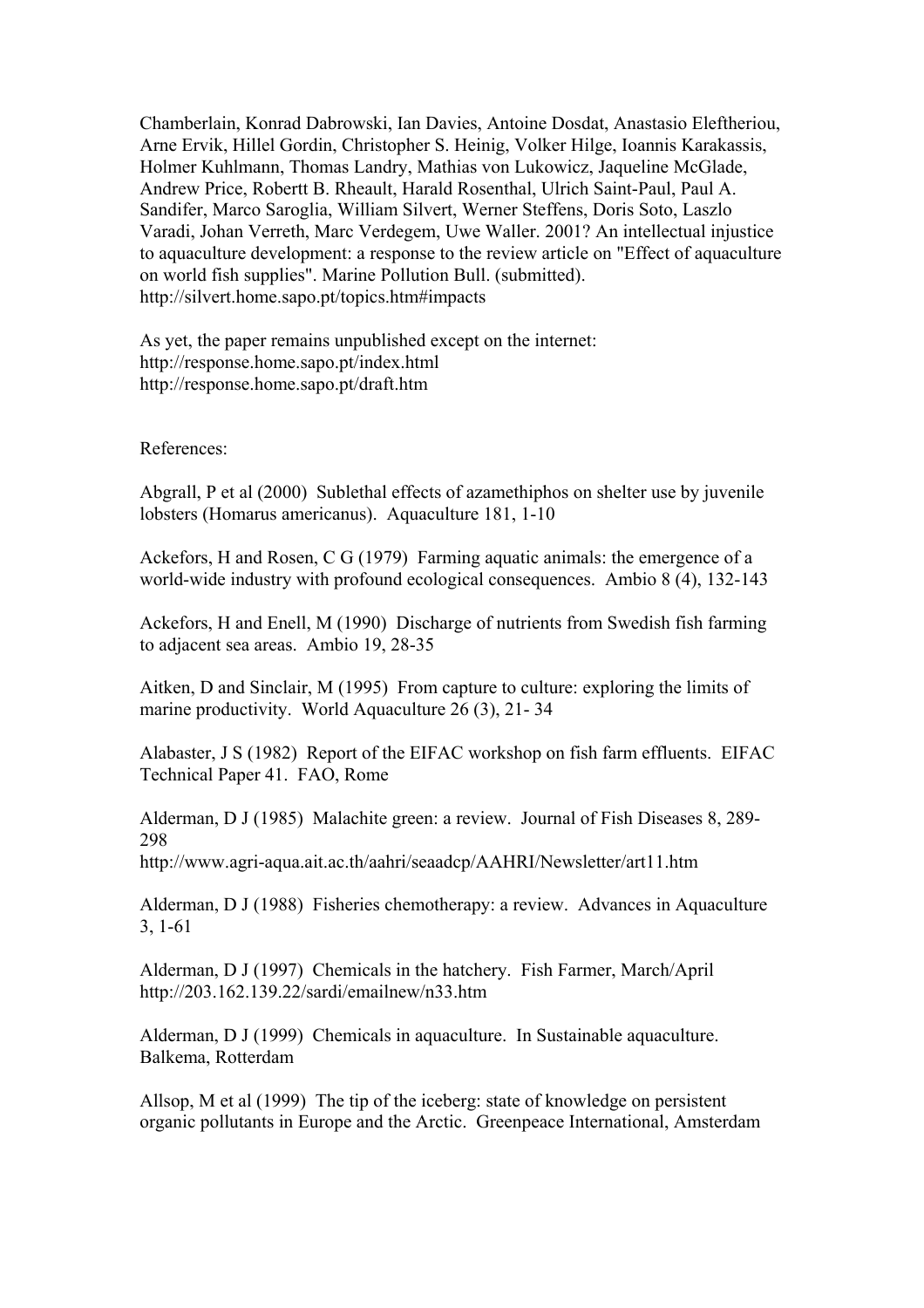Chamberlain, Konrad Dabrowski, Ian Davies, Antoine Dosdat, Anastasio Eleftheriou, Arne Ervik, Hillel Gordin, Christopher S. Heinig, Volker Hilge, Ioannis Karakassis, Holmer Kuhlmann, Thomas Landry, Mathias von Lukowicz, Jaqueline McGlade, Andrew Price, Robertt B. Rheault, Harald Rosenthal, Ulrich Saint-Paul, Paul A. Sandifer, Marco Saroglia, William Silvert, Werner Steffens, Doris Soto, Laszlo Varadi, Johan Verreth, Marc Verdegem, Uwe Waller. 2001? An intellectual injustice to aquaculture development: a response to the review article on "Effect of aquaculture on world fish supplies". Marine Pollution Bull. (submitted). http://silvert.home.sapo.pt/topics.htm#impacts

As yet, the paper remains unpublished except on the internet:
http://response.home.sapo.pt/index.html
http://response.home.sapo.pt/draft.htm

References:

Abgrall, P et al (2000) Sublethal effects of azamethiphos on shelter use by juvenile lobsters (Homarus americanus). Aquaculture 181, 1-10

Ackefors, H and Rosen, C G (1979) Farming aquatic animals: the emergence of a world-wide industry with profound ecological consequences. Ambio 8 (4), 132-143

Ackefors, H and Enell, M (1990) Discharge of nutrients from Swedish fish farming to adjacent sea areas. Ambio 19, 28-35

Aitken, D and Sinclair, M (1995) From capture to culture: exploring the limits of marine productivity. World Aquaculture 26 (3), 21- 34

Alabaster, J S (1982) Report of the EIFAC workshop on fish farm effluents. EIFAC Technical Paper 41. FAO, Rome

Alderman, D J (1985) Malachite green: a review. Journal of Fish Diseases 8, 289-298
http://www.agri-aqua.ait.ac.th/aahri/seaadcp/AAHRI/Newsletter/art11.htm

Alderman, D J (1988) Fisheries chemotherapy: a review. Advances in Aquaculture 3, 1-61

Alderman, D J (1997) Chemicals in the hatchery. Fish Farmer, March/April
http://203.162.139.22/sardi/emailnew/n33.htm

Alderman, D J (1999) Chemicals in aquaculture. In Sustainable aquaculture. Balkema, Rotterdam

Allsop, M et al (1999) The tip of the iceberg: state of knowledge on persistent organic pollutants in Europe and the Arctic. Greenpeace International, Amsterdam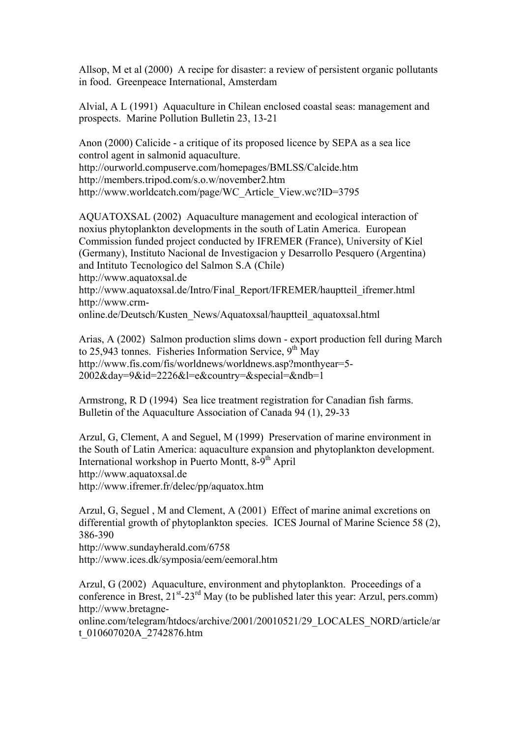Allsop, M et al (2000) A recipe for disaster: a review of persistent organic pollutants in food. Greenpeace International, Amsterdam

Alvial, A L (1991) Aquaculture in Chilean enclosed coastal seas: management and prospects. Marine Pollution Bulletin 23, 13-21

Anon (2000) Calicide - a critique of its proposed licence by SEPA as a sea lice control agent in salmonid aquaculture.
http://ourworld.compuserve.com/homepages/BMLSS/Calcide.htm
http://members.tripod.com/s.o.w/november2.htm
http://www.worldcatch.com/page/WC_Article_View.wc?ID=3795

AQUATOXSAL (2002) Aquaculture management and ecological interaction of noxius phytoplankton developments in the south of Latin America. European Commission funded project conducted by IFREMER (France), University of Kiel (Germany), Instituto Nacional de Investigacion y Desarrollo Pesquero (Argentina) and Intituto Tecnologico del Salmon S.A (Chile)
http://www.aquatoxsal.de
http://www.aquatoxsal.de/Intro/Final_Report/IFREMER/hauptteil_ifremer.html
http://www.crm-online.de/Deutsch/Kusten_News/Aquatoxsal/hauptteil_aquatoxsal.html

Arias, A (2002) Salmon production slims down - export production fell during March to 25,943 tonnes. Fisheries Information Service, 9th May
http://www.fis.com/fis/worldnews/worldnews.asp?monthyear=5-2002&day=9&id=2226&l=e&country=&special=&ndb=1

Armstrong, R D (1994) Sea lice treatment registration for Canadian fish farms. Bulletin of the Aquaculture Association of Canada 94 (1), 29-33

Arzul, G, Clement, A and Seguel, M (1999) Preservation of marine environment in the South of Latin America: aquaculture expansion and phytoplankton development. International workshop in Puerto Montt, 8-9th April
http://www.aquatoxsal.de
http://www.ifremer.fr/delec/pp/aquatox.htm

Arzul, G, Seguel , M and Clement, A (2001) Effect of marine animal excretions on differential growth of phytoplankton species. ICES Journal of Marine Science 58 (2), 386-390
http://www.sundayherald.com/6758
http://www.ices.dk/symposia/eem/eemoral.htm

Arzul, G (2002) Aquaculture, environment and phytoplankton. Proceedings of a conference in Brest, 21st-23rd May (to be published later this year: Arzul, pers.comm)
http://www.bretagne-online.com/telegram/htdocs/archive/2001/20010521/29_LOCALES_NORD/article/art_010607020A_2742876.htm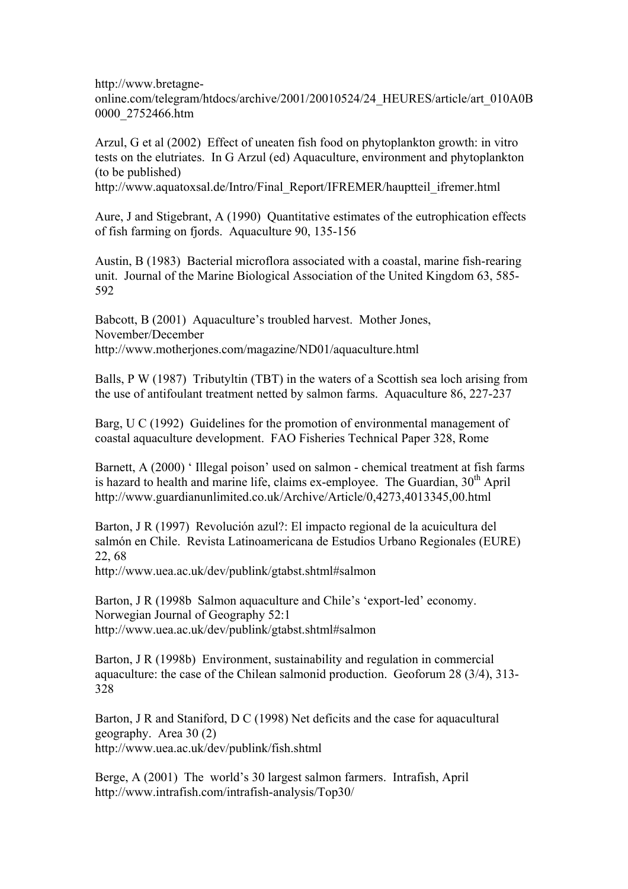http://www.bretagne-online.com/telegram/htdocs/archive/2001/20010524/24_HEURES/article/art_010A0B0000_2752466.htm

Arzul, G et al (2002) Effect of uneaten fish food on phytoplankton growth: in vitro tests on the elutriates. In G Arzul (ed) Aquaculture, environment and phytoplankton (to be published)
http://www.aquatoxsal.de/Intro/Final_Report/IFREMER/hauptteil_ifremer.html

Aure, J and Stigebrant, A (1990) Quantitative estimates of the eutrophication effects of fish farming on fjords. Aquaculture 90, 135-156

Austin, B (1983) Bacterial microflora associated with a coastal, marine fish-rearing unit. Journal of the Marine Biological Association of the United Kingdom 63, 585-592

Babcott, B (2001) Aquaculture's troubled harvest. Mother Jones, November/December
http://www.motherjones.com/magazine/ND01/aquaculture.html

Balls, P W (1987) Tributyltin (TBT) in the waters of a Scottish sea loch arising from the use of antifoulant treatment netted by salmon farms. Aquaculture 86, 227-237

Barg, U C (1992) Guidelines for the promotion of environmental management of coastal aquaculture development. FAO Fisheries Technical Paper 328, Rome

Barnett, A (2000) ' Illegal poison' used on salmon - chemical treatment at fish farms is hazard to health and marine life, claims ex-employee. The Guardian, 30th April
http://www.guardianunlimited.co.uk/Archive/Article/0,4273,4013345,00.html

Barton, J R (1997) Revolución azul?: El impacto regional de la acuicultura del salmón en Chile. Revista Latinoamericana de Estudios Urbano Regionales (EURE) 22, 68
http://www.uea.ac.uk/dev/publink/gtabst.shtml#salmon

Barton, J R (1998b Salmon aquaculture and Chile's 'export-led' economy. Norwegian Journal of Geography 52:1
http://www.uea.ac.uk/dev/publink/gtabst.shtml#salmon

Barton, J R (1998b) Environment, sustainability and regulation in commercial aquaculture: the case of the Chilean salmonid production. Geoforum 28 (3/4), 313-328

Barton, J R and Staniford, D C (1998) Net deficits and the case for aquacultural geography. Area 30 (2)
http://www.uea.ac.uk/dev/publink/fish.shtml

Berge, A (2001) The world's 30 largest salmon farmers. Intrafish, April
http://www.intrafish.com/intrafish-analysis/Top30/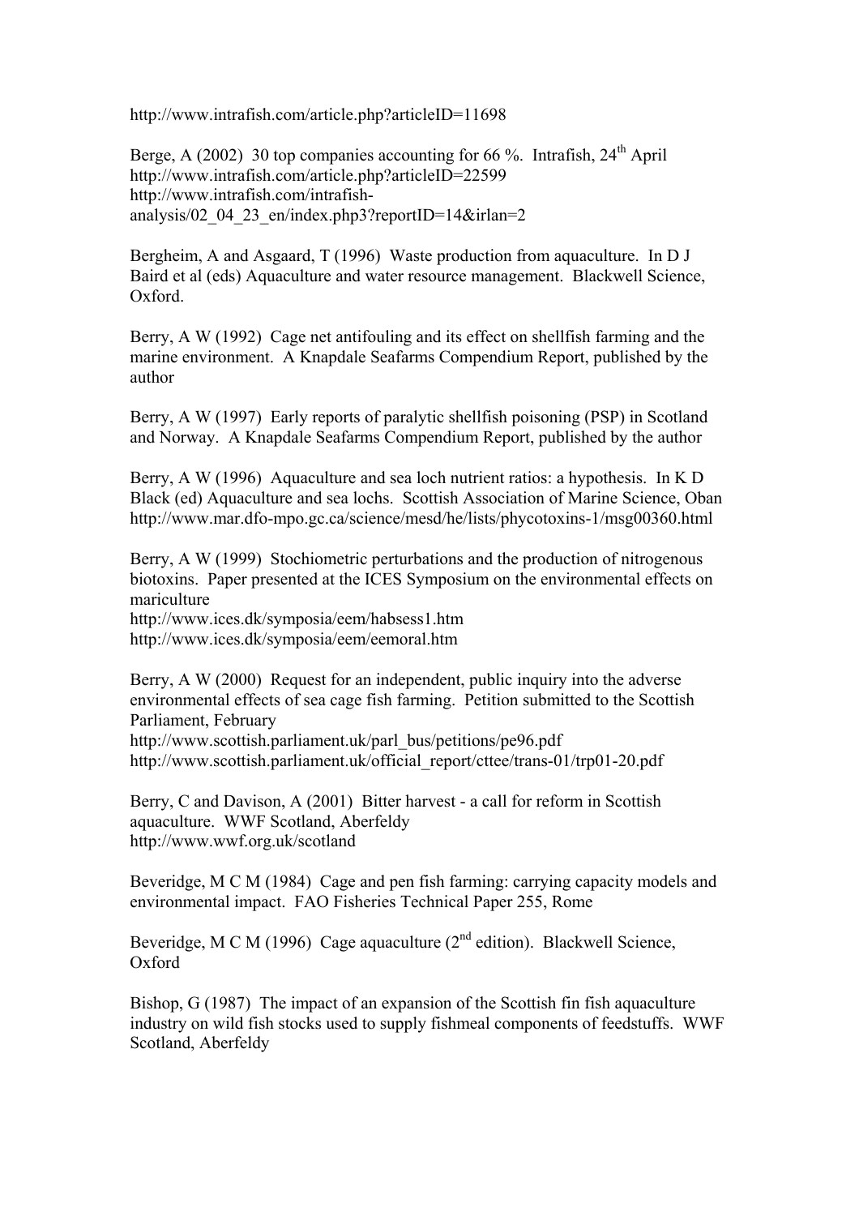http://www.intrafish.com/article.php?articleID=11698

Berge, A (2002) 30 top companies accounting for 66 %. Intrafish, 24th April
http://www.intrafish.com/article.php?articleID=22599
http://www.intrafish.com/intrafish-analysis/02_04_23_en/index.php3?reportID=14&irlan=2

Bergheim, A and Asgaard, T (1996) Waste production from aquaculture. In D J Baird et al (eds) Aquaculture and water resource management. Blackwell Science, Oxford.

Berry, A W (1992) Cage net antifouling and its effect on shellfish farming and the marine environment. A Knapdale Seafarms Compendium Report, published by the author

Berry, A W (1997) Early reports of paralytic shellfish poisoning (PSP) in Scotland and Norway. A Knapdale Seafarms Compendium Report, published by the author

Berry, A W (1996) Aquaculture and sea loch nutrient ratios: a hypothesis. In K D Black (ed) Aquaculture and sea lochs. Scottish Association of Marine Science, Oban
http://www.mar.dfo-mpo.gc.ca/science/mesd/he/lists/phycotoxins-1/msg00360.html

Berry, A W (1999) Stochiometric perturbations and the production of nitrogenous biotoxins. Paper presented at the ICES Symposium on the environmental effects on mariculture
http://www.ices.dk/symposia/eem/habsess1.htm
http://www.ices.dk/symposia/eem/eemoral.htm

Berry, A W (2000) Request for an independent, public inquiry into the adverse environmental effects of sea cage fish farming. Petition submitted to the Scottish Parliament, February
http://www.scottish.parliament.uk/parl_bus/petitions/pe96.pdf
http://www.scottish.parliament.uk/official_report/cttee/trans-01/trp01-20.pdf

Berry, C and Davison, A (2001) Bitter harvest - a call for reform in Scottish aquaculture. WWF Scotland, Aberfeldy
http://www.wwf.org.uk/scotland

Beveridge, M C M (1984) Cage and pen fish farming: carrying capacity models and environmental impact. FAO Fisheries Technical Paper 255, Rome

Beveridge, M C M (1996) Cage aquaculture (2nd edition). Blackwell Science, Oxford

Bishop, G (1987) The impact of an expansion of the Scottish fin fish aquaculture industry on wild fish stocks used to supply fishmeal components of feedstuffs. WWF Scotland, Aberfeldy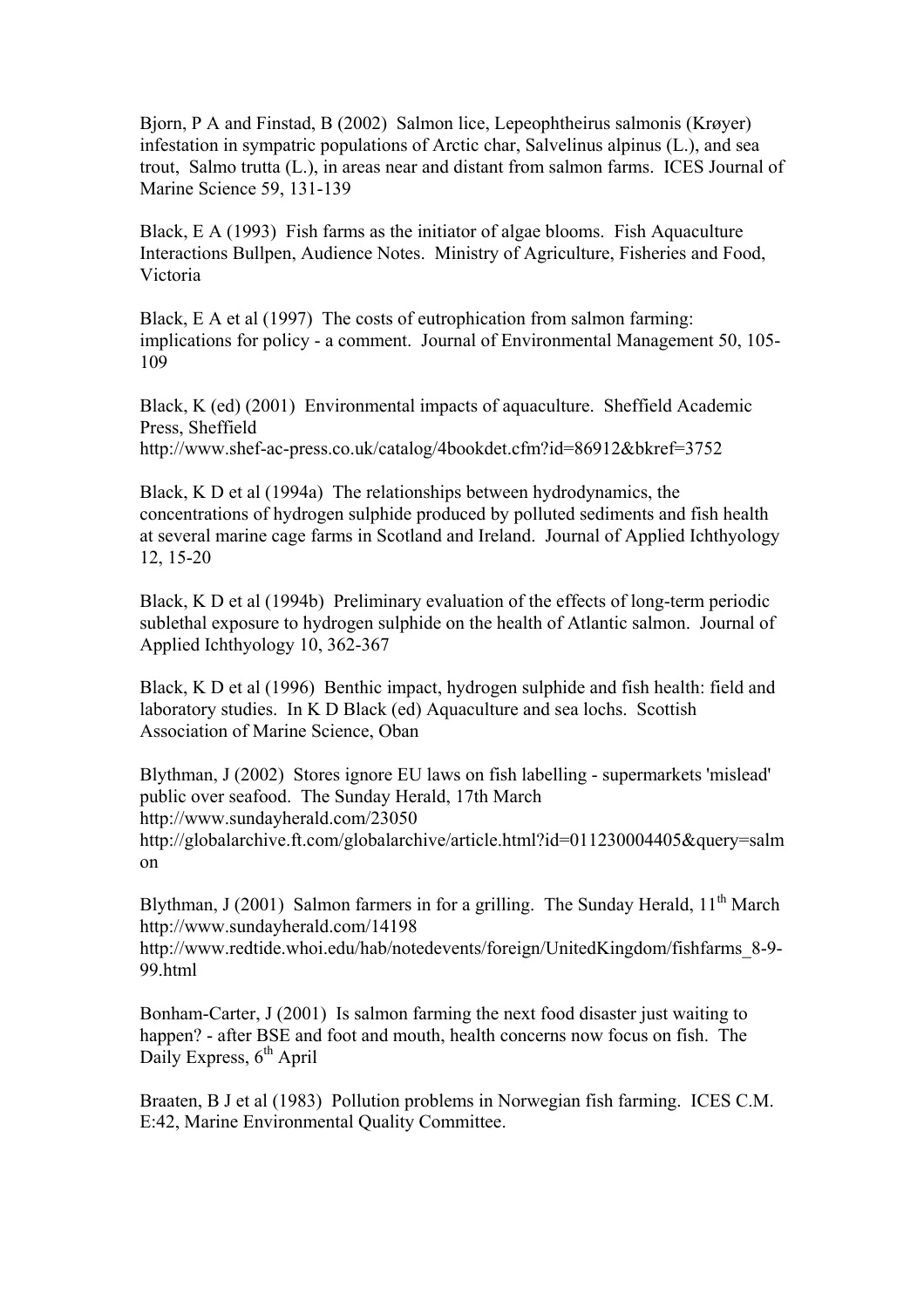Bjorn, P A and Finstad, B (2002) Salmon lice, Lepeophtheirus salmonis (Krøyer) infestation in sympatric populations of Arctic char, Salvelinus alpinus (L.), and sea trout, Salmo trutta (L.), in areas near and distant from salmon farms. ICES Journal of Marine Science 59, 131-139

Black, E A (1993) Fish farms as the initiator of algae blooms. Fish Aquaculture Interactions Bullpen, Audience Notes. Ministry of Agriculture, Fisheries and Food, Victoria

Black, E A et al (1997) The costs of eutrophication from salmon farming: implications for policy - a comment. Journal of Environmental Management 50, 105-109

Black, K (ed) (2001) Environmental impacts of aquaculture. Sheffield Academic Press, Sheffield
http://www.shef-ac-press.co.uk/catalog/4bookdet.cfm?id=86912&bkref=3752

Black, K D et al (1994a) The relationships between hydrodynamics, the concentrations of hydrogen sulphide produced by polluted sediments and fish health at several marine cage farms in Scotland and Ireland. Journal of Applied Ichthyology 12, 15-20

Black, K D et al (1994b) Preliminary evaluation of the effects of long-term periodic sublethal exposure to hydrogen sulphide on the health of Atlantic salmon. Journal of Applied Ichthyology 10, 362-367

Black, K D et al (1996) Benthic impact, hydrogen sulphide and fish health: field and laboratory studies. In K D Black (ed) Aquaculture and sea lochs. Scottish Association of Marine Science, Oban

Blythman, J (2002) Stores ignore EU laws on fish labelling - supermarkets 'mislead' public over seafood. The Sunday Herald, 17th March
http://www.sundayherald.com/23050
http://globalarchive.ft.com/globalarchive/article.html?id=011230004405&query=salmon

Blythman, J (2001) Salmon farmers in for a grilling. The Sunday Herald, 11th March
http://www.sundayherald.com/14198
http://www.redtide.whoi.edu/hab/notedevents/foreign/UnitedKingdom/fishfarms_8-9-99.html

Bonham-Carter, J (2001) Is salmon farming the next food disaster just waiting to happen? - after BSE and foot and mouth, health concerns now focus on fish. The Daily Express, 6th April

Braaten, B J et al (1983) Pollution problems in Norwegian fish farming. ICES C.M. E:42, Marine Environmental Quality Committee.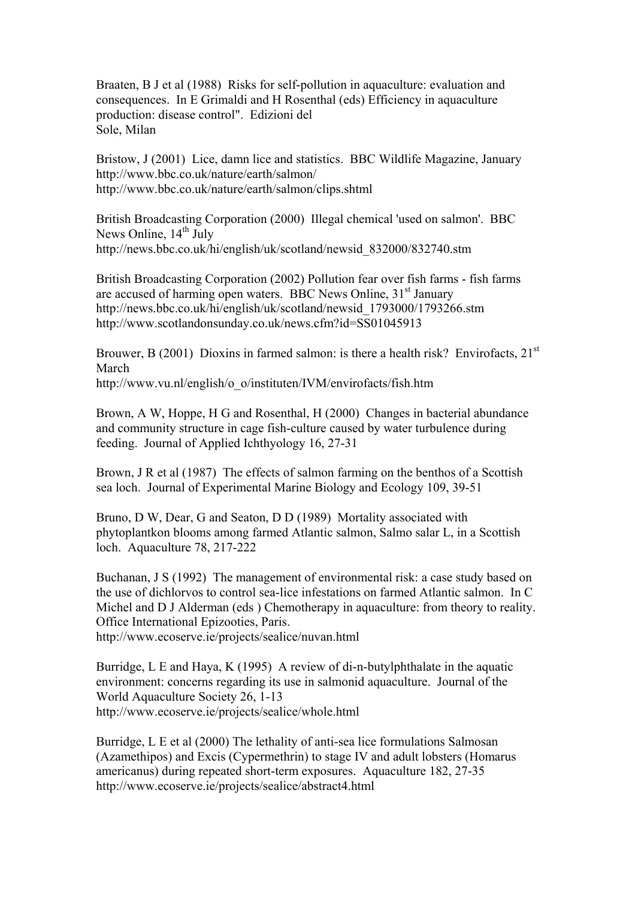Braaten, B J et al (1988) Risks for self-pollution in aquaculture: evaluation and consequences. In E Grimaldi and H Rosenthal (eds) Efficiency in aquaculture production: disease control". Edizioni del Sole, Milan

Bristow, J (2001) Lice, damn lice and statistics. BBC Wildlife Magazine, January
http://www.bbc.co.uk/nature/earth/salmon/
http://www.bbc.co.uk/nature/earth/salmon/clips.shtml

British Broadcasting Corporation (2000) Illegal chemical 'used on salmon'. BBC News Online, 14th July
http://news.bbc.co.uk/hi/english/uk/scotland/newsid_832000/832740.stm

British Broadcasting Corporation (2002) Pollution fear over fish farms - fish farms are accused of harming open waters. BBC News Online, 31st January
http://news.bbc.co.uk/hi/english/uk/scotland/newsid_1793000/1793266.stm
http://www.scotlandonsunday.co.uk/news.cfm?id=SS01045913

Brouwer, B (2001) Dioxins in farmed salmon: is there a health risk? Envirofacts, 21st March
http://www.vu.nl/english/o_o/instituten/IVM/envirofacts/fish.htm

Brown, A W, Hoppe, H G and Rosenthal, H (2000) Changes in bacterial abundance and community structure in cage fish-culture caused by water turbulence during feeding. Journal of Applied Ichthyology 16, 27-31

Brown, J R et al (1987) The effects of salmon farming on the benthos of a Scottish sea loch. Journal of Experimental Marine Biology and Ecology 109, 39-51

Bruno, D W, Dear, G and Seaton, D D (1989) Mortality associated with phytoplantkon blooms among farmed Atlantic salmon, Salmo salar L, in a Scottish loch. Aquaculture 78, 217-222

Buchanan, J S (1992) The management of environmental risk: a case study based on the use of dichlorvos to control sea-lice infestations on farmed Atlantic salmon. In C Michel and D J Alderman (eds ) Chemotherapy in aquaculture: from theory to reality. Office International Epizooties, Paris.
http://www.ecoserve.ie/projects/sealice/nuvan.html

Burridge, L E and Haya, K (1995) A review of di-n-butylphthalate in the aquatic environment: concerns regarding its use in salmonid aquaculture. Journal of the World Aquaculture Society 26, 1-13
http://www.ecoserve.ie/projects/sealice/whole.html

Burridge, L E et al (2000) The lethality of anti-sea lice formulations Salmosan (Azamethipos) and Excis (Cypermethrin) to stage IV and adult lobsters (Homarus americanus) during repeated short-term exposures. Aquaculture 182, 27-35
http://www.ecoserve.ie/projects/sealice/abstract4.html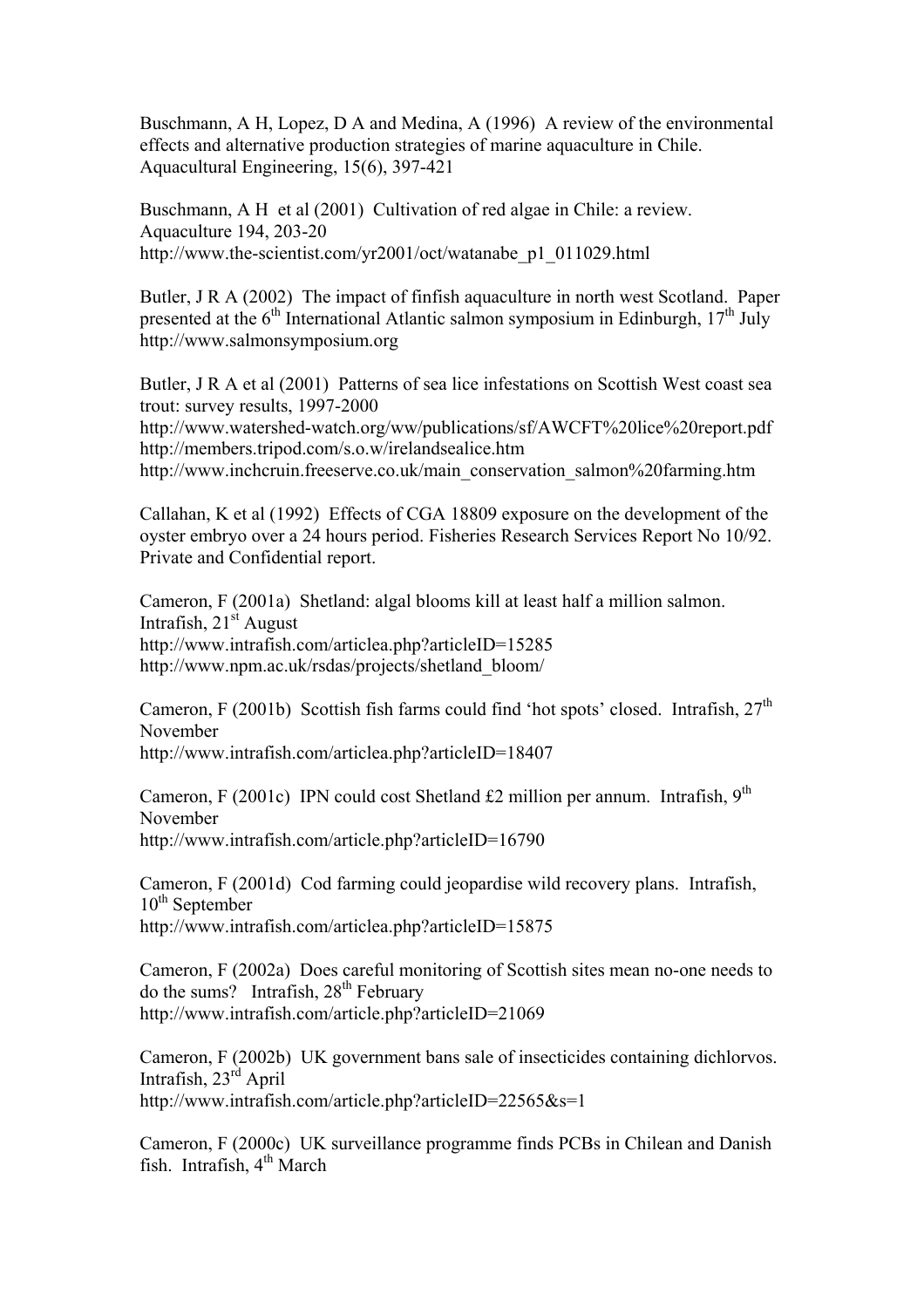Buschmann, A H, Lopez, D A and Medina, A (1996) A review of the environmental effects and alternative production strategies of marine aquaculture in Chile. Aquacultural Engineering, 15(6), 397-421

Buschmann, A H et al (2001) Cultivation of red algae in Chile: a review. Aquaculture 194, 203-20
http://www.the-scientist.com/yr2001/oct/watanabe_p1_011029.html

Butler, J R A (2002) The impact of finfish aquaculture in north west Scotland. Paper presented at the 6th International Atlantic salmon symposium in Edinburgh, 17th July
http://www.salmonsymposium.org

Butler, J R A et al (2001) Patterns of sea lice infestations on Scottish West coast sea trout: survey results, 1997-2000
http://www.watershed-watch.org/ww/publications/sf/AWCFT%20lice%20report.pdf
http://members.tripod.com/s.o.w/irelandsealice.htm
http://www.inchcruin.freeserve.co.uk/main_conservation_salmon%20farming.htm

Callahan, K et al (1992) Effects of CGA 18809 exposure on the development of the oyster embryo over a 24 hours period. Fisheries Research Services Report No 10/92. Private and Confidential report.

Cameron, F (2001a) Shetland: algal blooms kill at least half a million salmon. Intrafish, 21st August
http://www.intrafish.com/articlea.php?articleID=15285
http://www.npm.ac.uk/rsdas/projects/shetland_bloom/

Cameron, F (2001b) Scottish fish farms could find 'hot spots' closed. Intrafish, 27th November
http://www.intrafish.com/articlea.php?articleID=18407

Cameron, F (2001c) IPN could cost Shetland £2 million per annum. Intrafish, 9th November
http://www.intrafish.com/article.php?articleID=16790

Cameron, F (2001d) Cod farming could jeopardise wild recovery plans. Intrafish, 10th September
http://www.intrafish.com/articlea.php?articleID=15875

Cameron, F (2002a) Does careful monitoring of Scottish sites mean no-one needs to do the sums? Intrafish, 28th February
http://www.intrafish.com/article.php?articleID=21069

Cameron, F (2002b) UK government bans sale of insecticides containing dichlorvos. Intrafish, 23rd April
http://www.intrafish.com/article.php?articleID=22565&s=1

Cameron, F (2000c) UK surveillance programme finds PCBs in Chilean and Danish fish. Intrafish, 4th March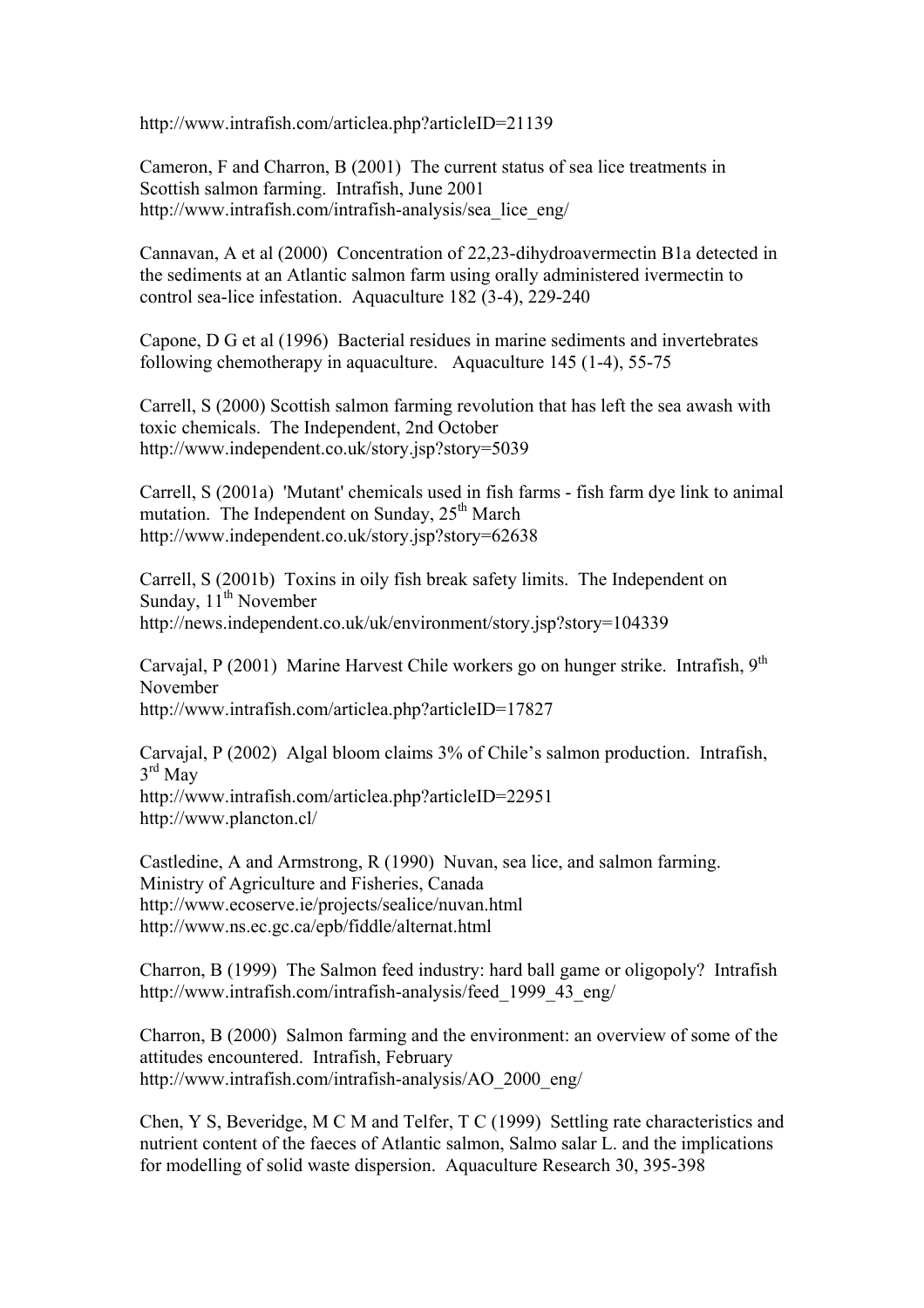http://www.intrafish.com/articlea.php?articleID=21139

Cameron, F and Charron, B (2001) The current status of sea lice treatments in Scottish salmon farming. Intrafish, June 2001
http://www.intrafish.com/intrafish-analysis/sea_lice_eng/

Cannavan, A et al (2000) Concentration of 22,23-dihydroavermectin B1a detected in the sediments at an Atlantic salmon farm using orally administered ivermectin to control sea-lice infestation. Aquaculture 182 (3-4), 229-240

Capone, D G et al (1996) Bacterial residues in marine sediments and invertebrates following chemotherapy in aquaculture. Aquaculture 145 (1-4), 55-75

Carrell, S (2000) Scottish salmon farming revolution that has left the sea awash with toxic chemicals. The Independent, 2nd October
http://www.independent.co.uk/story.jsp?story=5039

Carrell, S (2001a) 'Mutant' chemicals used in fish farms - fish farm dye link to animal mutation. The Independent on Sunday, 25th March
http://www.independent.co.uk/story.jsp?story=62638

Carrell, S (2001b) Toxins in oily fish break safety limits. The Independent on Sunday, 11th November
http://news.independent.co.uk/uk/environment/story.jsp?story=104339

Carvajal, P (2001) Marine Harvest Chile workers go on hunger strike. Intrafish, 9th November
http://www.intrafish.com/articlea.php?articleID=17827

Carvajal, P (2002) Algal bloom claims 3% of Chile's salmon production. Intrafish, 3rd May
http://www.intrafish.com/articlea.php?articleID=22951
http://www.plancton.cl/

Castledine, A and Armstrong, R (1990) Nuvan, sea lice, and salmon farming. Ministry of Agriculture and Fisheries, Canada
http://www.ecoserve.ie/projects/sealice/nuvan.html
http://www.ns.ec.gc.ca/epb/fiddle/alternat.html

Charron, B (1999) The Salmon feed industry: hard ball game or oligopoly? Intrafish
http://www.intrafish.com/intrafish-analysis/feed_1999_43_eng/

Charron, B (2000) Salmon farming and the environment: an overview of some of the attitudes encountered. Intrafish, February
http://www.intrafish.com/intrafish-analysis/AO_2000_eng/

Chen, Y S, Beveridge, M C M and Telfer, T C (1999) Settling rate characteristics and nutrient content of the faeces of Atlantic salmon, Salmo salar L. and the implications for modelling of solid waste dispersion. Aquaculture Research 30, 395-398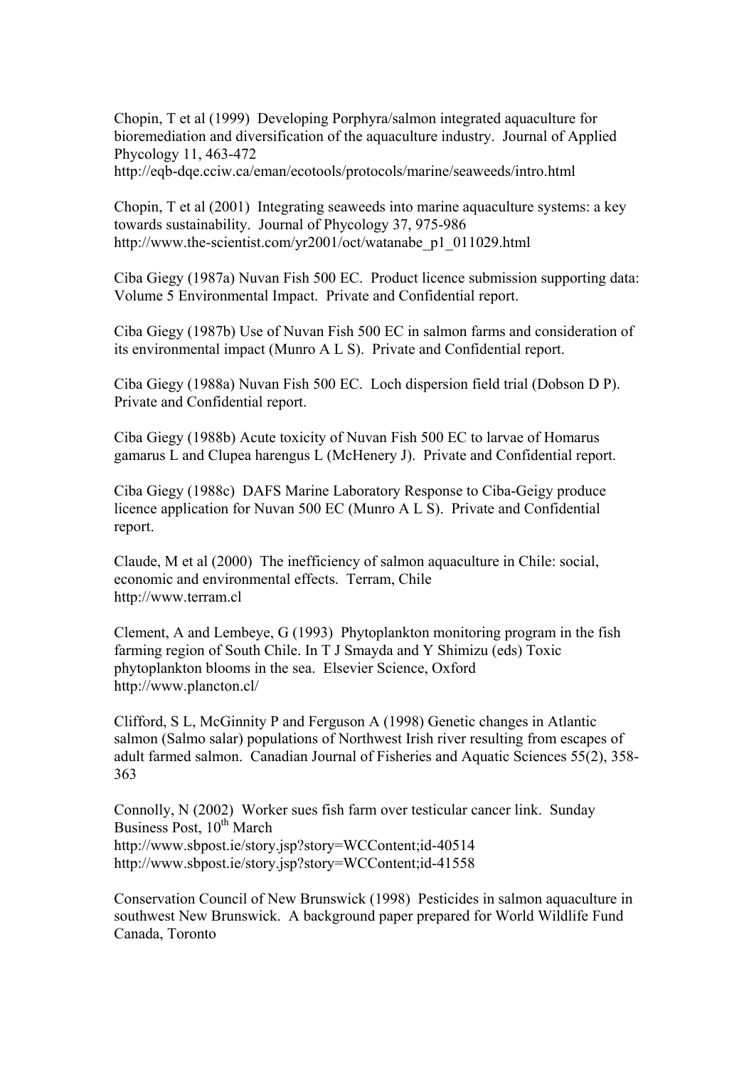Chopin, T et al (1999) Developing Porphyra/salmon integrated aquaculture for bioremediation and diversification of the aquaculture industry. Journal of Applied Phycology 11, 463-472
http://eqb-dqe.cciw.ca/eman/ecotools/protocols/marine/seaweeds/intro.html

Chopin, T et al (2001) Integrating seaweeds into marine aquaculture systems: a key towards sustainability. Journal of Phycology 37, 975-986
http://www.the-scientist.com/yr2001/oct/watanabe_p1_011029.html

Ciba Giegy (1987a) Nuvan Fish 500 EC. Product licence submission supporting data: Volume 5 Environmental Impact. Private and Confidential report.

Ciba Giegy (1987b) Use of Nuvan Fish 500 EC in salmon farms and consideration of its environmental impact (Munro A L S). Private and Confidential report.

Ciba Giegy (1988a) Nuvan Fish 500 EC. Loch dispersion field trial (Dobson D P). Private and Confidential report.

Ciba Giegy (1988b) Acute toxicity of Nuvan Fish 500 EC to larvae of Homarus gamarus L and Clupea harengus L (McHenery J). Private and Confidential report.

Ciba Giegy (1988c) DAFS Marine Laboratory Response to Ciba-Geigy produce licence application for Nuvan 500 EC (Munro A L S). Private and Confidential report.

Claude, M et al (2000) The inefficiency of salmon aquaculture in Chile: social, economic and environmental effects. Terram, Chile
http://www.terram.cl

Clement, A and Lembeye, G (1993) Phytoplankton monitoring program in the fish farming region of South Chile. In T J Smayda and Y Shimizu (eds) Toxic phytoplankton blooms in the sea. Elsevier Science, Oxford
http://www.plancton.cl/

Clifford, S L, McGinnity P and Ferguson A (1998) Genetic changes in Atlantic salmon (Salmo salar) populations of Northwest Irish river resulting from escapes of adult farmed salmon. Canadian Journal of Fisheries and Aquatic Sciences 55(2), 358-363

Connolly, N (2002) Worker sues fish farm over testicular cancer link. Sunday Business Post, 10th March
http://www.sbpost.ie/story.jsp?story=WCContent;id-40514
http://www.sbpost.ie/story.jsp?story=WCContent;id-41558

Conservation Council of New Brunswick (1998) Pesticides in salmon aquaculture in southwest New Brunswick. A background paper prepared for World Wildlife Fund Canada, Toronto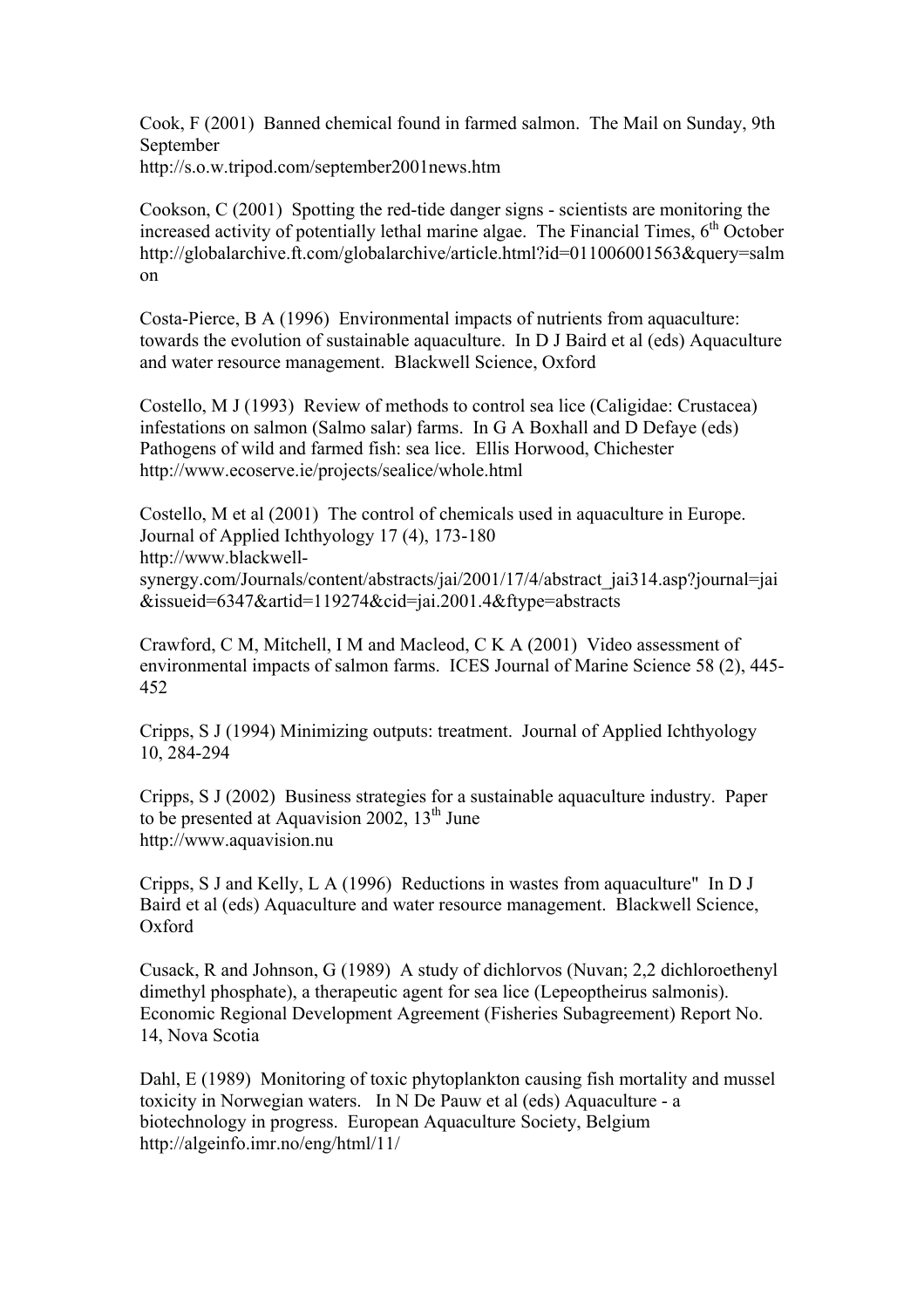Cook, F (2001) Banned chemical found in farmed salmon. The Mail on Sunday, 9th September
http://s.o.w.tripod.com/september2001news.htm

Cookson, C (2001) Spotting the red-tide danger signs - scientists are monitoring the increased activity of potentially lethal marine algae. The Financial Times, 6th October
http://globalarchive.ft.com/globalarchive/article.html?id=011006001563&query=salmon

Costa-Pierce, B A (1996) Environmental impacts of nutrients from aquaculture: towards the evolution of sustainable aquaculture. In D J Baird et al (eds) Aquaculture and water resource management. Blackwell Science, Oxford

Costello, M J (1993) Review of methods to control sea lice (Caligidae: Crustacea) infestations on salmon (Salmo salar) farms. In G A Boxhall and D Defaye (eds) Pathogens of wild and farmed fish: sea lice. Ellis Horwood, Chichester
http://www.ecoserve.ie/projects/sealice/whole.html

Costello, M et al (2001) The control of chemicals used in aquaculture in Europe. Journal of Applied Ichthyology 17 (4), 173-180
http://www.blackwell-synergy.com/Journals/content/abstracts/jai/2001/17/4/abstract_jai314.asp?journal=jai&issueid=6347&artid=119274&cid=jai.2001.4&ftype=abstracts

Crawford, C M, Mitchell, I M and Macleod, C K A (2001) Video assessment of environmental impacts of salmon farms. ICES Journal of Marine Science 58 (2), 445-452

Cripps, S J (1994) Minimizing outputs: treatment. Journal of Applied Ichthyology 10, 284-294

Cripps, S J (2002) Business strategies for a sustainable aquaculture industry. Paper to be presented at Aquavision 2002, 13th June
http://www.aquavision.nu

Cripps, S J and Kelly, L A (1996) Reductions in wastes from aquaculture" In D J Baird et al (eds) Aquaculture and water resource management. Blackwell Science, Oxford

Cusack, R and Johnson, G (1989) A study of dichlorvos (Nuvan; 2,2 dichloroethenyl dimethyl phosphate), a therapeutic agent for sea lice (Lepeoptheirus salmonis). Economic Regional Development Agreement (Fisheries Subagreement) Report No. 14, Nova Scotia

Dahl, E (1989) Monitoring of toxic phytoplankton causing fish mortality and mussel toxicity in Norwegian waters. In N De Pauw et al (eds) Aquaculture - a biotechnology in progress. European Aquaculture Society, Belgium
http://algeinfo.imr.no/eng/html/11/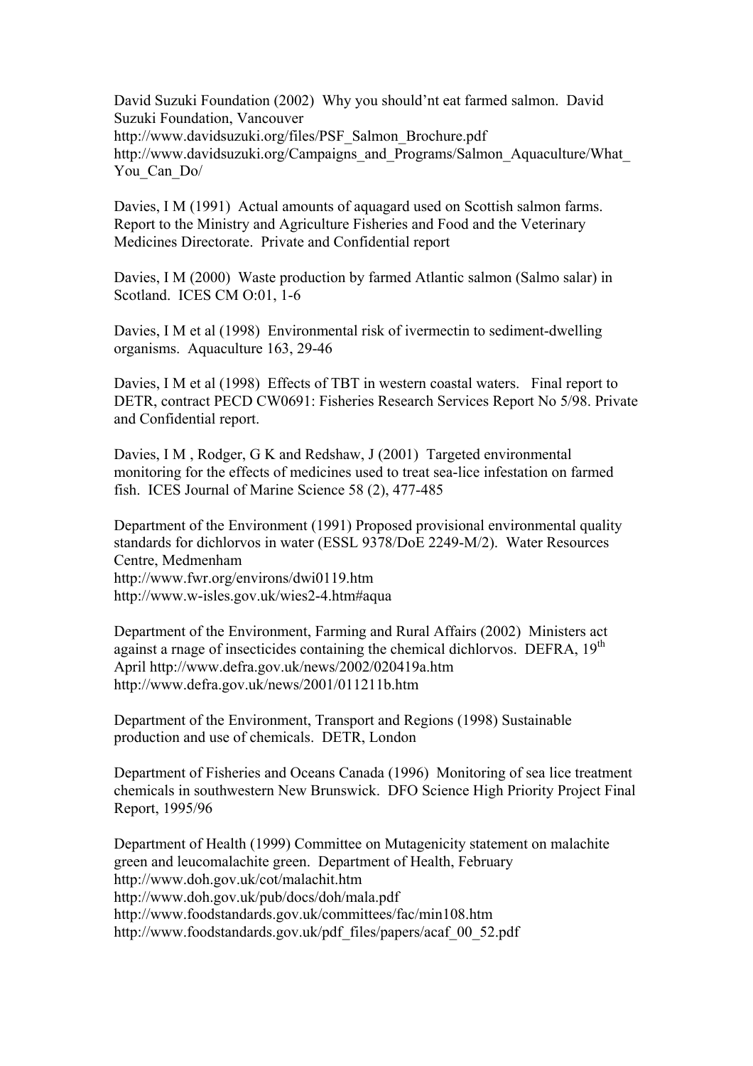David Suzuki Foundation (2002) Why you should'nt eat farmed salmon. David Suzuki Foundation, Vancouver
http://www.davidsuzuki.org/files/PSF_Salmon_Brochure.pdf
http://www.davidsuzuki.org/Campaigns_and_Programs/Salmon_Aquaculture/What_You_Can_Do/

Davies, I M (1991) Actual amounts of aquagard used on Scottish salmon farms. Report to the Ministry and Agriculture Fisheries and Food and the Veterinary Medicines Directorate. Private and Confidential report

Davies, I M (2000) Waste production by farmed Atlantic salmon (Salmo salar) in Scotland. ICES CM O:01, 1-6

Davies, I M et al (1998) Environmental risk of ivermectin to sediment-dwelling organisms. Aquaculture 163, 29-46

Davies, I M et al (1998) Effects of TBT in western coastal waters. Final report to DETR, contract PECD CW0691: Fisheries Research Services Report No 5/98. Private and Confidential report.

Davies, I M , Rodger, G K and Redshaw, J (2001) Targeted environmental monitoring for the effects of medicines used to treat sea-lice infestation on farmed fish. ICES Journal of Marine Science 58 (2), 477-485

Department of the Environment (1991) Proposed provisional environmental quality standards for dichlorvos in water (ESSL 9378/DoE 2249-M/2). Water Resources Centre, Medmenham
http://www.fwr.org/environs/dwi0119.htm
http://www.w-isles.gov.uk/wies2-4.htm#aqua

Department of the Environment, Farming and Rural Affairs (2002) Ministers act against a rnage of insecticides containing the chemical dichlorvos. DEFRA, 19th April http://www.defra.gov.uk/news/2002/020419a.htm
http://www.defra.gov.uk/news/2001/011211b.htm

Department of the Environment, Transport and Regions (1998) Sustainable production and use of chemicals. DETR, London

Department of Fisheries and Oceans Canada (1996) Monitoring of sea lice treatment chemicals in southwestern New Brunswick. DFO Science High Priority Project Final Report, 1995/96

Department of Health (1999) Committee on Mutagenicity statement on malachite green and leucomalachite green. Department of Health, February
http://www.doh.gov.uk/cot/malachit.htm
http://www.doh.gov.uk/pub/docs/doh/mala.pdf
http://www.foodstandards.gov.uk/committees/fac/min108.htm
http://www.foodstandards.gov.uk/pdf_files/papers/acaf_00_52.pdf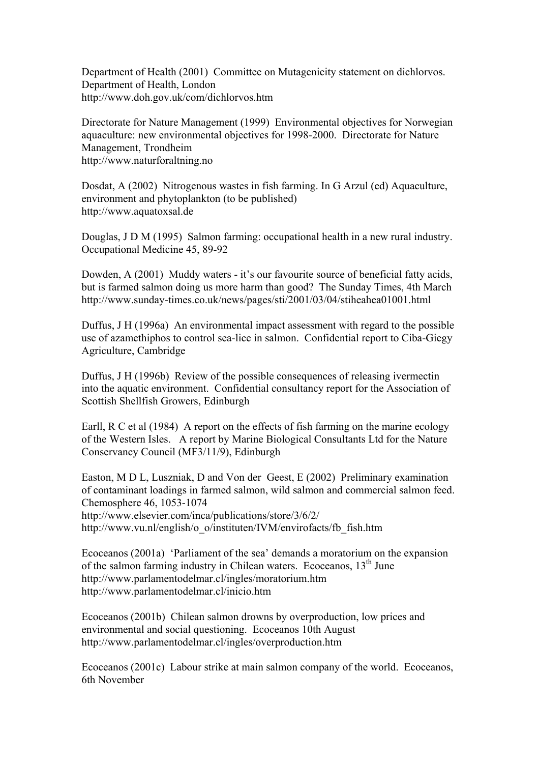Department of Health (2001) Committee on Mutagenicity statement on dichlorvos. Department of Health, London
http://www.doh.gov.uk/com/dichlorvos.htm

Directorate for Nature Management (1999) Environmental objectives for Norwegian aquaculture: new environmental objectives for 1998-2000. Directorate for Nature Management, Trondheim
http://www.naturforaltning.no

Dosdat, A (2002) Nitrogenous wastes in fish farming. In G Arzul (ed) Aquaculture, environment and phytoplankton (to be published)
http://www.aquatoxsal.de

Douglas, J D M (1995) Salmon farming: occupational health in a new rural industry. Occupational Medicine 45, 89-92

Dowden, A (2001) Muddy waters - it's our favourite source of beneficial fatty acids, but is farmed salmon doing us more harm than good? The Sunday Times, 4th March
http://www.sunday-times.co.uk/news/pages/sti/2001/03/04/stiheahea01001.html

Duffus, J H (1996a) An environmental impact assessment with regard to the possible use of azamethiphos to control sea-lice in salmon. Confidential report to Ciba-Giegy Agriculture, Cambridge

Duffus, J H (1996b) Review of the possible consequences of releasing ivermectin into the aquatic environment. Confidential consultancy report for the Association of Scottish Shellfish Growers, Edinburgh

Earll, R C et al (1984) A report on the effects of fish farming on the marine ecology of the Western Isles. A report by Marine Biological Consultants Ltd for the Nature Conservancy Council (MF3/11/9), Edinburgh

Easton, M D L, Luszniak, D and Von der Geest, E (2002) Preliminary examination of contaminant loadings in farmed salmon, wild salmon and commercial salmon feed. Chemosphere 46, 1053-1074
http://www.elsevier.com/inca/publications/store/3/6/2/
http://www.vu.nl/english/o_o/instituten/IVM/envirofacts/fb_fish.htm

Ecoceanos (2001a) 'Parliament of the sea' demands a moratorium on the expansion of the salmon farming industry in Chilean waters. Ecoceanos, 13th June
http://www.parlamentodelmar.cl/ingles/moratorium.htm
http://www.parlamentodelmar.cl/inicio.htm

Ecoceanos (2001b) Chilean salmon drowns by overproduction, low prices and environmental and social questioning. Ecoceanos 10th August
http://www.parlamentodelmar.cl/ingles/overproduction.htm

Ecoceanos (2001c) Labour strike at main salmon company of the world. Ecoceanos, 6th November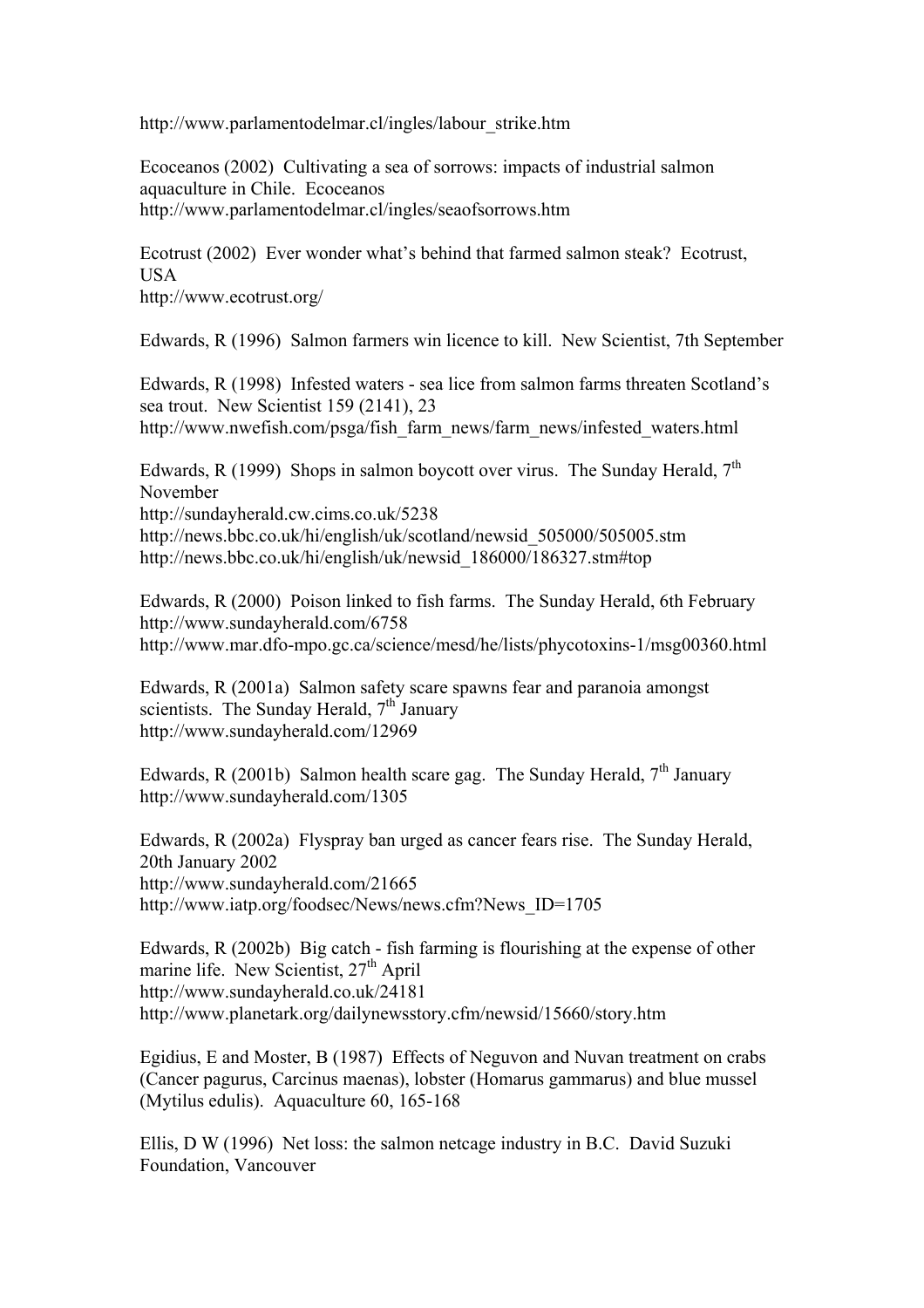http://www.parlamentodelmar.cl/ingles/labour_strike.htm

Ecoceanos (2002) Cultivating a sea of sorrows: impacts of industrial salmon aquaculture in Chile. Ecoceanos
http://www.parlamentodelmar.cl/ingles/seaofsorrows.htm

Ecotrust (2002) Ever wonder what's behind that farmed salmon steak? Ecotrust, USA
http://www.ecotrust.org/

Edwards, R (1996) Salmon farmers win licence to kill. New Scientist, 7th September

Edwards, R (1998) Infested waters - sea lice from salmon farms threaten Scotland's sea trout. New Scientist 159 (2141), 23
http://www.nwefish.com/psga/fish_farm_news/farm_news/infested_waters.html

Edwards, R (1999) Shops in salmon boycott over virus. The Sunday Herald, 7th November
http://sundayherald.cw.cims.co.uk/5238
http://news.bbc.co.uk/hi/english/uk/scotland/newsid_505000/505005.stm
http://news.bbc.co.uk/hi/english/uk/newsid_186000/186327.stm#top

Edwards, R (2000) Poison linked to fish farms. The Sunday Herald, 6th February
http://www.sundayherald.com/6758
http://www.mar.dfo-mpo.gc.ca/science/mesd/he/lists/phycotoxins-1/msg00360.html

Edwards, R (2001a) Salmon safety scare spawns fear and paranoia amongst scientists. The Sunday Herald, 7th January
http://www.sundayherald.com/12969

Edwards, R (2001b) Salmon health scare gag. The Sunday Herald, 7th January
http://www.sundayherald.com/1305

Edwards, R (2002a) Flyspray ban urged as cancer fears rise. The Sunday Herald, 20th January 2002
http://www.sundayherald.com/21665
http://www.iatp.org/foodsec/News/news.cfm?News_ID=1705

Edwards, R (2002b) Big catch - fish farming is flourishing at the expense of other marine life. New Scientist, 27th April
http://www.sundayherald.co.uk/24181
http://www.planetark.org/dailynewsstory.cfm/newsid/15660/story.htm

Egidius, E and Moster, B (1987) Effects of Neguvon and Nuvan treatment on crabs (Cancer pagurus, Carcinus maenas), lobster (Homarus gammarus) and blue mussel (Mytilus edulis). Aquaculture 60, 165-168

Ellis, D W (1996) Net loss: the salmon netcage industry in B.C. David Suzuki Foundation, Vancouver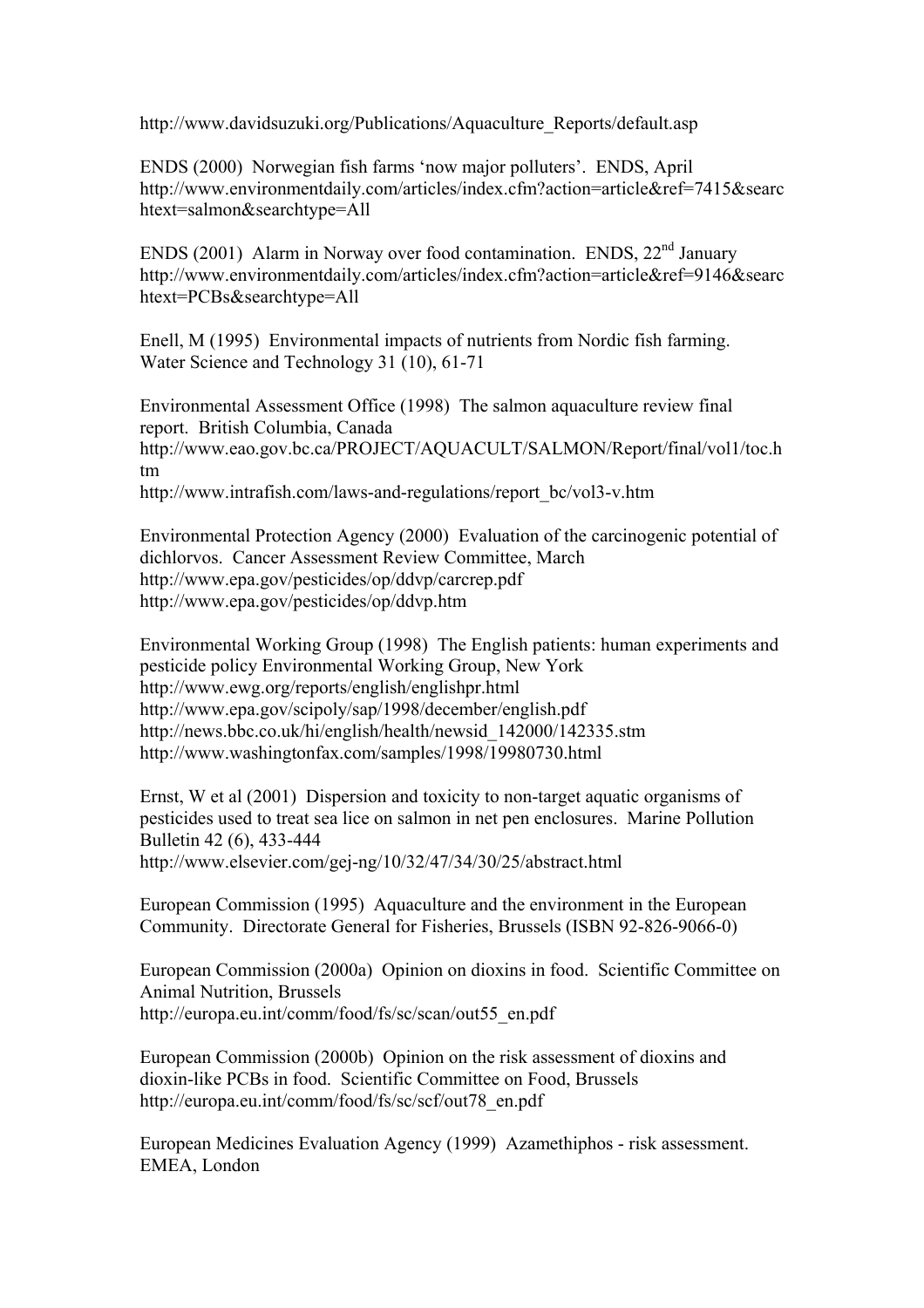http://www.davidsuzuki.org/Publications/Aquaculture_Reports/default.asp

ENDS (2000) Norwegian fish farms 'now major polluters'. ENDS, April
http://www.environmentdaily.com/articles/index.cfm?action=article&ref=7415&searchtext=salmon&searchtype=All

ENDS (2001) Alarm in Norway over food contamination. ENDS, 22nd January
http://www.environmentdaily.com/articles/index.cfm?action=article&ref=9146&searchtext=PCBs&searchtype=All

Enell, M (1995) Environmental impacts of nutrients from Nordic fish farming. Water Science and Technology 31 (10), 61-71

Environmental Assessment Office (1998) The salmon aquaculture review final report. British Columbia, Canada
http://www.eao.gov.bc.ca/PROJECT/AQUACULT/SALMON/Report/final/vol1/toc.htm
http://www.intrafish.com/laws-and-regulations/report_bc/vol3-v.htm

Environmental Protection Agency (2000) Evaluation of the carcinogenic potential of dichlorvos. Cancer Assessment Review Committee, March
http://www.epa.gov/pesticides/op/ddvp/carcrep.pdf
http://www.epa.gov/pesticides/op/ddvp.htm

Environmental Working Group (1998) The English patients: human experiments and pesticide policy Environmental Working Group, New York
http://www.ewg.org/reports/english/englishpr.html
http://www.epa.gov/scipoly/sap/1998/december/english.pdf
http://news.bbc.co.uk/hi/english/health/newsid_142000/142335.stm
http://www.washingtonfax.com/samples/1998/19980730.html

Ernst, W et al (2001) Dispersion and toxicity to non-target aquatic organisms of pesticides used to treat sea lice on salmon in net pen enclosures. Marine Pollution Bulletin 42 (6), 433-444
http://www.elsevier.com/gej-ng/10/32/47/34/30/25/abstract.html

European Commission (1995) Aquaculture and the environment in the European Community. Directorate General for Fisheries, Brussels (ISBN 92-826-9066-0)

European Commission (2000a) Opinion on dioxins in food. Scientific Committee on Animal Nutrition, Brussels
http://europa.eu.int/comm/food/fs/sc/scan/out55_en.pdf

European Commission (2000b) Opinion on the risk assessment of dioxins and dioxin-like PCBs in food. Scientific Committee on Food, Brussels
http://europa.eu.int/comm/food/fs/sc/scf/out78_en.pdf

European Medicines Evaluation Agency (1999) Azamethiphos - risk assessment. EMEA, London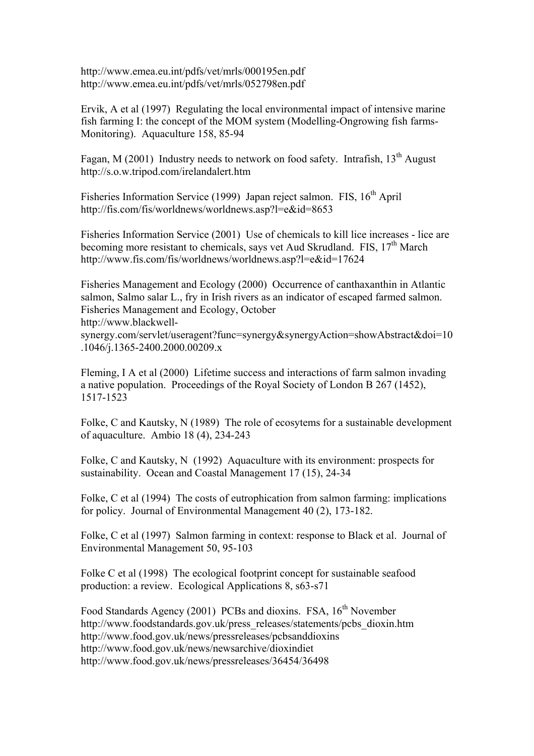http://www.emea.eu.int/pdfs/vet/mrls/000195en.pdf
http://www.emea.eu.int/pdfs/vet/mrls/052798en.pdf

Ervik, A et al (1997) Regulating the local environmental impact of intensive marine fish farming I: the concept of the MOM system (Modelling-Ongrowing fish farms-Monitoring). Aquaculture 158, 85-94

Fagan, M (2001) Industry needs to network on food safety. Intrafish, 13th August
http://s.o.w.tripod.com/irelandalert.htm

Fisheries Information Service (1999) Japan reject salmon. FIS, 16th April
http://fis.com/fis/worldnews/worldnews.asp?l=e&id=8653

Fisheries Information Service (2001) Use of chemicals to kill lice increases - lice are becoming more resistant to chemicals, says vet Aud Skrudland. FIS, 17th March
http://www.fis.com/fis/worldnews/worldnews.asp?l=e&id=17624

Fisheries Management and Ecology (2000) Occurrence of canthaxanthin in Atlantic salmon, Salmo salar L., fry in Irish rivers as an indicator of escaped farmed salmon. Fisheries Management and Ecology, October
http://www.blackwell-synergy.com/servlet/useragent?func=synergy&synergyAction=showAbstract&doi=10.1046/j.1365-2400.2000.00209.x

Fleming, I A et al (2000) Lifetime success and interactions of farm salmon invading a native population. Proceedings of the Royal Society of London B 267 (1452), 1517-1523

Folke, C and Kautsky, N (1989) The role of ecosytems for a sustainable development of aquaculture. Ambio 18 (4), 234-243

Folke, C and Kautsky, N (1992) Aquaculture with its environment: prospects for sustainability. Ocean and Coastal Management 17 (15), 24-34

Folke, C et al (1994) The costs of eutrophication from salmon farming: implications for policy. Journal of Environmental Management 40 (2), 173-182.

Folke, C et al (1997) Salmon farming in context: response to Black et al. Journal of Environmental Management 50, 95-103

Folke C et al (1998) The ecological footprint concept for sustainable seafood production: a review. Ecological Applications 8, s63-s71

Food Standards Agency (2001) PCBs and dioxins. FSA, 16th November
http://www.foodstandards.gov.uk/press_releases/statements/pcbs_dioxin.htm
http://www.food.gov.uk/news/pressreleases/pcbsanddioxins
http://www.food.gov.uk/news/newsarchive/dioxindiet
http://www.food.gov.uk/news/pressreleases/36454/36498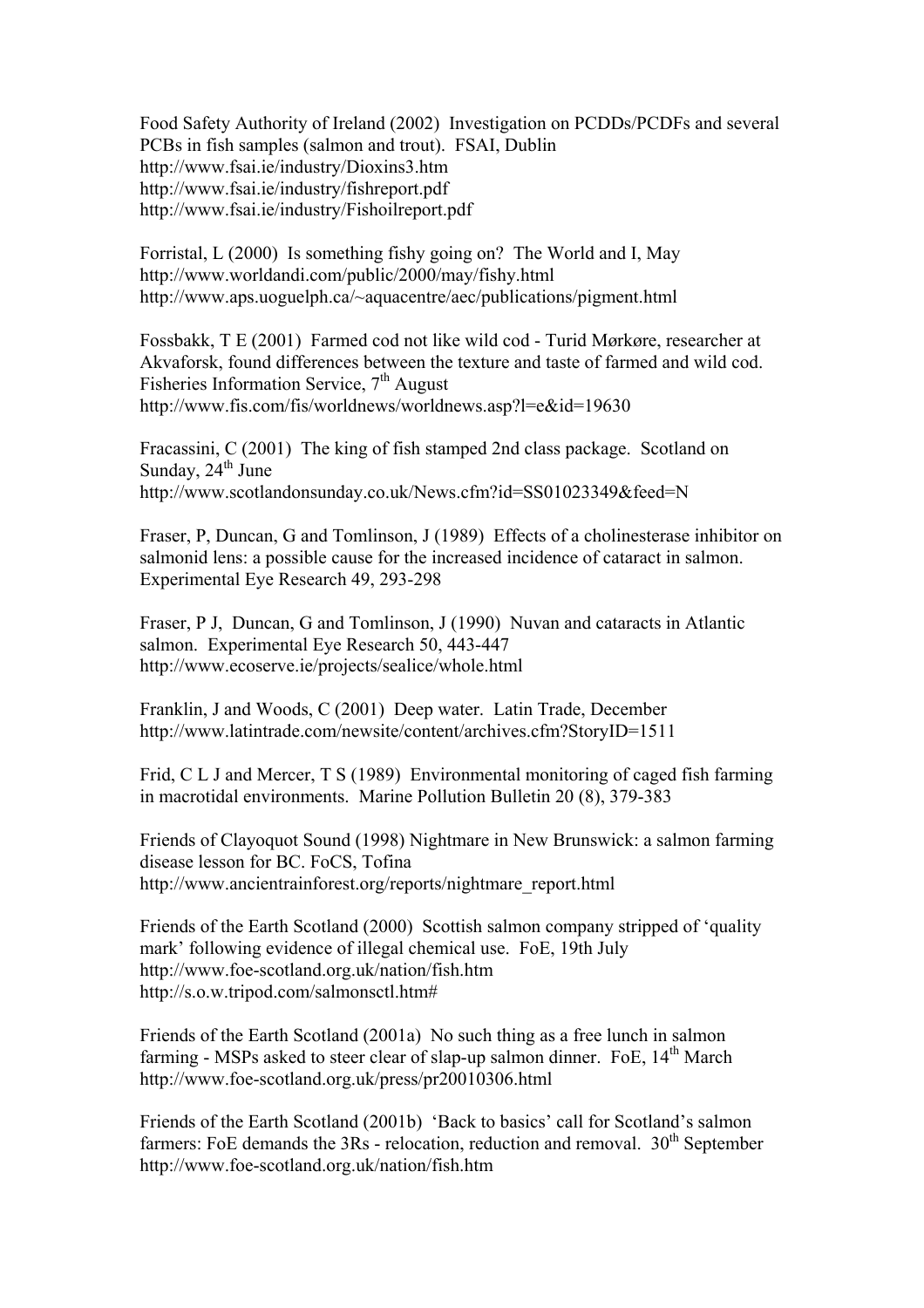Food Safety Authority of Ireland (2002) Investigation on PCDDs/PCDFs and several PCBs in fish samples (salmon and trout). FSAI, Dublin
http://www.fsai.ie/industry/Dioxins3.htm
http://www.fsai.ie/industry/fishreport.pdf
http://www.fsai.ie/industry/Fishoilreport.pdf

Forristal, L (2000) Is something fishy going on? The World and I, May
http://www.worldandi.com/public/2000/may/fishy.html
http://www.aps.uoguelph.ca/~aquacentre/aec/publications/pigment.html

Fossbakk, T E (2001) Farmed cod not like wild cod - Turid Mørkøre, researcher at Akvaforsk, found differences between the texture and taste of farmed and wild cod. Fisheries Information Service, 7th August
http://www.fis.com/fis/worldnews/worldnews.asp?l=e&id=19630

Fracassini, C (2001) The king of fish stamped 2nd class package. Scotland on Sunday, 24th June
http://www.scotlandonsunday.co.uk/News.cfm?id=SS01023349&feed=N

Fraser, P, Duncan, G and Tomlinson, J (1989) Effects of a cholinesterase inhibitor on salmonid lens: a possible cause for the increased incidence of cataract in salmon. Experimental Eye Research 49, 293-298

Fraser, P J, Duncan, G and Tomlinson, J (1990) Nuvan and cataracts in Atlantic salmon. Experimental Eye Research 50, 443-447
http://www.ecoserve.ie/projects/sealice/whole.html

Franklin, J and Woods, C (2001) Deep water. Latin Trade, December
http://www.latintrade.com/newsite/content/archives.cfm?StoryID=1511

Frid, C L J and Mercer, T S (1989) Environmental monitoring of caged fish farming in macrotidal environments. Marine Pollution Bulletin 20 (8), 379-383

Friends of Clayoquot Sound (1998) Nightmare in New Brunswick: a salmon farming disease lesson for BC. FoCS, Tofina
http://www.ancientrainforest.org/reports/nightmare_report.html

Friends of the Earth Scotland (2000) Scottish salmon company stripped of 'quality mark' following evidence of illegal chemical use. FoE, 19th July
http://www.foe-scotland.org.uk/nation/fish.htm
http://s.o.w.tripod.com/salmonsctl.htm#

Friends of the Earth Scotland (2001a) No such thing as a free lunch in salmon farming - MSPs asked to steer clear of slap-up salmon dinner. FoE, 14th March
http://www.foe-scotland.org.uk/press/pr20010306.html

Friends of the Earth Scotland (2001b) 'Back to basics' call for Scotland's salmon farmers: FoE demands the 3Rs - relocation, reduction and removal. 30th September
http://www.foe-scotland.org.uk/nation/fish.htm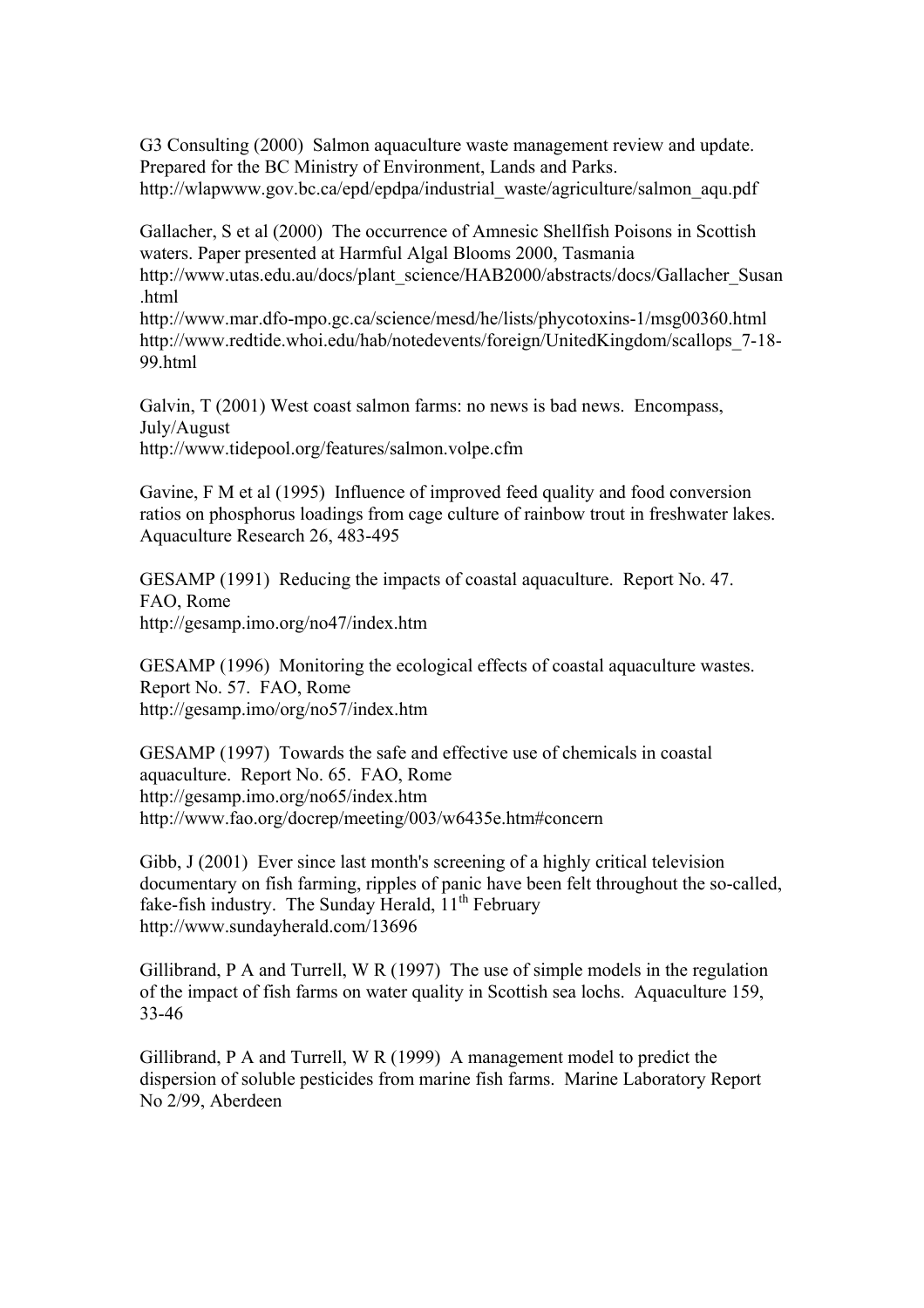G3 Consulting (2000) Salmon aquaculture waste management review and update. Prepared for the BC Ministry of Environment, Lands and Parks.
http://wlapwww.gov.bc.ca/epd/epdpa/industrial_waste/agriculture/salmon_aqu.pdf

Gallacher, S et al (2000) The occurrence of Amnesic Shellfish Poisons in Scottish waters. Paper presented at Harmful Algal Blooms 2000, Tasmania
http://www.utas.edu.au/docs/plant_science/HAB2000/abstracts/docs/Gallacher_Susan.html
http://www.mar.dfo-mpo.gc.ca/science/mesd/he/lists/phycotoxins-1/msg00360.html
http://www.redtide.whoi.edu/hab/notedevents/foreign/UnitedKingdom/scallops_7-18-99.html

Galvin, T (2001) West coast salmon farms: no news is bad news. Encompass, July/August
http://www.tidepool.org/features/salmon.volpe.cfm

Gavine, F M et al (1995) Influence of improved feed quality and food conversion ratios on phosphorus loadings from cage culture of rainbow trout in freshwater lakes. Aquaculture Research 26, 483-495

GESAMP (1991) Reducing the impacts of coastal aquaculture. Report No. 47. FAO, Rome
http://gesamp.imo.org/no47/index.htm

GESAMP (1996) Monitoring the ecological effects of coastal aquaculture wastes. Report No. 57. FAO, Rome
http://gesamp.imo/org/no57/index.htm

GESAMP (1997) Towards the safe and effective use of chemicals in coastal aquaculture. Report No. 65. FAO, Rome
http://gesamp.imo.org/no65/index.htm
http://www.fao.org/docrep/meeting/003/w6435e.htm#concern

Gibb, J (2001) Ever since last month's screening of a highly critical television documentary on fish farming, ripples of panic have been felt throughout the so-called, fake-fish industry. The Sunday Herald, 11th February
http://www.sundayherald.com/13696

Gillibrand, P A and Turrell, W R (1997) The use of simple models in the regulation of the impact of fish farms on water quality in Scottish sea lochs. Aquaculture 159, 33-46

Gillibrand, P A and Turrell, W R (1999) A management model to predict the dispersion of soluble pesticides from marine fish farms. Marine Laboratory Report No 2/99, Aberdeen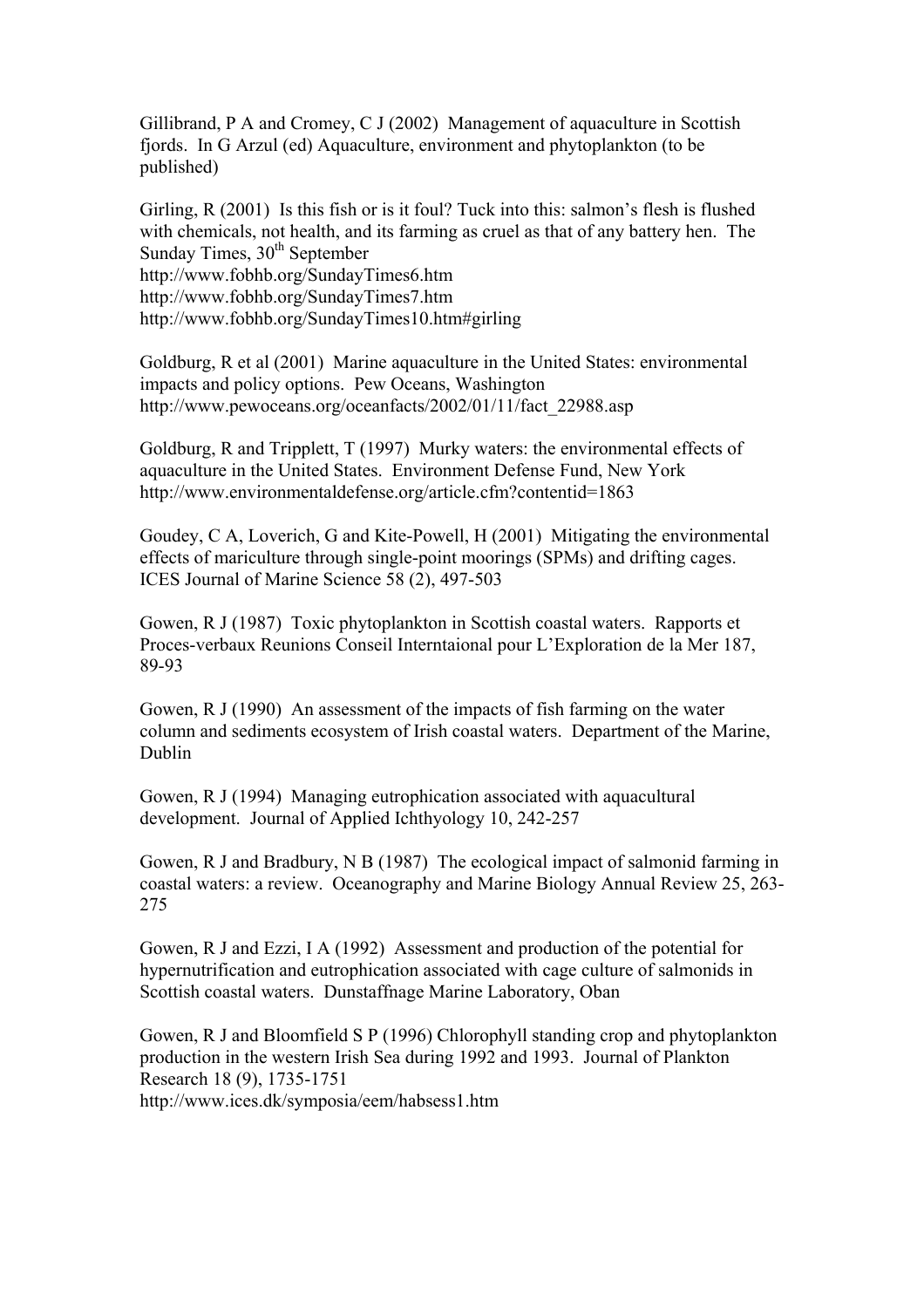Gillibrand, P A and Cromey, C J (2002) Management of aquaculture in Scottish fjords. In G Arzul (ed) Aquaculture, environment and phytoplankton (to be published)

Girling, R (2001) Is this fish or is it foul? Tuck into this: salmon's flesh is flushed with chemicals, not health, and its farming as cruel as that of any battery hen. The Sunday Times, 30th September
http://www.fobhb.org/SundayTimes6.htm
http://www.fobhb.org/SundayTimes7.htm
http://www.fobhb.org/SundayTimes10.htm#girling

Goldburg, R et al (2001) Marine aquaculture in the United States: environmental impacts and policy options. Pew Oceans, Washington
http://www.pewoceans.org/oceanfacts/2002/01/11/fact_22988.asp

Goldburg, R and Tripplett, T (1997) Murky waters: the environmental effects of aquaculture in the United States. Environment Defense Fund, New York
http://www.environmentaldefense.org/article.cfm?contentid=1863

Goudey, C A, Loverich, G and Kite-Powell, H (2001) Mitigating the environmental effects of mariculture through single-point moorings (SPMs) and drifting cages. ICES Journal of Marine Science 58 (2), 497-503

Gowen, R J (1987) Toxic phytoplankton in Scottish coastal waters. Rapports et Proces-verbaux Reunions Conseil Interntaional pour L'Exploration de la Mer 187, 89-93

Gowen, R J (1990) An assessment of the impacts of fish farming on the water column and sediments ecosystem of Irish coastal waters. Department of the Marine, Dublin

Gowen, R J (1994) Managing eutrophication associated with aquacultural development. Journal of Applied Ichthyology 10, 242-257

Gowen, R J and Bradbury, N B (1987) The ecological impact of salmonid farming in coastal waters: a review. Oceanography and Marine Biology Annual Review 25, 263-275

Gowen, R J and Ezzi, I A (1992) Assessment and production of the potential for hypernutrification and eutrophication associated with cage culture of salmonids in Scottish coastal waters. Dunstaffnage Marine Laboratory, Oban

Gowen, R J and Bloomfield S P (1996) Chlorophyll standing crop and phytoplankton production in the western Irish Sea during 1992 and 1993. Journal of Plankton Research 18 (9), 1735-1751
http://www.ices.dk/symposia/eem/habsess1.htm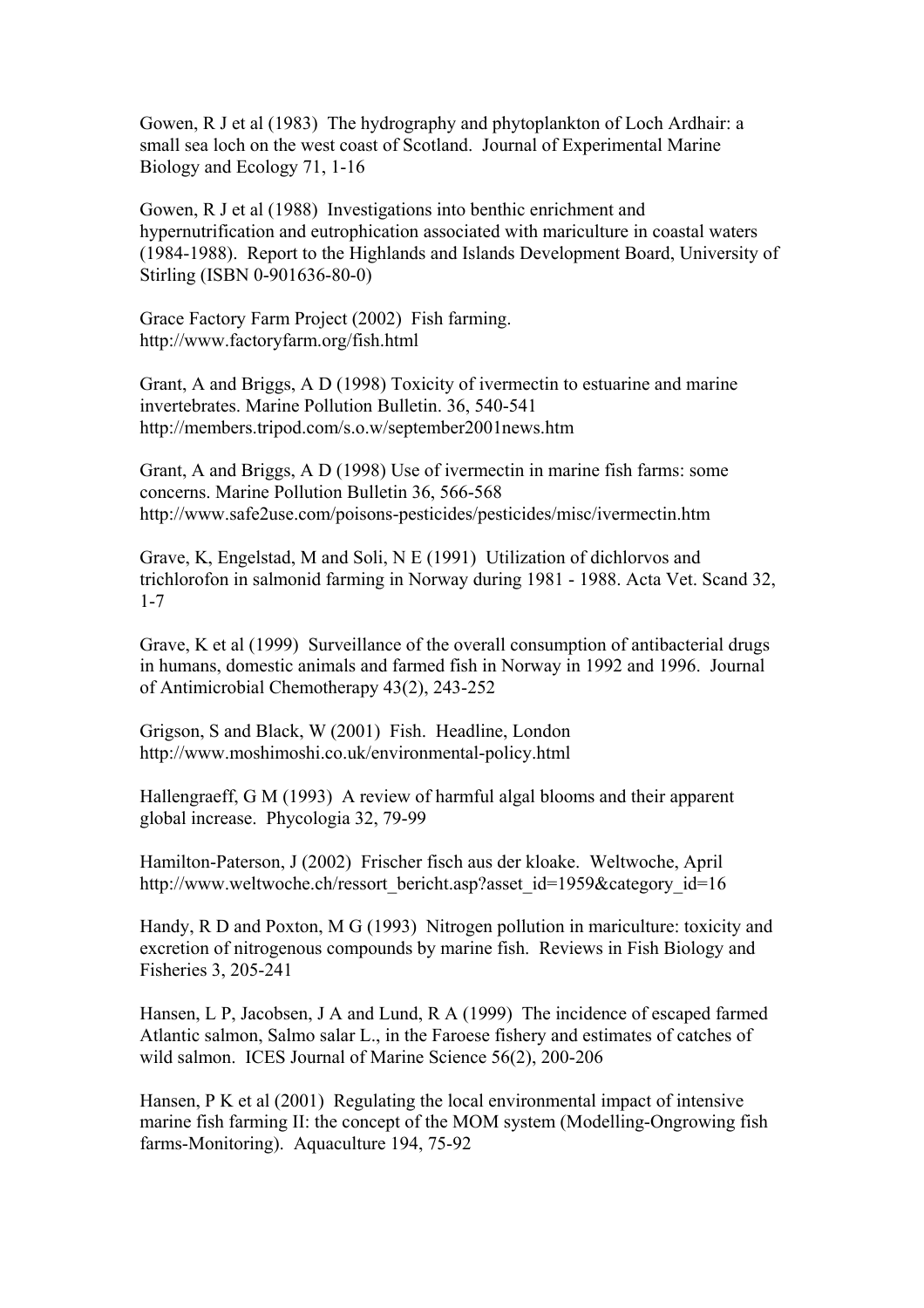Gowen, R J et al (1983) The hydrography and phytoplankton of Loch Ardhair: a small sea loch on the west coast of Scotland. Journal of Experimental Marine Biology and Ecology 71, 1-16

Gowen, R J et al (1988) Investigations into benthic enrichment and hypernutrification and eutrophication associated with mariculture in coastal waters (1984-1988). Report to the Highlands and Islands Development Board, University of Stirling (ISBN 0-901636-80-0)

Grace Factory Farm Project (2002) Fish farming. http://www.factoryfarm.org/fish.html

Grant, A and Briggs, A D (1998) Toxicity of ivermectin to estuarine and marine invertebrates. Marine Pollution Bulletin. 36, 540-541 http://members.tripod.com/s.o.w/september2001news.htm

Grant, A and Briggs, A D (1998) Use of ivermectin in marine fish farms: some concerns. Marine Pollution Bulletin 36, 566-568 http://www.safe2use.com/poisons-pesticides/pesticides/misc/ivermectin.htm

Grave, K, Engelstad, M and Soli, N E (1991) Utilization of dichlorvos and trichlorofon in salmonid farming in Norway during 1981 - 1988. Acta Vet. Scand 32, 1-7

Grave, K et al (1999) Surveillance of the overall consumption of antibacterial drugs in humans, domestic animals and farmed fish in Norway in 1992 and 1996. Journal of Antimicrobial Chemotherapy 43(2), 243-252

Grigson, S and Black, W (2001) Fish. Headline, London http://www.moshimoshi.co.uk/environmental-policy.html

Hallengraeff, G M (1993) A review of harmful algal blooms and their apparent global increase. Phycologia 32, 79-99

Hamilton-Paterson, J (2002) Frischer fisch aus der kloake. Weltwoche, April http://www.weltwoche.ch/ressort_bericht.asp?asset_id=1959&category_id=16

Handy, R D and Poxton, M G (1993) Nitrogen pollution in mariculture: toxicity and excretion of nitrogenous compounds by marine fish. Reviews in Fish Biology and Fisheries 3, 205-241

Hansen, L P, Jacobsen, J A and Lund, R A (1999) The incidence of escaped farmed Atlantic salmon, Salmo salar L., in the Faroese fishery and estimates of catches of wild salmon. ICES Journal of Marine Science 56(2), 200-206

Hansen, P K et al (2001) Regulating the local environmental impact of intensive marine fish farming II: the concept of the MOM system (Modelling-Ongrowing fish farms-Monitoring). Aquaculture 194, 75-92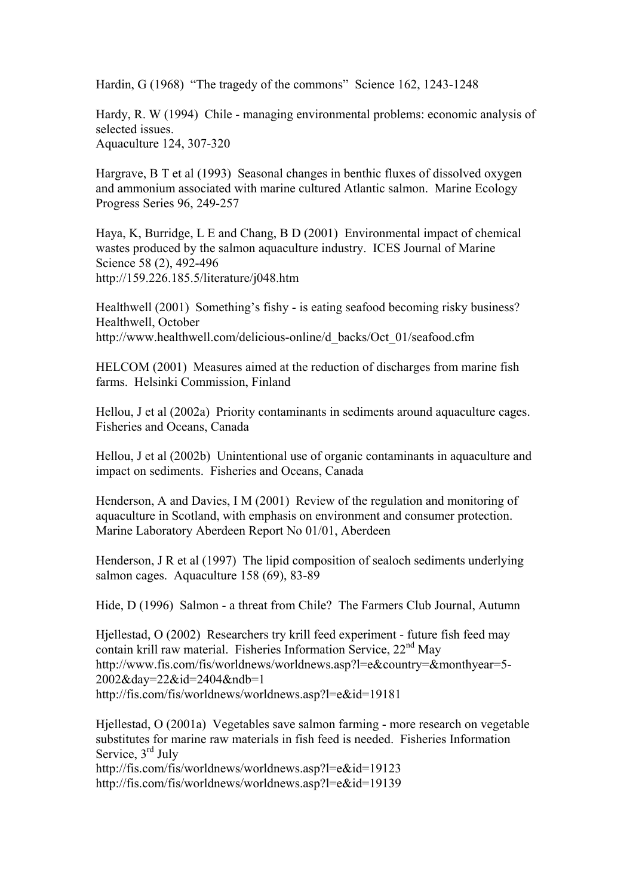Hardin, G (1968) "The tragedy of the commons" Science 162, 1243-1248

Hardy, R. W (1994) Chile - managing environmental problems: economic analysis of selected issues.
Aquaculture 124, 307-320

Hargrave, B T et al (1993) Seasonal changes in benthic fluxes of dissolved oxygen and ammonium associated with marine cultured Atlantic salmon. Marine Ecology Progress Series 96, 249-257

Haya, K, Burridge, L E and Chang, B D (2001) Environmental impact of chemical wastes produced by the salmon aquaculture industry. ICES Journal of Marine Science 58 (2), 492-496
http://159.226.185.5/literature/j048.htm

Healthwell (2001) Something's fishy - is eating seafood becoming risky business? Healthwell, October
http://www.healthwell.com/delicious-online/d_backs/Oct_01/seafood.cfm

HELCOM (2001) Measures aimed at the reduction of discharges from marine fish farms. Helsinki Commission, Finland

Hellou, J et al (2002a) Priority contaminants in sediments around aquaculture cages. Fisheries and Oceans, Canada

Hellou, J et al (2002b) Unintentional use of organic contaminants in aquaculture and impact on sediments. Fisheries and Oceans, Canada

Henderson, A and Davies, I M (2001) Review of the regulation and monitoring of aquaculture in Scotland, with emphasis on environment and consumer protection. Marine Laboratory Aberdeen Report No 01/01, Aberdeen

Henderson, J R et al (1997) The lipid composition of sealoch sediments underlying salmon cages. Aquaculture 158 (69), 83-89

Hide, D (1996) Salmon - a threat from Chile? The Farmers Club Journal, Autumn

Hjellestad, O (2002) Researchers try krill feed experiment - future fish feed may contain krill raw material. Fisheries Information Service, 22nd May
http://www.fis.com/fis/worldnews/worldnews.asp?l=e&country=&monthyear=5-2002&day=22&id=2404&ndb=1
http://fis.com/fis/worldnews/worldnews.asp?l=e&id=19181

Hjellestad, O (2001a) Vegetables save salmon farming - more research on vegetable substitutes for marine raw materials in fish feed is needed. Fisheries Information Service, 3rd July
http://fis.com/fis/worldnews/worldnews.asp?l=e&id=19123
http://fis.com/fis/worldnews/worldnews.asp?l=e&id=19139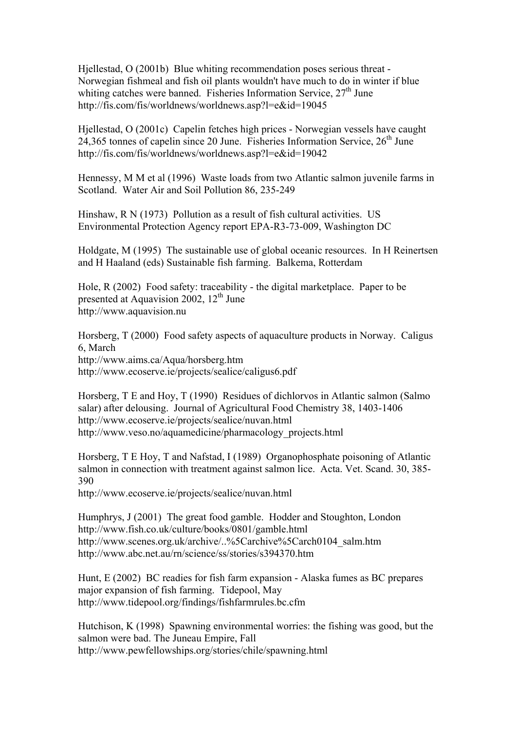Hjellestad, O (2001b) Blue whiting recommendation poses serious threat - Norwegian fishmeal and fish oil plants wouldn't have much to do in winter if blue whiting catches were banned. Fisheries Information Service, 27th June
http://fis.com/fis/worldnews/worldnews.asp?l=e&id=19045

Hjellestad, O (2001c) Capelin fetches high prices - Norwegian vessels have caught 24,365 tonnes of capelin since 20 June. Fisheries Information Service, 26th June
http://fis.com/fis/worldnews/worldnews.asp?l=e&id=19042

Hennessy, M M et al (1996) Waste loads from two Atlantic salmon juvenile farms in Scotland. Water Air and Soil Pollution 86, 235-249

Hinshaw, R N (1973) Pollution as a result of fish cultural activities. US Environmental Protection Agency report EPA-R3-73-009, Washington DC

Holdgate, M (1995) The sustainable use of global oceanic resources. In H Reinertsen and H Haaland (eds) Sustainable fish farming. Balkema, Rotterdam

Hole, R (2002) Food safety: traceability - the digital marketplace. Paper to be presented at Aquavision 2002, 12th June
http://www.aquavision.nu

Horsberg, T (2000) Food safety aspects of aquaculture products in Norway. Caligus 6, March
http://www.aims.ca/Aqua/horsberg.htm
http://www.ecoserve.ie/projects/sealice/caligus6.pdf

Horsberg, T E and Hoy, T (1990) Residues of dichlorvos in Atlantic salmon (Salmo salar) after delousing. Journal of Agricultural Food Chemistry 38, 1403-1406
http://www.ecoserve.ie/projects/sealice/nuvan.html
http://www.veso.no/aquamedicine/pharmacology_projects.html

Horsberg, T E Hoy, T and Nafstad, I (1989) Organophosphate poisoning of Atlantic salmon in connection with treatment against salmon lice. Acta. Vet. Scand. 30, 385-390
http://www.ecoserve.ie/projects/sealice/nuvan.html

Humphrys, J (2001) The great food gamble. Hodder and Stoughton, London
http://www.fish.co.uk/culture/books/0801/gamble.html
http://www.scenes.org.uk/archive/..%5Carchive%5Carch0104_salm.htm
http://www.abc.net.au/rn/science/ss/stories/s394370.htm

Hunt, E (2002) BC readies for fish farm expansion - Alaska fumes as BC prepares major expansion of fish farming. Tidepool, May
http://www.tidepool.org/findings/fishfarmrules.bc.cfm

Hutchison, K (1998) Spawning environmental worries: the fishing was good, but the salmon were bad. The Juneau Empire, Fall
http://www.pewfellowships.org/stories/chile/spawning.html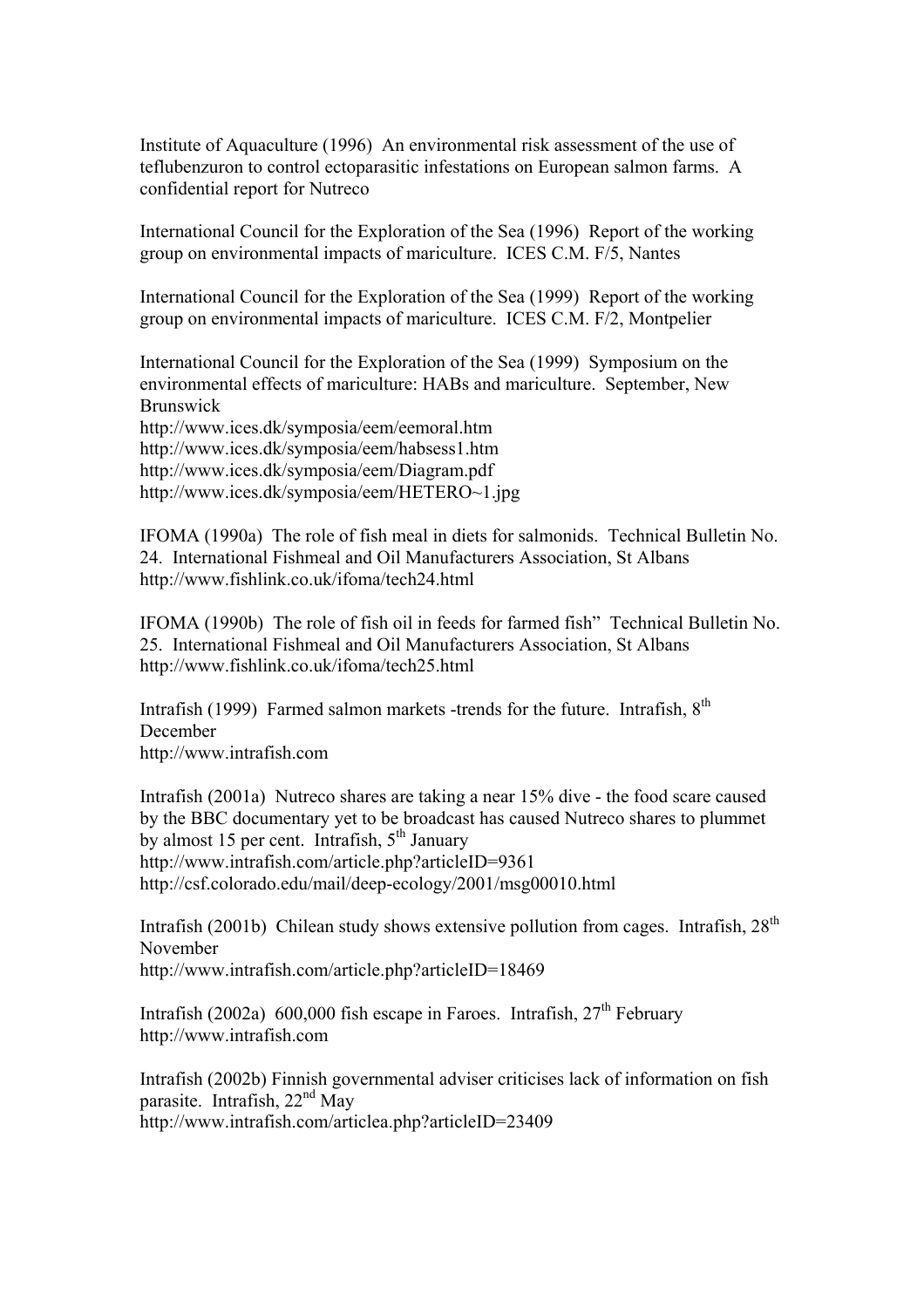Institute of Aquaculture (1996) An environmental risk assessment of the use of teflubenzuron to control ectoparasitic infestations on European salmon farms. A confidential report for Nutreco

International Council for the Exploration of the Sea (1996) Report of the working group on environmental impacts of mariculture. ICES C.M. F/5, Nantes

International Council for the Exploration of the Sea (1999) Report of the working group on environmental impacts of mariculture. ICES C.M. F/2, Montpelier

International Council for the Exploration of the Sea (1999) Symposium on the environmental effects of mariculture: HABs and mariculture. September, New Brunswick
http://www.ices.dk/symposia/eem/eemoral.htm
http://www.ices.dk/symposia/eem/habsess1.htm
http://www.ices.dk/symposia/eem/Diagram.pdf
http://www.ices.dk/symposia/eem/HETERO~1.jpg

IFOMA (1990a) The role of fish meal in diets for salmonids. Technical Bulletin No. 24. International Fishmeal and Oil Manufacturers Association, St Albans
http://www.fishlink.co.uk/ifoma/tech24.html

IFOMA (1990b) The role of fish oil in feeds for farmed fish" Technical Bulletin No. 25. International Fishmeal and Oil Manufacturers Association, St Albans
http://www.fishlink.co.uk/ifoma/tech25.html

Intrafish (1999) Farmed salmon markets -trends for the future. Intrafish, 8th December
http://www.intrafish.com

Intrafish (2001a) Nutreco shares are taking a near 15% dive - the food scare caused by the BBC documentary yet to be broadcast has caused Nutreco shares to plummet by almost 15 per cent. Intrafish, 5th January
http://www.intrafish.com/article.php?articleID=9361
http://csf.colorado.edu/mail/deep-ecology/2001/msg00010.html

Intrafish (2001b) Chilean study shows extensive pollution from cages. Intrafish, 28th November
http://www.intrafish.com/article.php?articleID=18469

Intrafish (2002a) 600,000 fish escape in Faroes. Intrafish, 27th February
http://www.intrafish.com

Intrafish (2002b) Finnish governmental adviser criticises lack of information on fish parasite. Intrafish, 22nd May
http://www.intrafish.com/articlea.php?articleID=23409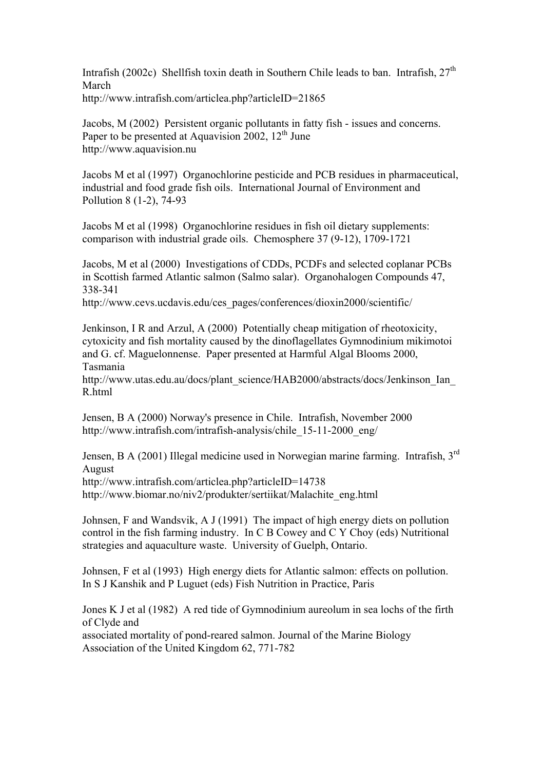Intrafish (2002c) Shellfish toxin death in Southern Chile leads to ban. Intrafish, 27th March
http://www.intrafish.com/articlea.php?articleID=21865

Jacobs, M (2002) Persistent organic pollutants in fatty fish - issues and concerns. Paper to be presented at Aquavision 2002, 12th June
http://www.aquavision.nu

Jacobs M et al (1997) Organochlorine pesticide and PCB residues in pharmaceutical, industrial and food grade fish oils. International Journal of Environment and Pollution 8 (1-2), 74-93

Jacobs M et al (1998) Organochlorine residues in fish oil dietary supplements: comparison with industrial grade oils. Chemosphere 37 (9-12), 1709-1721

Jacobs, M et al (2000) Investigations of CDDs, PCDFs and selected coplanar PCBs in Scottish farmed Atlantic salmon (Salmo salar). Organohalogen Compounds 47, 338-341
http://www.cevs.ucdavis.edu/ces_pages/conferences/dioxin2000/scientific/

Jenkinson, I R and Arzul, A (2000) Potentially cheap mitigation of rheotoxicity, cytoxicity and fish mortality caused by the dinoflagellates Gymnodinium mikimotoi and G. cf. Maguelonnense. Paper presented at Harmful Algal Blooms 2000, Tasmania
http://www.utas.edu.au/docs/plant_science/HAB2000/abstracts/docs/Jenkinson_Ian_R.html

Jensen, B A (2000) Norway's presence in Chile. Intrafish, November 2000
http://www.intrafish.com/intrafish-analysis/chile_15-11-2000_eng/

Jensen, B A (2001) Illegal medicine used in Norwegian marine farming. Intrafish, 3rd August
http://www.intrafish.com/articlea.php?articleID=14738
http://www.biomar.no/niv2/produkter/sertiikat/Malachite_eng.html

Johnsen, F and Wandsvik, A J (1991) The impact of high energy diets on pollution control in the fish farming industry. In C B Cowey and C Y Choy (eds) Nutritional strategies and aquaculture waste. University of Guelph, Ontario.

Johnsen, F et al (1993) High energy diets for Atlantic salmon: effects on pollution. In S J Kanshik and P Luguet (eds) Fish Nutrition in Practice, Paris

Jones K J et al (1982) A red tide of Gymnodinium aureolum in sea lochs of the firth of Clyde and
associated mortality of pond-reared salmon. Journal of the Marine Biology Association of the United Kingdom 62, 771-782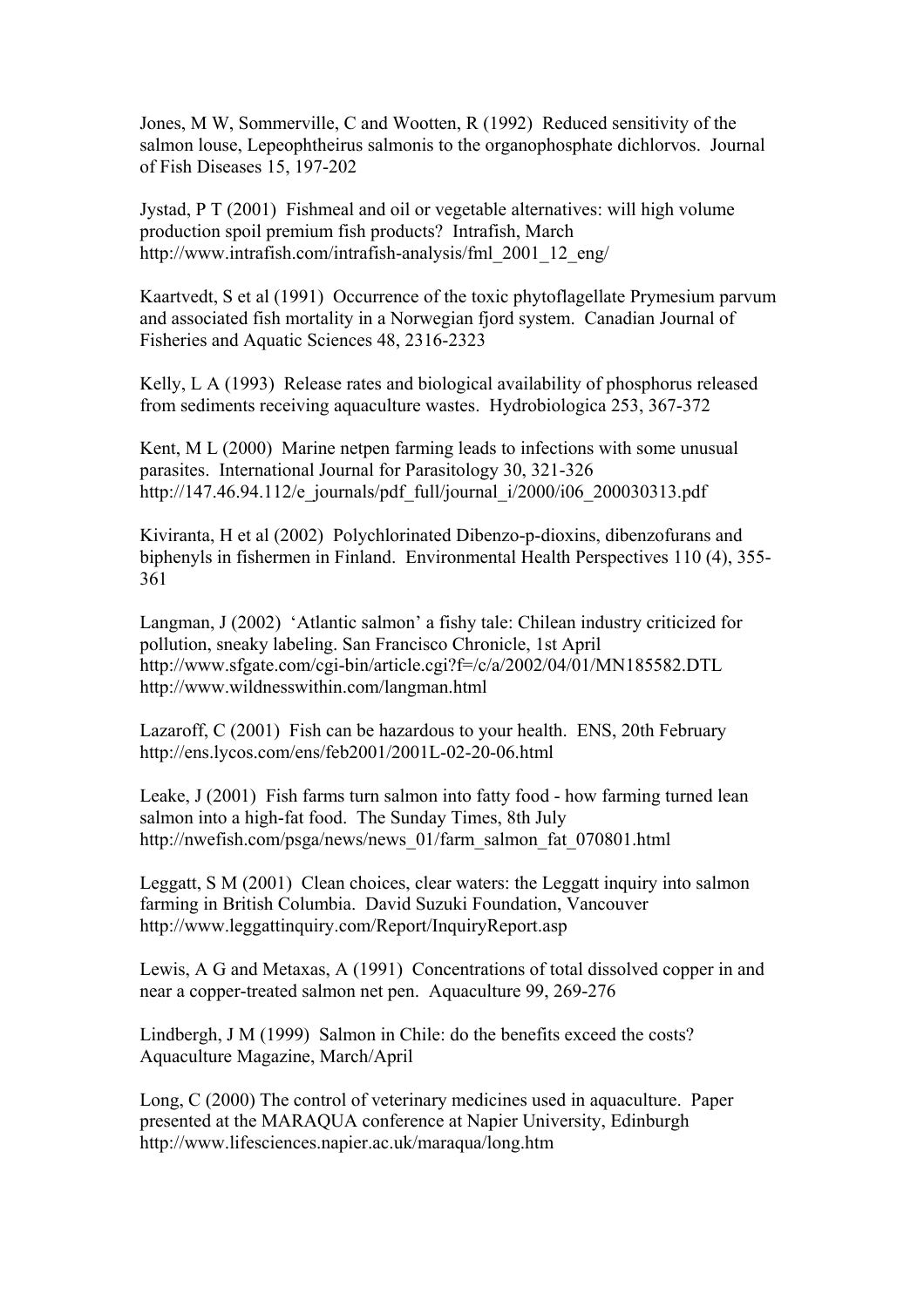Jones, M W, Sommerville, C and Wootten, R (1992) Reduced sensitivity of the salmon louse, Lepeophtheirus salmonis to the organophosphate dichlorvos. Journal of Fish Diseases 15, 197-202

Jystad, P T (2001) Fishmeal and oil or vegetable alternatives: will high volume production spoil premium fish products? Intrafish, March
http://www.intrafish.com/intrafish-analysis/fml_2001_12_eng/

Kaartvedt, S et al (1991) Occurrence of the toxic phytoflagellate Prymesium parvum and associated fish mortality in a Norwegian fjord system. Canadian Journal of Fisheries and Aquatic Sciences 48, 2316-2323

Kelly, L A (1993) Release rates and biological availability of phosphorus released from sediments receiving aquaculture wastes. Hydrobiologica 253, 367-372

Kent, M L (2000) Marine netpen farming leads to infections with some unusual parasites. International Journal for Parasitology 30, 321-326
http://147.46.94.112/e_journals/pdf_full/journal_i/2000/i06_200030313.pdf

Kiviranta, H et al (2002) Polychlorinated Dibenzo-p-dioxins, dibenzofurans and biphenyls in fishermen in Finland. Environmental Health Perspectives 110 (4), 355-361

Langman, J (2002) 'Atlantic salmon' a fishy tale: Chilean industry criticized for pollution, sneaky labeling. San Francisco Chronicle, 1st April
http://www.sfgate.com/cgi-bin/article.cgi?f=/c/a/2002/04/01/MN185582.DTL
http://www.wildnesswithin.com/langman.html

Lazaroff, C (2001) Fish can be hazardous to your health. ENS, 20th February
http://ens.lycos.com/ens/feb2001/2001L-02-20-06.html

Leake, J (2001) Fish farms turn salmon into fatty food - how farming turned lean salmon into a high-fat food. The Sunday Times, 8th July
http://nwefish.com/psga/news/news_01/farm_salmon_fat_070801.html

Leggatt, S M (2001) Clean choices, clear waters: the Leggatt inquiry into salmon farming in British Columbia. David Suzuki Foundation, Vancouver
http://www.leggattinquiry.com/Report/InquiryReport.asp

Lewis, A G and Metaxas, A (1991) Concentrations of total dissolved copper in and near a copper-treated salmon net pen. Aquaculture 99, 269-276

Lindbergh, J M (1999) Salmon in Chile: do the benefits exceed the costs? Aquaculture Magazine, March/April

Long, C (2000) The control of veterinary medicines used in aquaculture. Paper presented at the MARAQUA conference at Napier University, Edinburgh
http://www.lifesciences.napier.ac.uk/maraqua/long.htm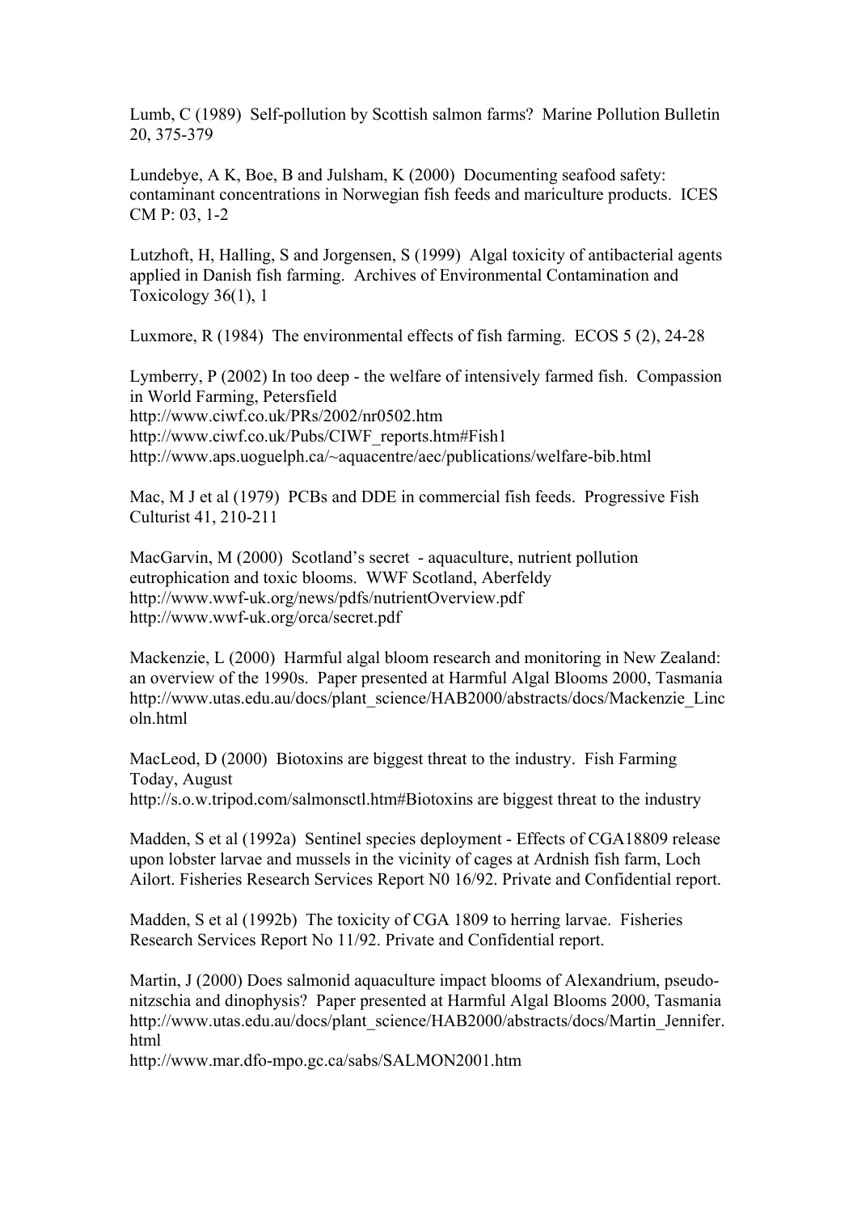Lumb, C (1989) Self-pollution by Scottish salmon farms? Marine Pollution Bulletin 20, 375-379

Lundebye, A K, Boe, B and Julsham, K (2000) Documenting seafood safety: contaminant concentrations in Norwegian fish feeds and mariculture products. ICES CM P: 03, 1-2

Lutzhoft, H, Halling, S and Jorgensen, S (1999) Algal toxicity of antibacterial agents applied in Danish fish farming. Archives of Environmental Contamination and Toxicology 36(1), 1

Luxmore, R (1984) The environmental effects of fish farming. ECOS 5 (2), 24-28

Lymberry, P (2002) In too deep - the welfare of intensively farmed fish. Compassion in World Farming, Petersfield
http://www.ciwf.co.uk/PRs/2002/nr0502.htm
http://www.ciwf.co.uk/Pubs/CIWF_reports.htm#Fish1
http://www.aps.uoguelph.ca/~aquacentre/aec/publications/welfare-bib.html

Mac, M J et al (1979) PCBs and DDE in commercial fish feeds. Progressive Fish Culturist 41, 210-211

MacGarvin, M (2000) Scotland's secret - aquaculture, nutrient pollution eutrophication and toxic blooms. WWF Scotland, Aberfeldy
http://www.wwf-uk.org/news/pdfs/nutrientOverview.pdf
http://www.wwf-uk.org/orca/secret.pdf

Mackenzie, L (2000) Harmful algal bloom research and monitoring in New Zealand: an overview of the 1990s. Paper presented at Harmful Algal Blooms 2000, Tasmania
http://www.utas.edu.au/docs/plant_science/HAB2000/abstracts/docs/Mackenzie_Lincoln.html

MacLeod, D (2000) Biotoxins are biggest threat to the industry. Fish Farming Today, August
http://s.o.w.tripod.com/salmonsctl.htm#Biotoxins are biggest threat to the industry

Madden, S et al (1992a) Sentinel species deployment - Effects of CGA18809 release upon lobster larvae and mussels in the vicinity of cages at Ardnish fish farm, Loch Ailort. Fisheries Research Services Report N0 16/92. Private and Confidential report.

Madden, S et al (1992b) The toxicity of CGA 1809 to herring larvae. Fisheries Research Services Report No 11/92. Private and Confidential report.

Martin, J (2000) Does salmonid aquaculture impact blooms of Alexandrium, pseudo-nitzschia and dinophysis? Paper presented at Harmful Algal Blooms 2000, Tasmania
http://www.utas.edu.au/docs/plant_science/HAB2000/abstracts/docs/Martin_Jennifer.html
http://www.mar.dfo-mpo.gc.ca/sabs/SALMON2001.htm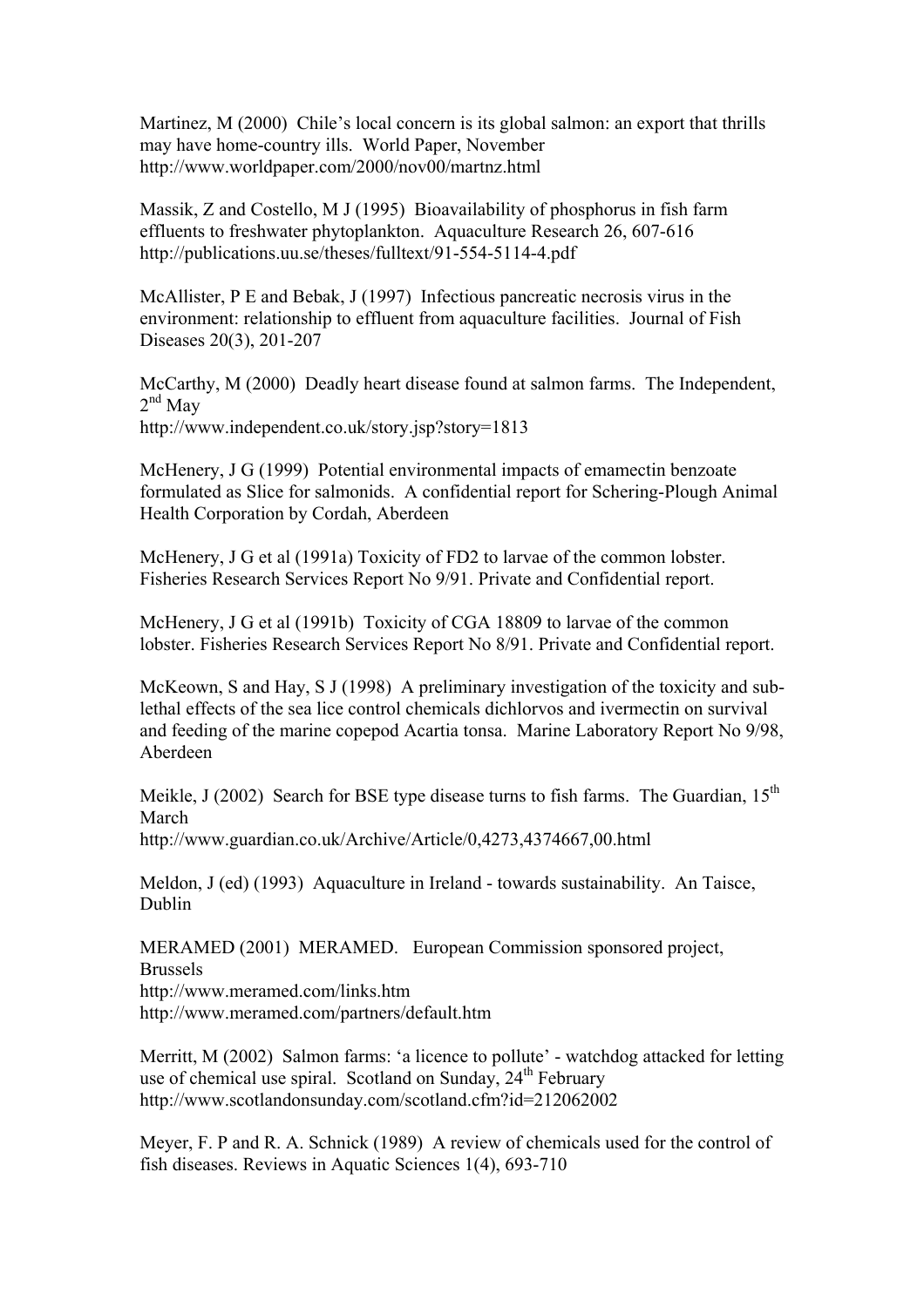Martinez, M (2000) Chile's local concern is its global salmon: an export that thrills may have home-country ills. World Paper, November
http://www.worldpaper.com/2000/nov00/martnz.html

Massik, Z and Costello, M J (1995) Bioavailability of phosphorus in fish farm effluents to freshwater phytoplankton. Aquaculture Research 26, 607-616
http://publications.uu.se/theses/fulltext/91-554-5114-4.pdf

McAllister, P E and Bebak, J (1997) Infectious pancreatic necrosis virus in the environment: relationship to effluent from aquaculture facilities. Journal of Fish Diseases 20(3), 201-207

McCarthy, M (2000) Deadly heart disease found at salmon farms. The Independent, 2nd May
http://www.independent.co.uk/story.jsp?story=1813

McHenery, J G (1999) Potential environmental impacts of emamectin benzoate formulated as Slice for salmonids. A confidential report for Schering-Plough Animal Health Corporation by Cordah, Aberdeen

McHenery, J G et al (1991a) Toxicity of FD2 to larvae of the common lobster. Fisheries Research Services Report No 9/91. Private and Confidential report.

McHenery, J G et al (1991b) Toxicity of CGA 18809 to larvae of the common lobster. Fisheries Research Services Report No 8/91. Private and Confidential report.

McKeown, S and Hay, S J (1998) A preliminary investigation of the toxicity and sub-lethal effects of the sea lice control chemicals dichlorvos and ivermectin on survival and feeding of the marine copepod Acartia tonsa. Marine Laboratory Report No 9/98, Aberdeen

Meikle, J (2002) Search for BSE type disease turns to fish farms. The Guardian, 15th March
http://www.guardian.co.uk/Archive/Article/0,4273,4374667,00.html

Meldon, J (ed) (1993) Aquaculture in Ireland - towards sustainability. An Taisce, Dublin

MERAMED (2001) MERAMED. European Commission sponsored project, Brussels
http://www.meramed.com/links.htm
http://www.meramed.com/partners/default.htm

Merritt, M (2002) Salmon farms: 'a licence to pollute' - watchdog attacked for letting use of chemical use spiral. Scotland on Sunday, 24th February
http://www.scotlandonsunday.com/scotland.cfm?id=212062002

Meyer, F. P and R. A. Schnick (1989) A review of chemicals used for the control of fish diseases. Reviews in Aquatic Sciences 1(4), 693-710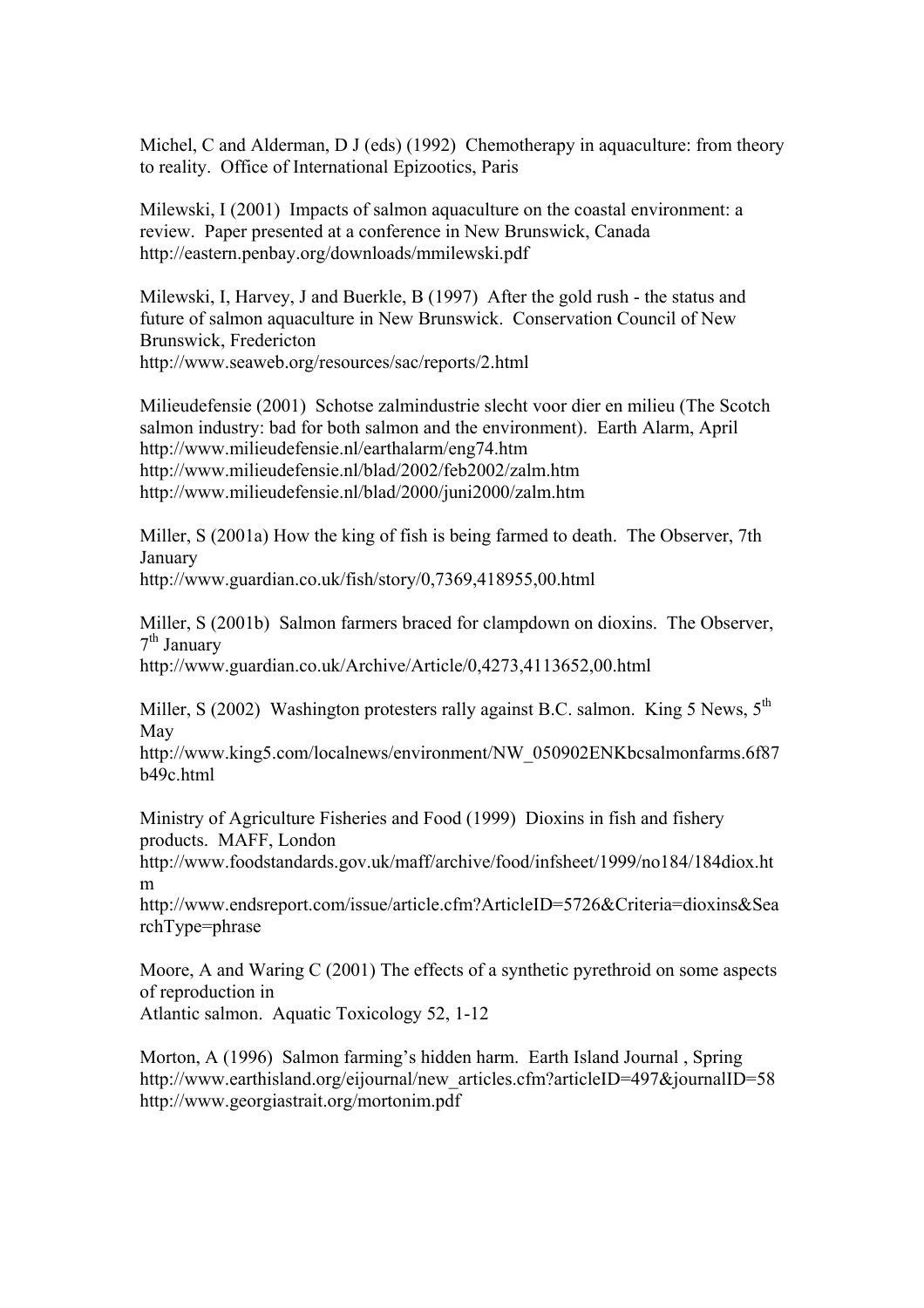Michel, C and Alderman, D J (eds) (1992) Chemotherapy in aquaculture: from theory to reality. Office of International Epizootics, Paris

Milewski, I (2001) Impacts of salmon aquaculture on the coastal environment: a review. Paper presented at a conference in New Brunswick, Canada
http://eastern.penbay.org/downloads/mmilewski.pdf

Milewski, I, Harvey, J and Buerkle, B (1997) After the gold rush - the status and future of salmon aquaculture in New Brunswick. Conservation Council of New Brunswick, Fredericton
http://www.seaweb.org/resources/sac/reports/2.html

Milieudefensie (2001) Schotse zalmindustrie slecht voor dier en milieu (The Scotch salmon industry: bad for both salmon and the environment). Earth Alarm, April
http://www.milieudefensie.nl/earthalarm/eng74.htm
http://www.milieudefensie.nl/blad/2002/feb2002/zalm.htm
http://www.milieudefensie.nl/blad/2000/juni2000/zalm.htm

Miller, S (2001a) How the king of fish is being farmed to death. The Observer, 7th January
http://www.guardian.co.uk/fish/story/0,7369,418955,00.html

Miller, S (2001b) Salmon farmers braced for clampdown on dioxins. The Observer, 7th January
http://www.guardian.co.uk/Archive/Article/0,4273,4113652,00.html

Miller, S (2002) Washington protesters rally against B.C. salmon. King 5 News, 5th May
http://www.king5.com/localnews/environment/NW_050902ENKbcsalmonfarms.6f87b49c.html

Ministry of Agriculture Fisheries and Food (1999) Dioxins in fish and fishery products. MAFF, London
http://www.foodstandards.gov.uk/maff/archive/food/infsheet/1999/no184/184diox.htm
http://www.endsreport.com/issue/article.cfm?ArticleID=5726&Criteria=dioxins&SearchType=phrase

Moore, A and Waring C (2001) The effects of a synthetic pyrethroid on some aspects of reproduction in
Atlantic salmon. Aquatic Toxicology 52, 1-12

Morton, A (1996) Salmon farming's hidden harm. Earth Island Journal , Spring
http://www.earthisland.org/eijournal/new_articles.cfm?articleID=497&journalID=58
http://www.georgiastrait.org/mortonim.pdf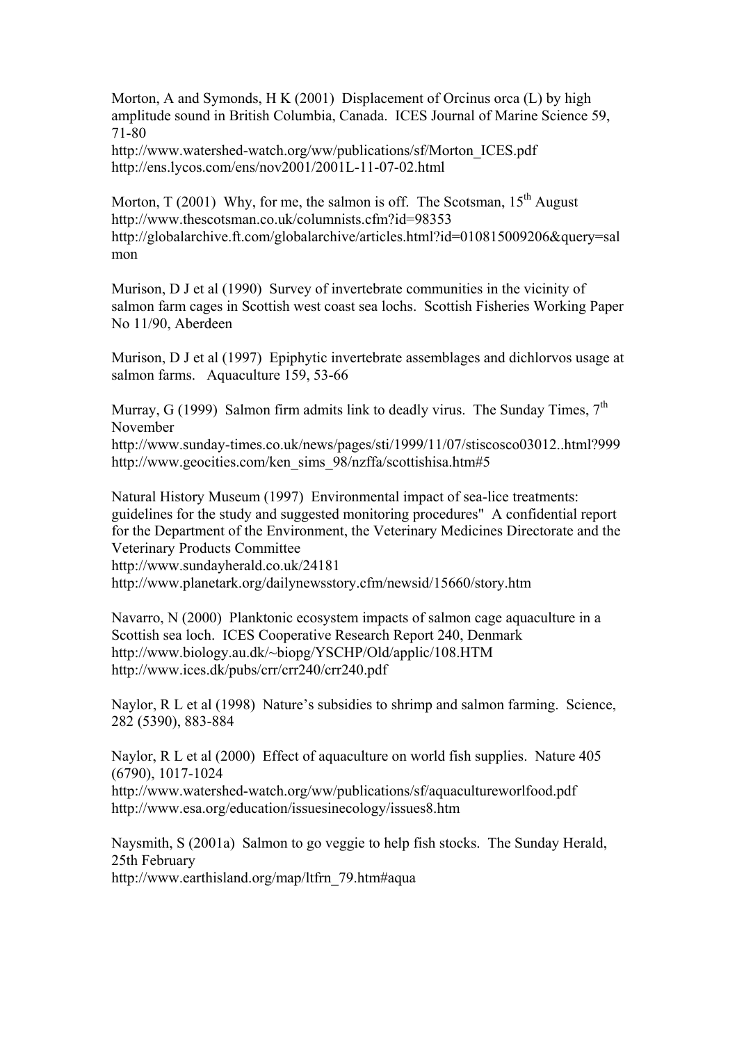Morton, A and Symonds, H K (2001) Displacement of Orcinus orca (L) by high amplitude sound in British Columbia, Canada. ICES Journal of Marine Science 59, 71-80
http://www.watershed-watch.org/ww/publications/sf/Morton_ICES.pdf
http://ens.lycos.com/ens/nov2001/2001L-11-07-02.html

Morton, T (2001) Why, for me, the salmon is off. The Scotsman, 15th August
http://www.thescotsman.co.uk/columnists.cfm?id=98353
http://globalarchive.ft.com/globalarchive/articles.html?id=010815009206&query=salmon

Murison, D J et al (1990) Survey of invertebrate communities in the vicinity of salmon farm cages in Scottish west coast sea lochs. Scottish Fisheries Working Paper No 11/90, Aberdeen

Murison, D J et al (1997) Epiphytic invertebrate assemblages and dichlorvos usage at salmon farms. Aquaculture 159, 53-66

Murray, G (1999) Salmon firm admits link to deadly virus. The Sunday Times, 7th November
http://www.sunday-times.co.uk/news/pages/sti/1999/11/07/stiscosco03012..html?999
http://www.geocities.com/ken_sims_98/nzffa/scottishisa.htm#5

Natural History Museum (1997) Environmental impact of sea-lice treatments: guidelines for the study and suggested monitoring procedures" A confidential report for the Department of the Environment, the Veterinary Medicines Directorate and the Veterinary Products Committee
http://www.sundayherald.co.uk/24181
http://www.planetark.org/dailynewsstory.cfm/newsid/15660/story.htm

Navarro, N (2000) Planktonic ecosystem impacts of salmon cage aquaculture in a Scottish sea loch. ICES Cooperative Research Report 240, Denmark
http://www.biology.au.dk/~biopg/YSCHP/Old/applic/108.HTM
http://www.ices.dk/pubs/crr/crr240/crr240.pdf

Naylor, R L et al (1998) Nature's subsidies to shrimp and salmon farming. Science, 282 (5390), 883-884

Naylor, R L et al (2000) Effect of aquaculture on world fish supplies. Nature 405 (6790), 1017-1024
http://www.watershed-watch.org/ww/publications/sf/aquacultureworlfood.pdf
http://www.esa.org/education/issuesinecology/issues8.htm

Naysmith, S (2001a) Salmon to go veggie to help fish stocks. The Sunday Herald, 25th February
http://www.earthisland.org/map/ltfrn_79.htm#aqua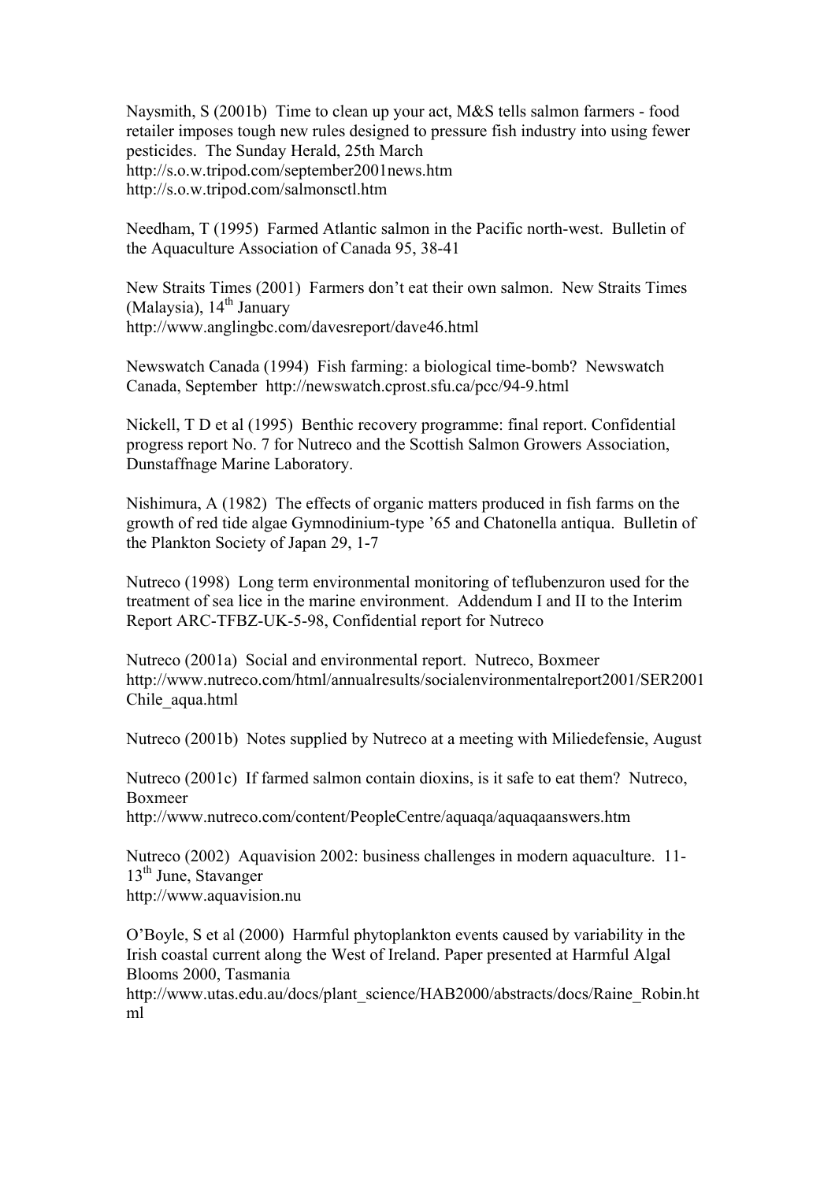Naysmith, S (2001b) Time to clean up your act, M&S tells salmon farmers - food retailer imposes tough new rules designed to pressure fish industry into using fewer pesticides. The Sunday Herald, 25th March
http://s.o.w.tripod.com/september2001news.htm
http://s.o.w.tripod.com/salmonsctl.htm

Needham, T (1995) Farmed Atlantic salmon in the Pacific north-west. Bulletin of the Aquaculture Association of Canada 95, 38-41

New Straits Times (2001) Farmers don't eat their own salmon. New Straits Times (Malaysia), 14th January
http://www.anglingbc.com/davesreport/dave46.html

Newswatch Canada (1994) Fish farming: a biological time-bomb? Newswatch Canada, September http://newswatch.cprost.sfu.ca/pcc/94-9.html

Nickell, T D et al (1995) Benthic recovery programme: final report. Confidential progress report No. 7 for Nutreco and the Scottish Salmon Growers Association, Dunstaffnage Marine Laboratory.

Nishimura, A (1982) The effects of organic matters produced in fish farms on the growth of red tide algae Gymnodinium-type '65 and Chatonella antiqua. Bulletin of the Plankton Society of Japan 29, 1-7

Nutreco (1998) Long term environmental monitoring of teflubenzuron used for the treatment of sea lice in the marine environment. Addendum I and II to the Interim Report ARC-TFBZ-UK-5-98, Confidential report for Nutreco

Nutreco (2001a) Social and environmental report. Nutreco, Boxmeer
http://www.nutreco.com/html/annualresults/socialenvironmentalreport2001/SER2001Chile_aqua.html

Nutreco (2001b) Notes supplied by Nutreco at a meeting with Miliedefensie, August

Nutreco (2001c) If farmed salmon contain dioxins, is it safe to eat them? Nutreco, Boxmeer
http://www.nutreco.com/content/PeopleCentre/aquaqa/aquaqaanswers.htm

Nutreco (2002) Aquavision 2002: business challenges in modern aquaculture. 11-13th June, Stavanger
http://www.aquavision.nu

O'Boyle, S et al (2000) Harmful phytoplankton events caused by variability in the Irish coastal current along the West of Ireland. Paper presented at Harmful Algal Blooms 2000, Tasmania
http://www.utas.edu.au/docs/plant_science/HAB2000/abstracts/docs/Raine_Robin.html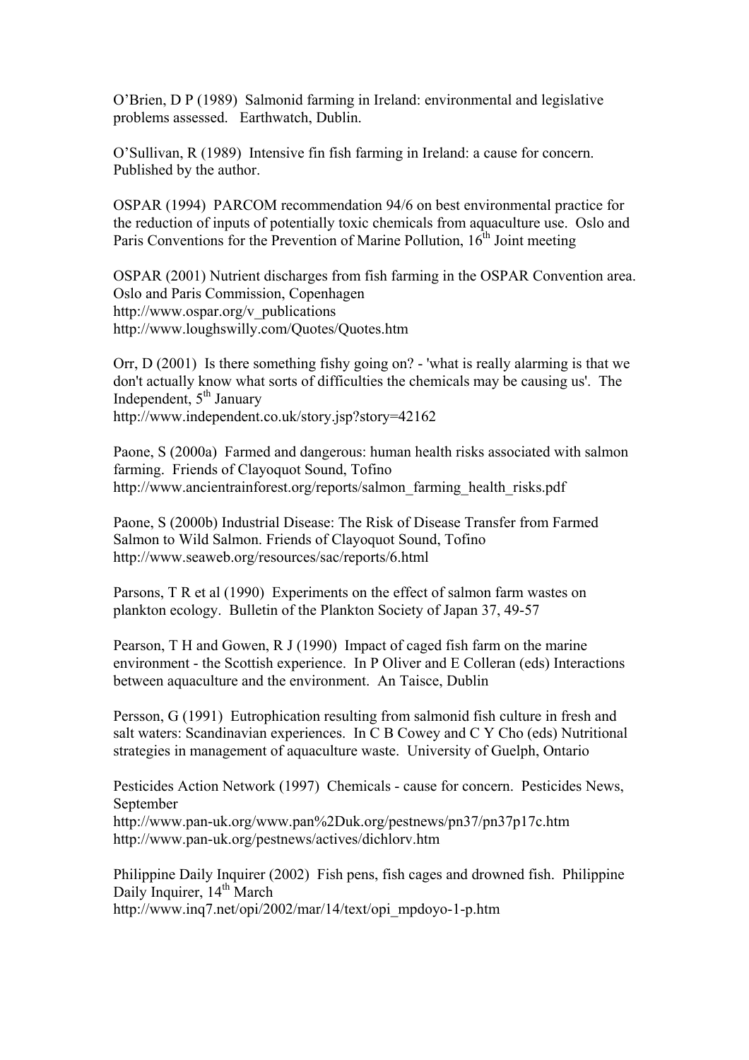O'Brien, D P (1989) Salmonid farming in Ireland: environmental and legislative problems assessed. Earthwatch, Dublin.

O'Sullivan, R (1989) Intensive fin fish farming in Ireland: a cause for concern. Published by the author.

OSPAR (1994) PARCOM recommendation 94/6 on best environmental practice for the reduction of inputs of potentially toxic chemicals from aquaculture use. Oslo and Paris Conventions for the Prevention of Marine Pollution, 16th Joint meeting

OSPAR (2001) Nutrient discharges from fish farming in the OSPAR Convention area. Oslo and Paris Commission, Copenhagen
http://www.ospar.org/v_publications
http://www.loughswilly.com/Quotes/Quotes.htm

Orr, D (2001) Is there something fishy going on? - 'what is really alarming is that we don't actually know what sorts of difficulties the chemicals may be causing us'. The Independent, 5th January
http://www.independent.co.uk/story.jsp?story=42162

Paone, S (2000a) Farmed and dangerous: human health risks associated with salmon farming. Friends of Clayoquot Sound, Tofino
http://www.ancientrainforest.org/reports/salmon_farming_health_risks.pdf

Paone, S (2000b) Industrial Disease: The Risk of Disease Transfer from Farmed Salmon to Wild Salmon. Friends of Clayoquot Sound, Tofino
http://www.seaweb.org/resources/sac/reports/6.html

Parsons, T R et al (1990) Experiments on the effect of salmon farm wastes on plankton ecology. Bulletin of the Plankton Society of Japan 37, 49-57

Pearson, T H and Gowen, R J (1990) Impact of caged fish farm on the marine environment - the Scottish experience. In P Oliver and E Colleran (eds) Interactions between aquaculture and the environment. An Taisce, Dublin

Persson, G (1991) Eutrophication resulting from salmonid fish culture in fresh and salt waters: Scandinavian experiences. In C B Cowey and C Y Cho (eds) Nutritional strategies in management of aquaculture waste. University of Guelph, Ontario

Pesticides Action Network (1997) Chemicals - cause for concern. Pesticides News, September
http://www.pan-uk.org/www.pan%2Duk.org/pestnews/pn37/pn37p17c.htm
http://www.pan-uk.org/pestnews/actives/dichlorv.htm

Philippine Daily Inquirer (2002) Fish pens, fish cages and drowned fish. Philippine Daily Inquirer, 14th March
http://www.inq7.net/opi/2002/mar/14/text/opi_mpdoyo-1-p.htm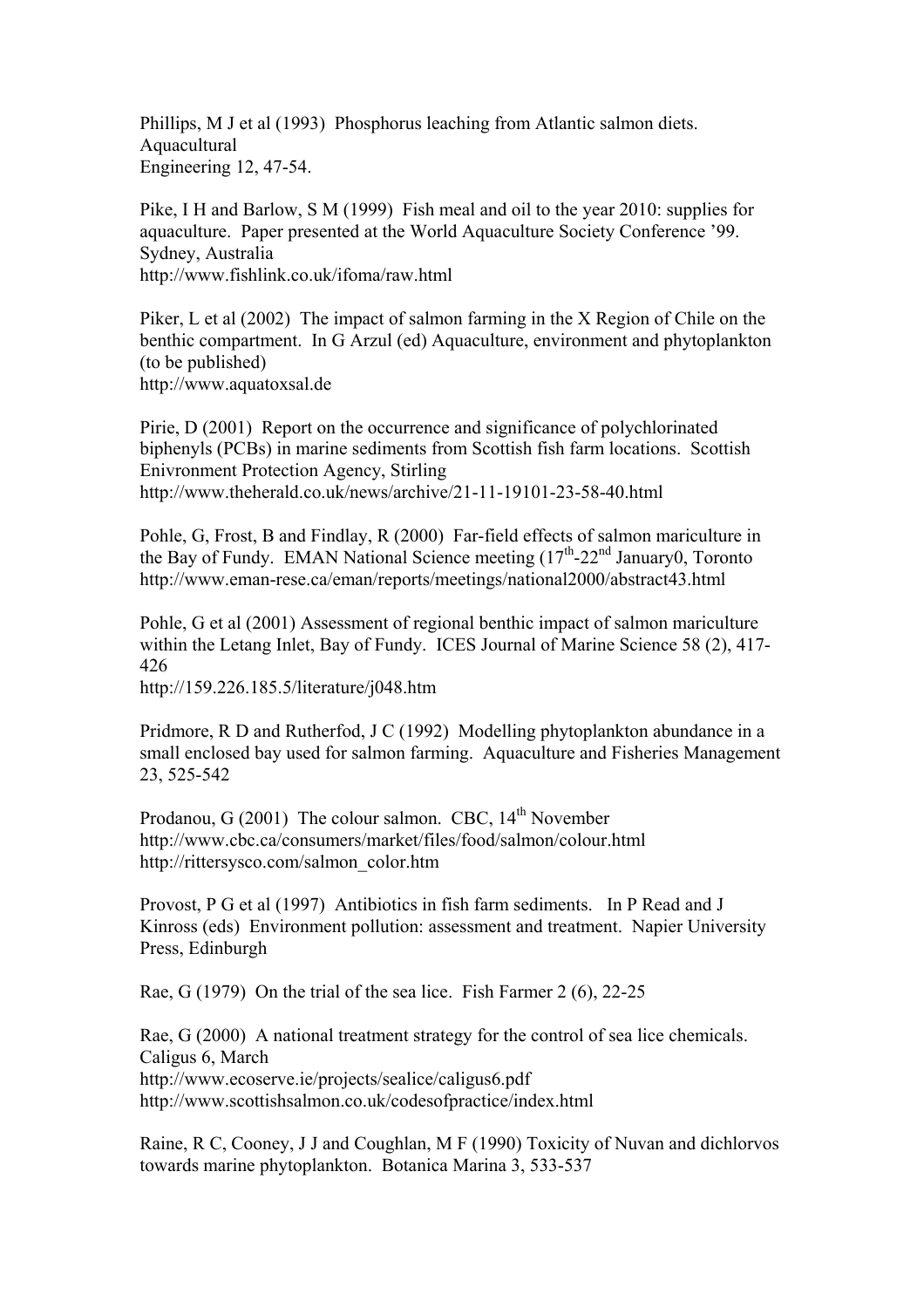Phillips, M J et al (1993) Phosphorus leaching from Atlantic salmon diets. Aquacultural
Engineering 12, 47-54.

Pike, I H and Barlow, S M (1999) Fish meal and oil to the year 2010: supplies for aquaculture. Paper presented at the World Aquaculture Society Conference '99. Sydney, Australia
http://www.fishlink.co.uk/ifoma/raw.html

Piker, L et al (2002) The impact of salmon farming in the X Region of Chile on the benthic compartment. In G Arzul (ed) Aquaculture, environment and phytoplankton (to be published)
http://www.aquatoxsal.de

Pirie, D (2001) Report on the occurrence and significance of polychlorinated biphenyls (PCBs) in marine sediments from Scottish fish farm locations. Scottish Enivronment Protection Agency, Stirling
http://www.theherald.co.uk/news/archive/21-11-19101-23-58-40.html

Pohle, G, Frost, B and Findlay, R (2000) Far-field effects of salmon mariculture in the Bay of Fundy. EMAN National Science meeting (17th-22nd January0, Toronto
http://www.eman-rese.ca/eman/reports/meetings/national2000/abstract43.html

Pohle, G et al (2001) Assessment of regional benthic impact of salmon mariculture within the Letang Inlet, Bay of Fundy. ICES Journal of Marine Science 58 (2), 417-426
http://159.226.185.5/literature/j048.htm

Pridmore, R D and Rutherfod, J C (1992) Modelling phytoplankton abundance in a small enclosed bay used for salmon farming. Aquaculture and Fisheries Management 23, 525-542

Prodanou, G (2001) The colour salmon. CBC, 14th November
http://www.cbc.ca/consumers/market/files/food/salmon/colour.html
http://rittersysco.com/salmon_color.htm

Provost, P G et al (1997) Antibiotics in fish farm sediments. In P Read and J Kinross (eds) Environment pollution: assessment and treatment. Napier University Press, Edinburgh

Rae, G (1979) On the trial of the sea lice. Fish Farmer 2 (6), 22-25

Rae, G (2000) A national treatment strategy for the control of sea lice chemicals. Caligus 6, March
http://www.ecoserve.ie/projects/sealice/caligus6.pdf
http://www.scottishsalmon.co.uk/codesofpractice/index.html

Raine, R C, Cooney, J J and Coughlan, M F (1990) Toxicity of Nuvan and dichlorvos towards marine phytoplankton. Botanica Marina 3, 533-537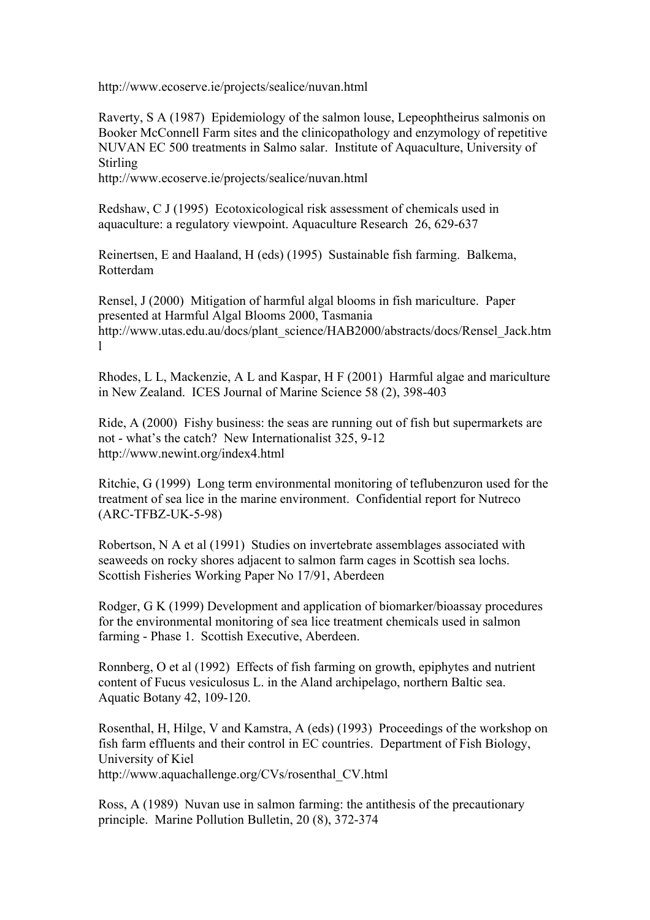http://www.ecoserve.ie/projects/sealice/nuvan.html

Raverty, S A (1987) Epidemiology of the salmon louse, Lepeophtheirus salmonis on Booker McConnell Farm sites and the clinicopathology and enzymology of repetitive NUVAN EC 500 treatments in Salmo salar. Institute of Aquaculture, University of Stirling
http://www.ecoserve.ie/projects/sealice/nuvan.html

Redshaw, C J (1995) Ecotoxicological risk assessment of chemicals used in aquaculture: a regulatory viewpoint. Aquaculture Research 26, 629-637

Reinertsen, E and Haaland, H (eds) (1995) Sustainable fish farming. Balkema, Rotterdam

Rensel, J (2000) Mitigation of harmful algal blooms in fish mariculture. Paper presented at Harmful Algal Blooms 2000, Tasmania
http://www.utas.edu.au/docs/plant_science/HAB2000/abstracts/docs/Rensel_Jack.html

Rhodes, L L, Mackenzie, A L and Kaspar, H F (2001) Harmful algae and mariculture in New Zealand. ICES Journal of Marine Science 58 (2), 398-403

Ride, A (2000) Fishy business: the seas are running out of fish but supermarkets are not - what's the catch? New Internationalist 325, 9-12
http://www.newint.org/index4.html

Ritchie, G (1999) Long term environmental monitoring of teflubenzuron used for the treatment of sea lice in the marine environment. Confidential report for Nutreco (ARC-TFBZ-UK-5-98)

Robertson, N A et al (1991) Studies on invertebrate assemblages associated with seaweeds on rocky shores adjacent to salmon farm cages in Scottish sea lochs. Scottish Fisheries Working Paper No 17/91, Aberdeen

Rodger, G K (1999) Development and application of biomarker/bioassay procedures for the environmental monitoring of sea lice treatment chemicals used in salmon farming - Phase 1. Scottish Executive, Aberdeen.

Ronnberg, O et al (1992) Effects of fish farming on growth, epiphytes and nutrient content of Fucus vesiculosus L. in the Aland archipelago, northern Baltic sea. Aquatic Botany 42, 109-120.

Rosenthal, H, Hilge, V and Kamstra, A (eds) (1993) Proceedings of the workshop on fish farm effluents and their control in EC countries. Department of Fish Biology, University of Kiel
http://www.aquachallenge.org/CVs/rosenthal_CV.html

Ross, A (1989) Nuvan use in salmon farming: the antithesis of the precautionary principle. Marine Pollution Bulletin, 20 (8), 372-374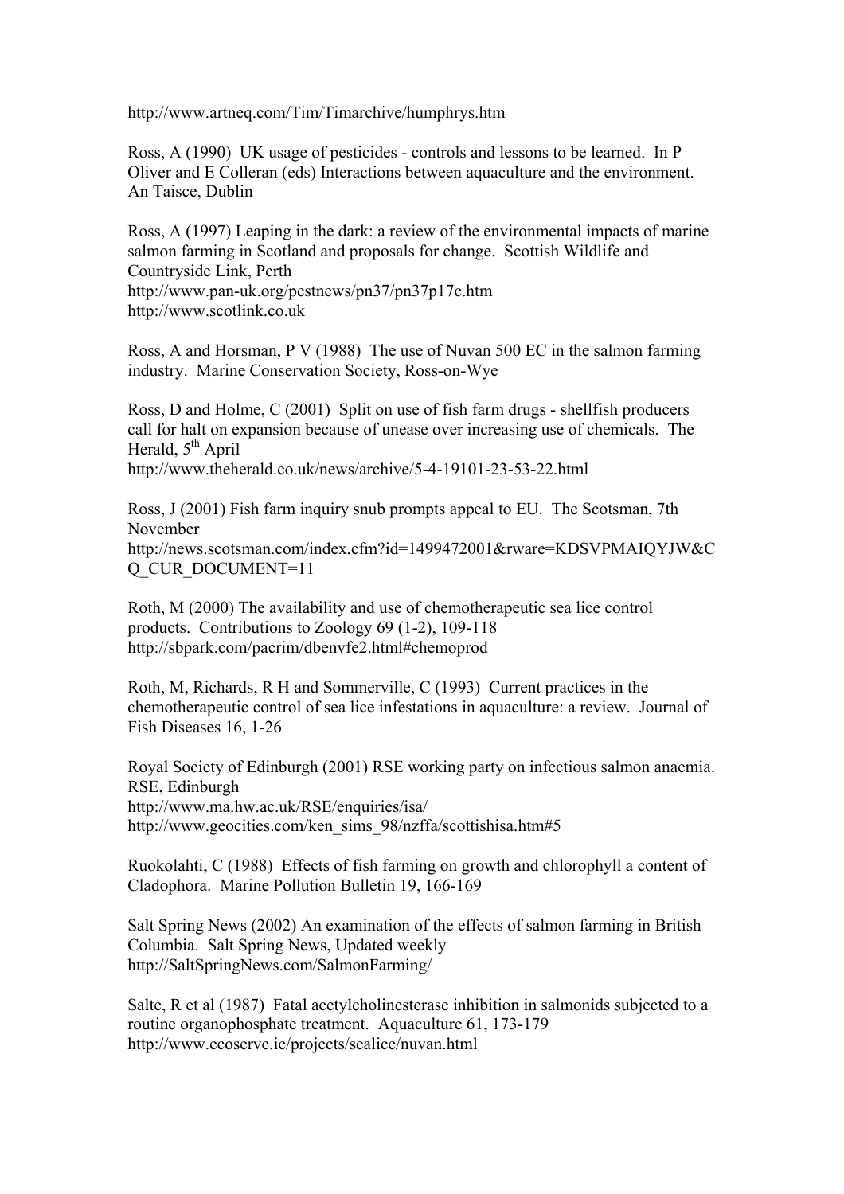http://www.artneq.com/Tim/Timarchive/humphrys.htm

Ross, A (1990) UK usage of pesticides - controls and lessons to be learned. In P Oliver and E Colleran (eds) Interactions between aquaculture and the environment. An Taisce, Dublin

Ross, A (1997) Leaping in the dark: a review of the environmental impacts of marine salmon farming in Scotland and proposals for change. Scottish Wildlife and Countryside Link, Perth
http://www.pan-uk.org/pestnews/pn37/pn37p17c.htm
http://www.scotlink.co.uk

Ross, A and Horsman, P V (1988) The use of Nuvan 500 EC in the salmon farming industry. Marine Conservation Society, Ross-on-Wye

Ross, D and Holme, C (2001) Split on use of fish farm drugs - shellfish producers call for halt on expansion because of unease over increasing use of chemicals. The Herald, 5th April
http://www.theherald.co.uk/news/archive/5-4-19101-23-53-22.html

Ross, J (2001) Fish farm inquiry snub prompts appeal to EU. The Scotsman, 7th November
http://news.scotsman.com/index.cfm?id=1499472001&rware=KDSVPMAIQYJW&CQ_CUR_DOCUMENT=11

Roth, M (2000) The availability and use of chemotherapeutic sea lice control products. Contributions to Zoology 69 (1-2), 109-118
http://sbpark.com/pacrim/dbenvfe2.html#chemoprod

Roth, M, Richards, R H and Sommerville, C (1993) Current practices in the chemotherapeutic control of sea lice infestations in aquaculture: a review. Journal of Fish Diseases 16, 1-26

Royal Society of Edinburgh (2001) RSE working party on infectious salmon anaemia. RSE, Edinburgh
http://www.ma.hw.ac.uk/RSE/enquiries/isa/
http://www.geocities.com/ken_sims_98/nzffa/scottishisa.htm#5

Ruokolahti, C (1988) Effects of fish farming on growth and chlorophyll a content of Cladophora. Marine Pollution Bulletin 19, 166-169

Salt Spring News (2002) An examination of the effects of salmon farming in British Columbia. Salt Spring News, Updated weekly
http://SaltSpringNews.com/SalmonFarming/

Salte, R et al (1987) Fatal acetylcholinesterase inhibition in salmonids subjected to a routine organophosphate treatment. Aquaculture 61, 173-179
http://www.ecoserve.ie/projects/sealice/nuvan.html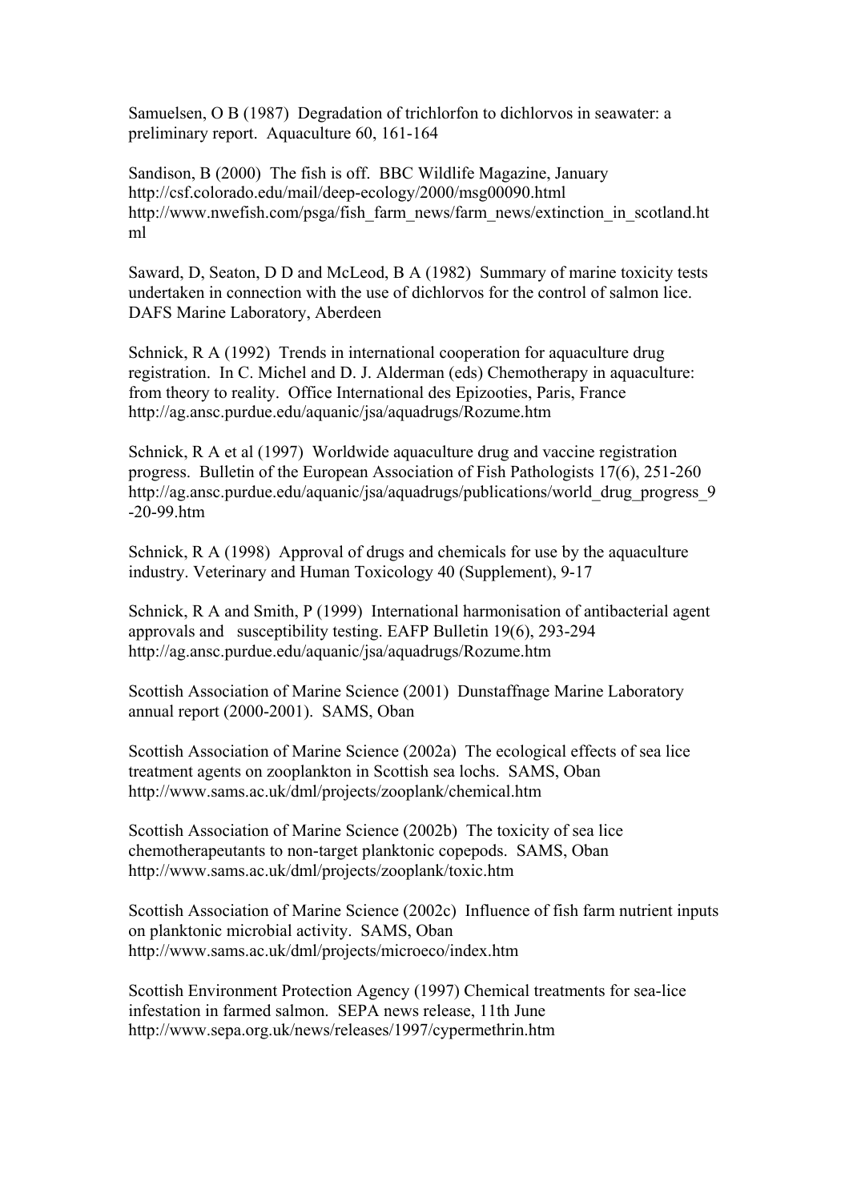Samuelsen, O B (1987) Degradation of trichlorfon to dichlorvos in seawater: a preliminary report. Aquaculture 60, 161-164

Sandison, B (2000) The fish is off. BBC Wildlife Magazine, January
http://csf.colorado.edu/mail/deep-ecology/2000/msg00090.html
http://www.nwefish.com/psga/fish_farm_news/farm_news/extinction_in_scotland.html

Saward, D, Seaton, D D and McLeod, B A (1982) Summary of marine toxicity tests undertaken in connection with the use of dichlorvos for the control of salmon lice. DAFS Marine Laboratory, Aberdeen

Schnick, R A (1992) Trends in international cooperation for aquaculture drug registration. In C. Michel and D. J. Alderman (eds) Chemotherapy in aquaculture: from theory to reality. Office International des Epizooties, Paris, France
http://ag.ansc.purdue.edu/aquanic/jsa/aquadrugs/Rozume.htm

Schnick, R A et al (1997) Worldwide aquaculture drug and vaccine registration progress. Bulletin of the European Association of Fish Pathologists 17(6), 251-260
http://ag.ansc.purdue.edu/aquanic/jsa/aquadrugs/publications/world_drug_progress_9-20-99.htm

Schnick, R A (1998) Approval of drugs and chemicals for use by the aquaculture industry. Veterinary and Human Toxicology 40 (Supplement), 9-17

Schnick, R A and Smith, P (1999) International harmonisation of antibacterial agent approvals and susceptibility testing. EAFP Bulletin 19(6), 293-294
http://ag.ansc.purdue.edu/aquanic/jsa/aquadrugs/Rozume.htm

Scottish Association of Marine Science (2001) Dunstaffnage Marine Laboratory annual report (2000-2001). SAMS, Oban

Scottish Association of Marine Science (2002a) The ecological effects of sea lice treatment agents on zooplankton in Scottish sea lochs. SAMS, Oban
http://www.sams.ac.uk/dml/projects/zooplank/chemical.htm

Scottish Association of Marine Science (2002b) The toxicity of sea lice chemotherapeutants to non-target planktonic copepods. SAMS, Oban
http://www.sams.ac.uk/dml/projects/zooplank/toxic.htm

Scottish Association of Marine Science (2002c) Influence of fish farm nutrient inputs on planktonic microbial activity. SAMS, Oban
http://www.sams.ac.uk/dml/projects/microeco/index.htm

Scottish Environment Protection Agency (1997) Chemical treatments for sea-lice infestation in farmed salmon. SEPA news release, 11th June
http://www.sepa.org.uk/news/releases/1997/cypermethrin.htm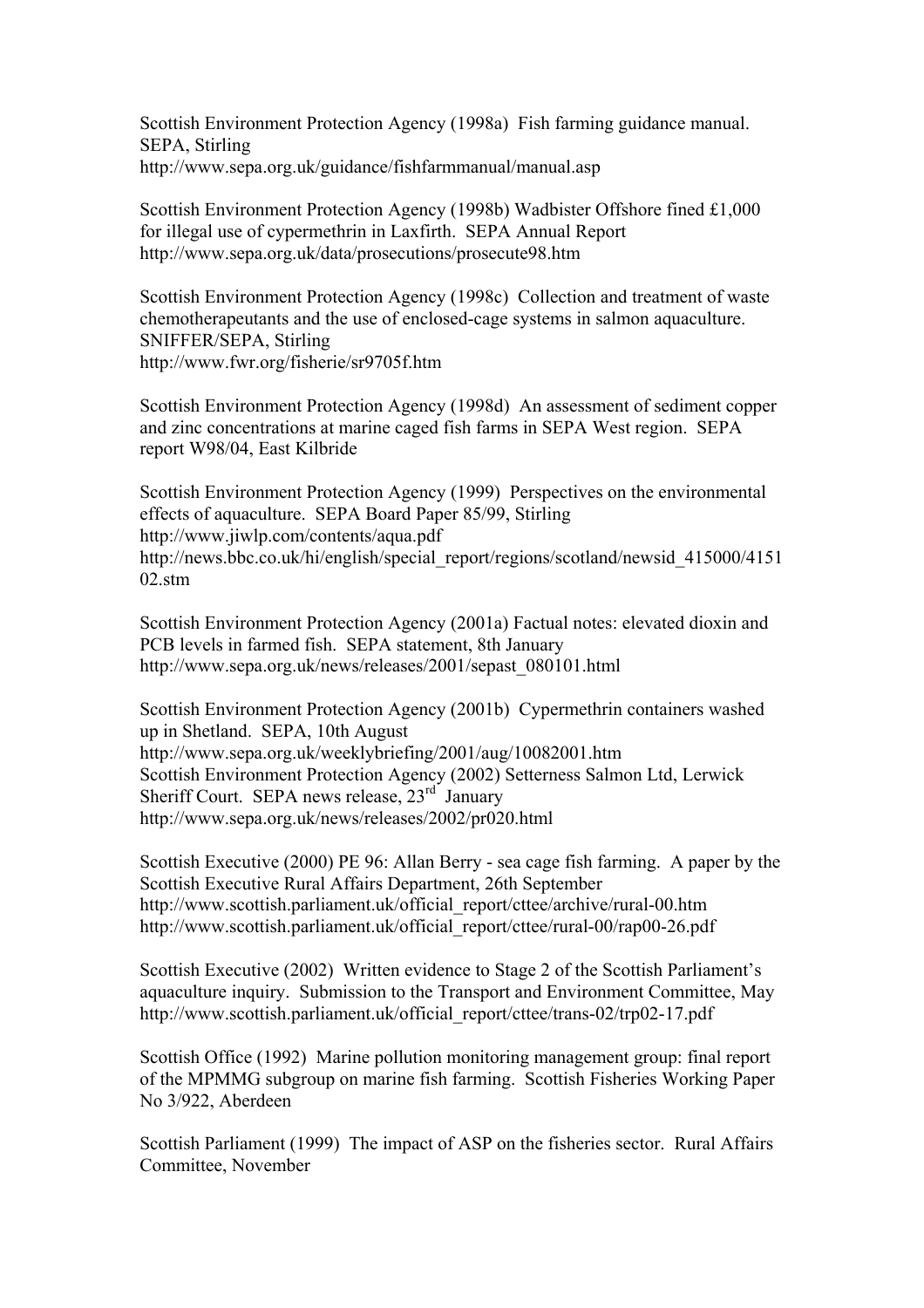Scottish Environment Protection Agency (1998a) Fish farming guidance manual. SEPA, Stirling
http://www.sepa.org.uk/guidance/fishfarmmanual/manual.asp

Scottish Environment Protection Agency (1998b) Wadbister Offshore fined £1,000 for illegal use of cypermethrin in Laxfirth. SEPA Annual Report
http://www.sepa.org.uk/data/prosecutions/prosecute98.htm

Scottish Environment Protection Agency (1998c) Collection and treatment of waste chemotherapeutants and the use of enclosed-cage systems in salmon aquaculture. SNIFFER/SEPA, Stirling
http://www.fwr.org/fisherie/sr9705f.htm

Scottish Environment Protection Agency (1998d) An assessment of sediment copper and zinc concentrations at marine caged fish farms in SEPA West region. SEPA report W98/04, East Kilbride

Scottish Environment Protection Agency (1999) Perspectives on the environmental effects of aquaculture. SEPA Board Paper 85/99, Stirling
http://www.jiwlp.com/contents/aqua.pdf
http://news.bbc.co.uk/hi/english/special_report/regions/scotland/newsid_415000/415102.stm

Scottish Environment Protection Agency (2001a) Factual notes: elevated dioxin and PCB levels in farmed fish. SEPA statement, 8th January
http://www.sepa.org.uk/news/releases/2001/sepast_080101.html

Scottish Environment Protection Agency (2001b) Cypermethrin containers washed up in Shetland. SEPA, 10th August
http://www.sepa.org.uk/weeklybriefing/2001/aug/10082001.htm
Scottish Environment Protection Agency (2002) Setterness Salmon Ltd, Lerwick Sheriff Court. SEPA news release, 23rd January
http://www.sepa.org.uk/news/releases/2002/pr020.html

Scottish Executive (2000) PE 96: Allan Berry - sea cage fish farming. A paper by the Scottish Executive Rural Affairs Department, 26th September
http://www.scottish.parliament.uk/official_report/cttee/archive/rural-00.htm
http://www.scottish.parliament.uk/official_report/cttee/rural-00/rap00-26.pdf

Scottish Executive (2002) Written evidence to Stage 2 of the Scottish Parliament's aquaculture inquiry. Submission to the Transport and Environment Committee, May
http://www.scottish.parliament.uk/official_report/cttee/trans-02/trp02-17.pdf

Scottish Office (1992) Marine pollution monitoring management group: final report of the MPMMG subgroup on marine fish farming. Scottish Fisheries Working Paper No 3/922, Aberdeen

Scottish Parliament (1999) The impact of ASP on the fisheries sector. Rural Affairs Committee, November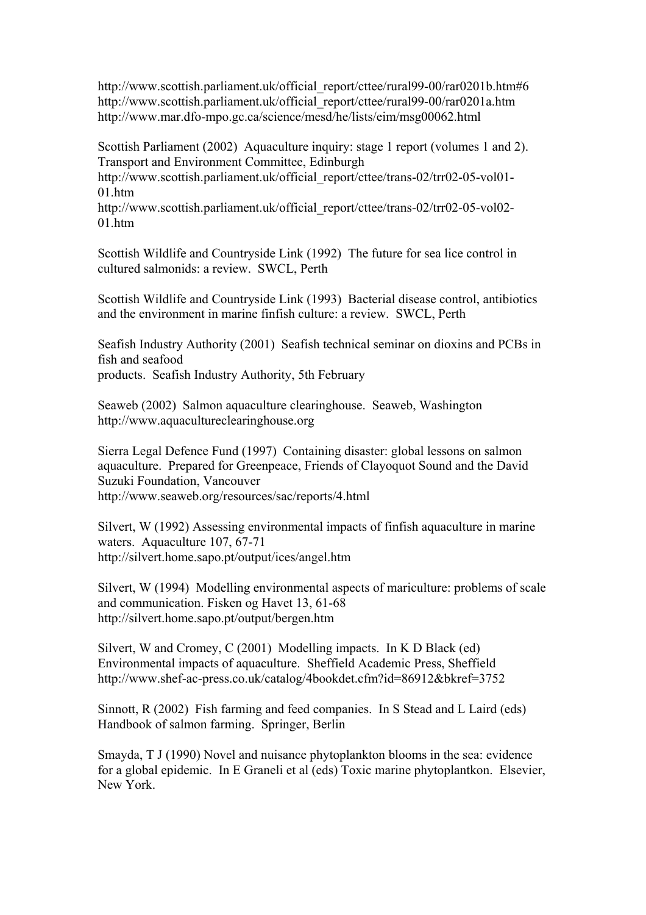http://www.scottish.parliament.uk/official_report/cttee/rural99-00/rar0201b.htm#6
http://www.scottish.parliament.uk/official_report/cttee/rural99-00/rar0201a.htm
http://www.mar.dfo-mpo.gc.ca/science/mesd/he/lists/eim/msg00062.html

Scottish Parliament (2002) Aquaculture inquiry: stage 1 report (volumes 1 and 2). Transport and Environment Committee, Edinburgh
http://www.scottish.parliament.uk/official_report/cttee/trans-02/trr02-05-vol01-01.htm
http://www.scottish.parliament.uk/official_report/cttee/trans-02/trr02-05-vol02-01.htm

Scottish Wildlife and Countryside Link (1992) The future for sea lice control in cultured salmonids: a review. SWCL, Perth

Scottish Wildlife and Countryside Link (1993) Bacterial disease control, antibiotics and the environment in marine finfish culture: a review. SWCL, Perth

Seafish Industry Authority (2001) Seafish technical seminar on dioxins and PCBs in fish and seafood
products. Seafish Industry Authority, 5th February

Seaweb (2002) Salmon aquaculture clearinghouse. Seaweb, Washington
http://www.aquacultureclearinghouse.org

Sierra Legal Defence Fund (1997) Containing disaster: global lessons on salmon aquaculture. Prepared for Greenpeace, Friends of Clayoquot Sound and the David Suzuki Foundation, Vancouver
http://www.seaweb.org/resources/sac/reports/4.html

Silvert, W (1992) Assessing environmental impacts of finfish aquaculture in marine waters. Aquaculture 107, 67-71
http://silvert.home.sapo.pt/output/ices/angel.htm

Silvert, W (1994) Modelling environmental aspects of mariculture: problems of scale and communication. Fisken og Havet 13, 61-68
http://silvert.home.sapo.pt/output/bergen.htm

Silvert, W and Cromey, C (2001) Modelling impacts. In K D Black (ed) Environmental impacts of aquaculture. Sheffield Academic Press, Sheffield
http://www.shef-ac-press.co.uk/catalog/4bookdet.cfm?id=86912&bkref=3752

Sinnott, R (2002) Fish farming and feed companies. In S Stead and L Laird (eds) Handbook of salmon farming. Springer, Berlin

Smayda, T J (1990) Novel and nuisance phytoplankton blooms in the sea: evidence for a global epidemic. In E Graneli et al (eds) Toxic marine phytoplantkon. Elsevier, New York.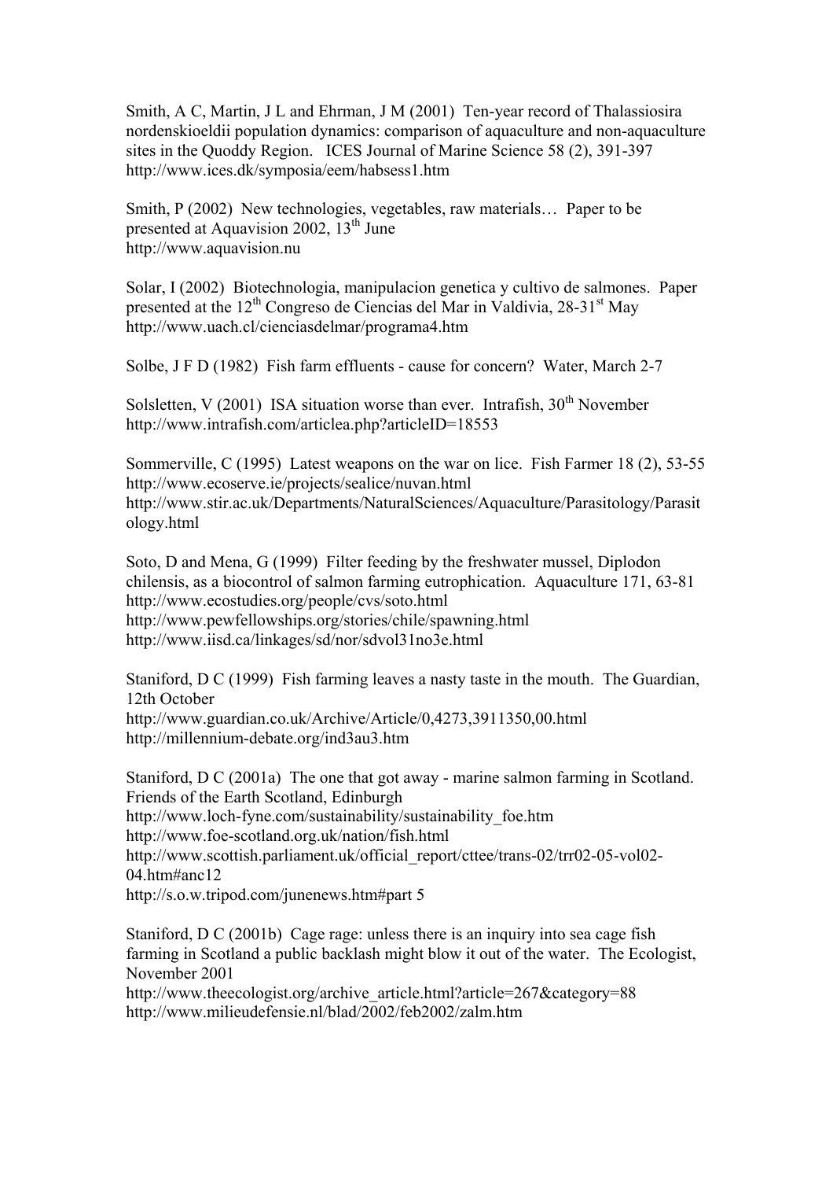Smith, A C, Martin, J L and Ehrman, J M (2001) Ten-year record of Thalassiosira nordenskioeldii population dynamics: comparison of aquaculture and non-aquaculture sites in the Quoddy Region. ICES Journal of Marine Science 58 (2), 391-397
http://www.ices.dk/symposia/eem/habsess1.htm

Smith, P (2002) New technologies, vegetables, raw materials… Paper to be presented at Aquavision 2002, 13th June
http://www.aquavision.nu

Solar, I (2002) Biotechnologia, manipulacion genetica y cultivo de salmones. Paper presented at the 12th Congreso de Ciencias del Mar in Valdivia, 28-31st May
http://www.uach.cl/cienciasdelmar/programa4.htm

Solbe, J F D (1982) Fish farm effluents - cause for concern? Water, March 2-7

Solsletten, V (2001) ISA situation worse than ever. Intrafish, 30th November
http://www.intrafish.com/articlea.php?articleID=18553

Sommerville, C (1995) Latest weapons on the war on lice. Fish Farmer 18 (2), 53-55
http://www.ecoserve.ie/projects/sealice/nuvan.html
http://www.stir.ac.uk/Departments/NaturalSciences/Aquaculture/Parasitology/Parasitology.html

Soto, D and Mena, G (1999) Filter feeding by the freshwater mussel, Diplodon chilensis, as a biocontrol of salmon farming eutrophication. Aquaculture 171, 63-81
http://www.ecostudies.org/people/cvs/soto.html
http://www.pewfellowships.org/stories/chile/spawning.html
http://www.iisd.ca/linkages/sd/nor/sdvol31no3e.html

Staniford, D C (1999) Fish farming leaves a nasty taste in the mouth. The Guardian, 12th October
http://www.guardian.co.uk/Archive/Article/0,4273,3911350,00.html
http://millennium-debate.org/ind3au3.htm

Staniford, D C (2001a) The one that got away - marine salmon farming in Scotland. Friends of the Earth Scotland, Edinburgh
http://www.loch-fyne.com/sustainability/sustainability_foe.htm
http://www.foe-scotland.org.uk/nation/fish.html
http://www.scottish.parliament.uk/official_report/cttee/trans-02/trr02-05-vol02-04.htm#anc12
http://s.o.w.tripod.com/junenews.htm#part 5

Staniford, D C (2001b) Cage rage: unless there is an inquiry into sea cage fish farming in Scotland a public backlash might blow it out of the water. The Ecologist, November 2001
http://www.theecologist.org/archive_article.html?article=267&category=88
http://www.milieudefensie.nl/blad/2002/feb2002/zalm.htm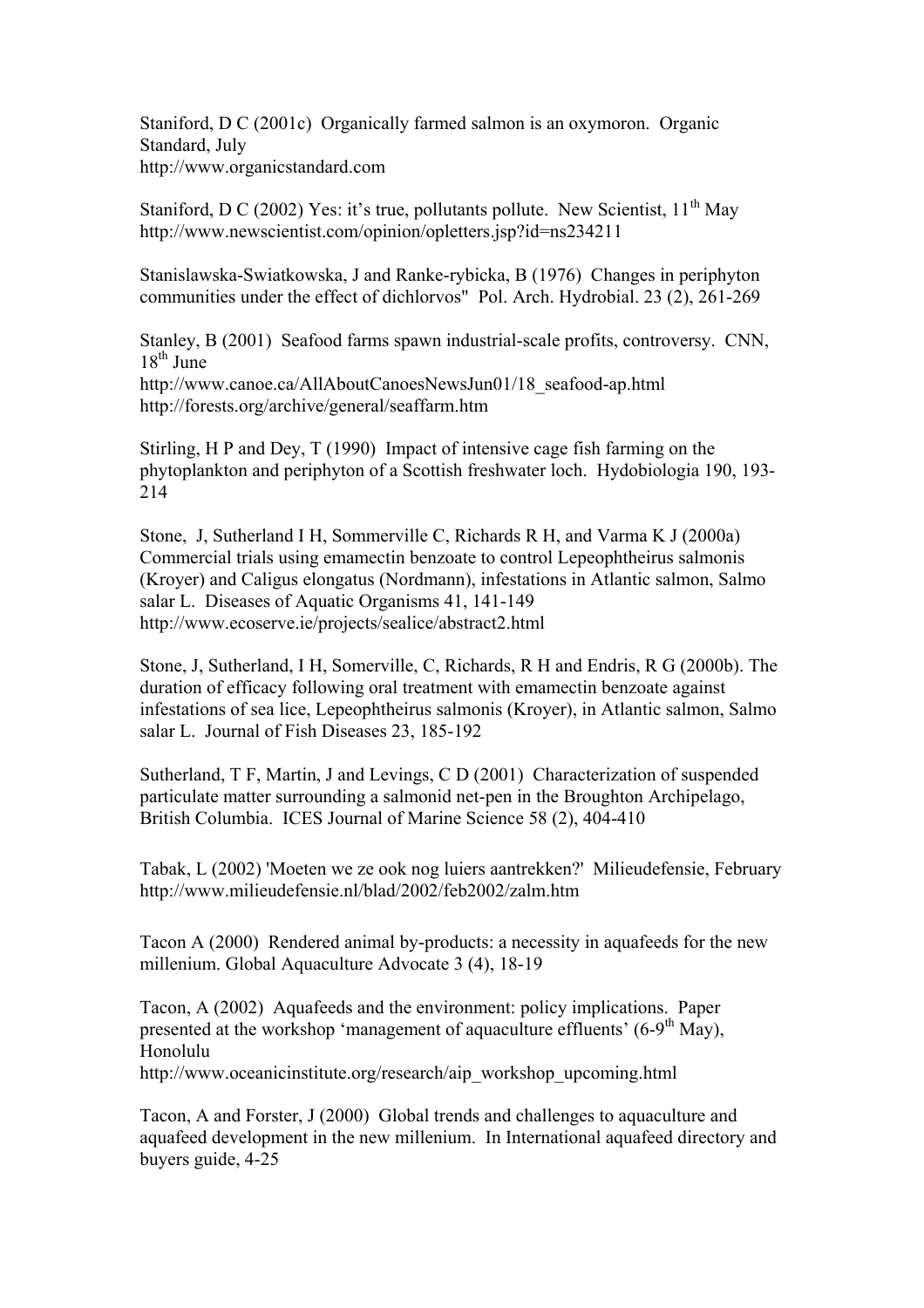Staniford, D C (2001c) Organically farmed salmon is an oxymoron. Organic Standard, July
http://www.organicstandard.com

Staniford, D C (2002) Yes: it's true, pollutants pollute. New Scientist, 11th May
http://www.newscientist.com/opinion/opletters.jsp?id=ns234211

Stanislawska-Swiatkowska, J and Ranke-rybicka, B (1976) Changes in periphyton communities under the effect of dichlorvos" Pol. Arch. Hydrobial. 23 (2), 261-269

Stanley, B (2001) Seafood farms spawn industrial-scale profits, controversy. CNN, 18th June
http://www.canoe.ca/AllAboutCanoesNewsJun01/18_seafood-ap.html
http://forests.org/archive/general/seaffarm.htm

Stirling, H P and Dey, T (1990) Impact of intensive cage fish farming on the phytoplankton and periphyton of a Scottish freshwater loch. Hydobiologia 190, 193-214

Stone, J, Sutherland I H, Sommerville C, Richards R H, and Varma K J (2000a) Commercial trials using emamectin benzoate to control Lepeophtheirus salmonis (Kroyer) and Caligus elongatus (Nordmann), infestations in Atlantic salmon, Salmo salar L. Diseases of Aquatic Organisms 41, 141-149
http://www.ecoserve.ie/projects/sealice/abstract2.html

Stone, J, Sutherland, I H, Somerville, C, Richards, R H and Endris, R G (2000b). The duration of efficacy following oral treatment with emamectin benzoate against infestations of sea lice, Lepeophtheirus salmonis (Kroyer), in Atlantic salmon, Salmo salar L. Journal of Fish Diseases 23, 185-192

Sutherland, T F, Martin, J and Levings, C D (2001) Characterization of suspended particulate matter surrounding a salmonid net-pen in the Broughton Archipelago, British Columbia. ICES Journal of Marine Science 58 (2), 404-410

Tabak, L (2002) 'Moeten we ze ook nog luiers aantrekken?' Milieudefensie, February
http://www.milieudefensie.nl/blad/2002/feb2002/zalm.htm

Tacon A (2000) Rendered animal by-products: a necessity in aquafeeds for the new millenium. Global Aquaculture Advocate 3 (4), 18-19

Tacon, A (2002) Aquafeeds and the environment: policy implications. Paper presented at the workshop 'management of aquaculture effluents' (6-9th May), Honolulu
http://www.oceanicinstitute.org/research/aip_workshop_upcoming.html

Tacon, A and Forster, J (2000) Global trends and challenges to aquaculture and aquafeed development in the new millenium. In International aquafeed directory and buyers guide, 4-25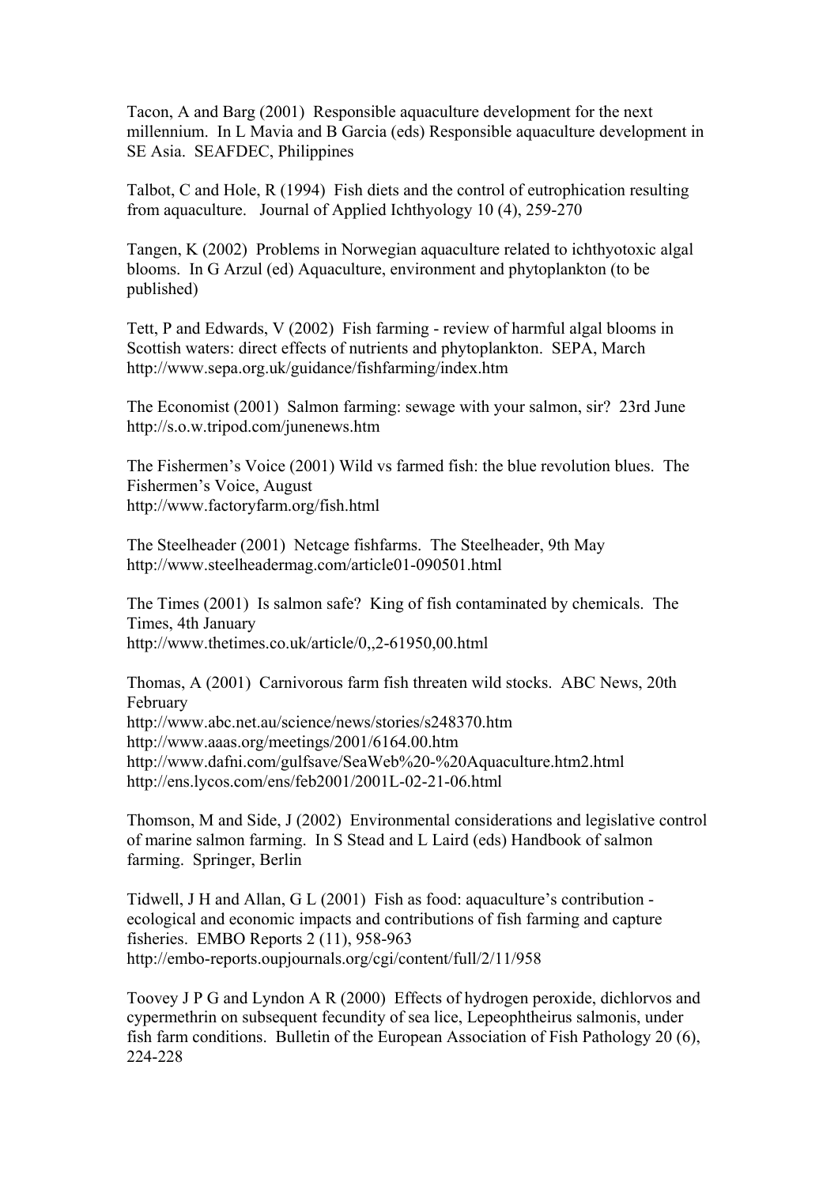Tacon, A and Barg (2001) Responsible aquaculture development for the next millennium. In L Mavia and B Garcia (eds) Responsible aquaculture development in SE Asia. SEAFDEC, Philippines

Talbot, C and Hole, R (1994) Fish diets and the control of eutrophication resulting from aquaculture. Journal of Applied Ichthyology 10 (4), 259-270

Tangen, K (2002) Problems in Norwegian aquaculture related to ichthyotoxic algal blooms. In G Arzul (ed) Aquaculture, environment and phytoplankton (to be published)

Tett, P and Edwards, V (2002) Fish farming - review of harmful algal blooms in Scottish waters: direct effects of nutrients and phytoplankton. SEPA, March
http://www.sepa.org.uk/guidance/fishfarming/index.htm

The Economist (2001) Salmon farming: sewage with your salmon, sir? 23rd June
http://s.o.w.tripod.com/junenews.htm

The Fishermen's Voice (2001) Wild vs farmed fish: the blue revolution blues. The Fishermen's Voice, August
http://www.factoryfarm.org/fish.html

The Steelheader (2001) Netcage fishfarms. The Steelheader, 9th May
http://www.steelheadermag.com/article01-090501.html

The Times (2001) Is salmon safe? King of fish contaminated by chemicals. The Times, 4th January
http://www.thetimes.co.uk/article/0,,2-61950,00.html

Thomas, A (2001) Carnivorous farm fish threaten wild stocks. ABC News, 20th February
http://www.abc.net.au/science/news/stories/s248370.htm
http://www.aaas.org/meetings/2001/6164.00.htm
http://www.dafni.com/gulfsave/SeaWeb%20-%20Aquaculture.htm2.html
http://ens.lycos.com/ens/feb2001/2001L-02-21-06.html

Thomson, M and Side, J (2002) Environmental considerations and legislative control of marine salmon farming. In S Stead and L Laird (eds) Handbook of salmon farming. Springer, Berlin

Tidwell, J H and Allan, G L (2001) Fish as food: aquaculture's contribution - ecological and economic impacts and contributions of fish farming and capture fisheries. EMBO Reports 2 (11), 958-963
http://embo-reports.oupjournals.org/cgi/content/full/2/11/958

Toovey J P G and Lyndon A R (2000) Effects of hydrogen peroxide, dichlorvos and cypermethrin on subsequent fecundity of sea lice, Lepeophtheirus salmonis, under fish farm conditions. Bulletin of the European Association of Fish Pathology 20 (6), 224-228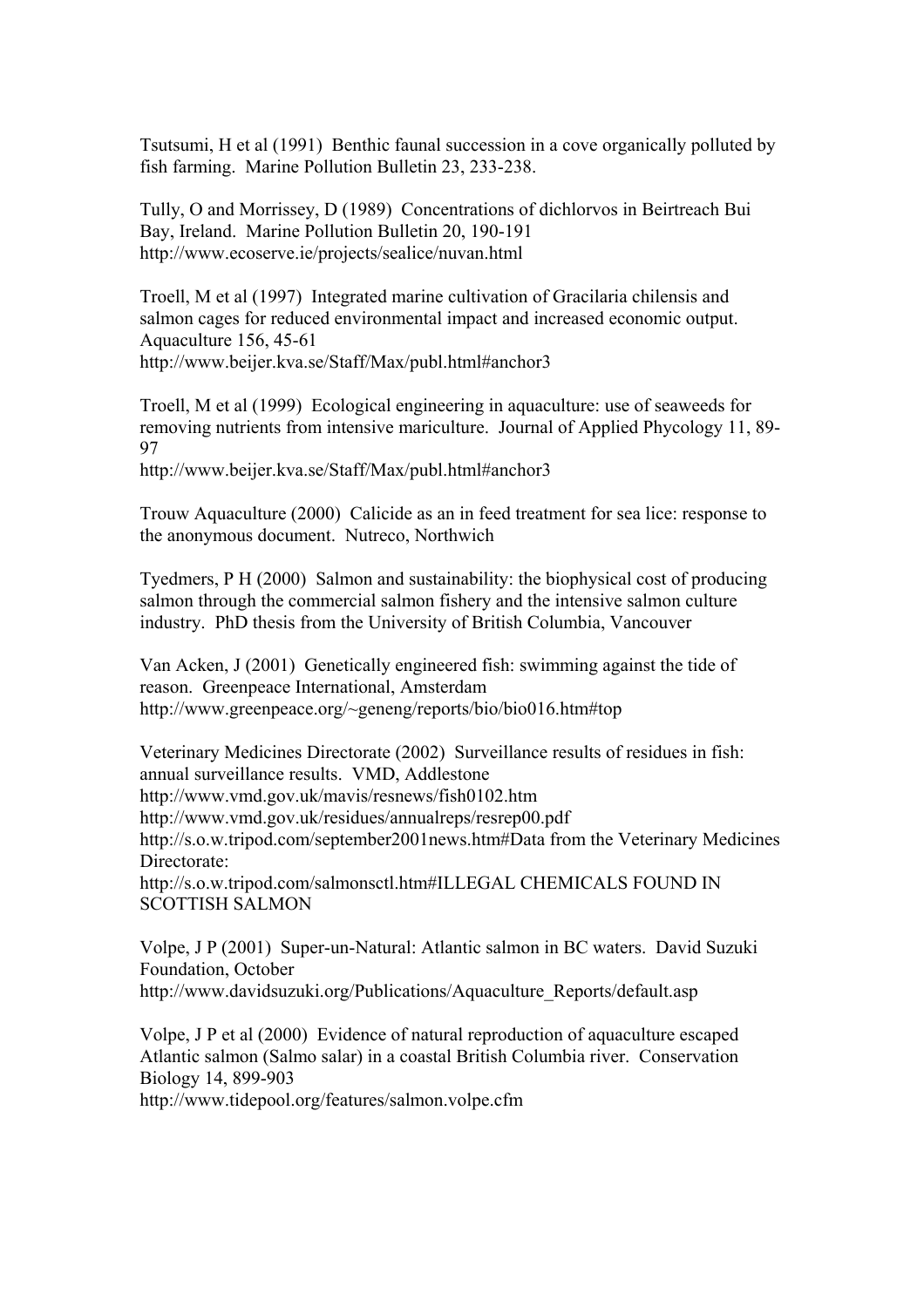Tsutsumi, H et al (1991)  Benthic faunal succession in a cove organically polluted by fish farming.  Marine Pollution Bulletin 23, 233-238.

Tully, O and Morrissey, D (1989)  Concentrations of dichlorvos in Beirtreach Bui Bay, Ireland.  Marine Pollution Bulletin 20, 190-191
http://www.ecoserve.ie/projects/sealice/nuvan.html

Troell, M et al (1997)  Integrated marine cultivation of Gracilaria chilensis and salmon cages for reduced environmental impact and increased economic output.  Aquaculture 156, 45-61
http://www.beijer.kva.se/Staff/Max/publ.html#anchor3

Troell, M et al (1999)  Ecological engineering in aquaculture: use of seaweeds for removing nutrients from intensive mariculture.  Journal of Applied Phycology 11, 89-97
http://www.beijer.kva.se/Staff/Max/publ.html#anchor3

Trouw Aquaculture (2000)  Calicide as an in feed treatment for sea lice: response to the anonymous document.  Nutreco, Northwich

Tyedmers, P H (2000)  Salmon and sustainability: the biophysical cost of producing salmon through the commercial salmon fishery and the intensive salmon culture industry.  PhD thesis from the University of British Columbia, Vancouver

Van Acken, J (2001)  Genetically engineered fish: swimming against the tide of reason.  Greenpeace International, Amsterdam
http://www.greenpeace.org/~geneng/reports/bio/bio016.htm#top

Veterinary Medicines Directorate (2002)  Surveillance results of residues in fish: annual surveillance results.  VMD, Addlestone
http://www.vmd.gov.uk/mavis/resnews/fish0102.htm
http://www.vmd.gov.uk/residues/annualreps/resrep00.pdf
http://s.o.w.tripod.com/september2001news.htm#Data from the Veterinary Medicines Directorate:
http://s.o.w.tripod.com/salmonsctl.htm#ILLEGAL CHEMICALS FOUND IN SCOTTISH SALMON

Volpe, J P (2001)  Super-un-Natural: Atlantic salmon in BC waters.  David Suzuki Foundation, October
http://www.davidsuzuki.org/Publications/Aquaculture_Reports/default.asp

Volpe, J P et al (2000)  Evidence of natural reproduction of aquaculture escaped Atlantic salmon (Salmo salar) in a coastal British Columbia river.  Conservation Biology 14, 899-903
http://www.tidepool.org/features/salmon.volpe.cfm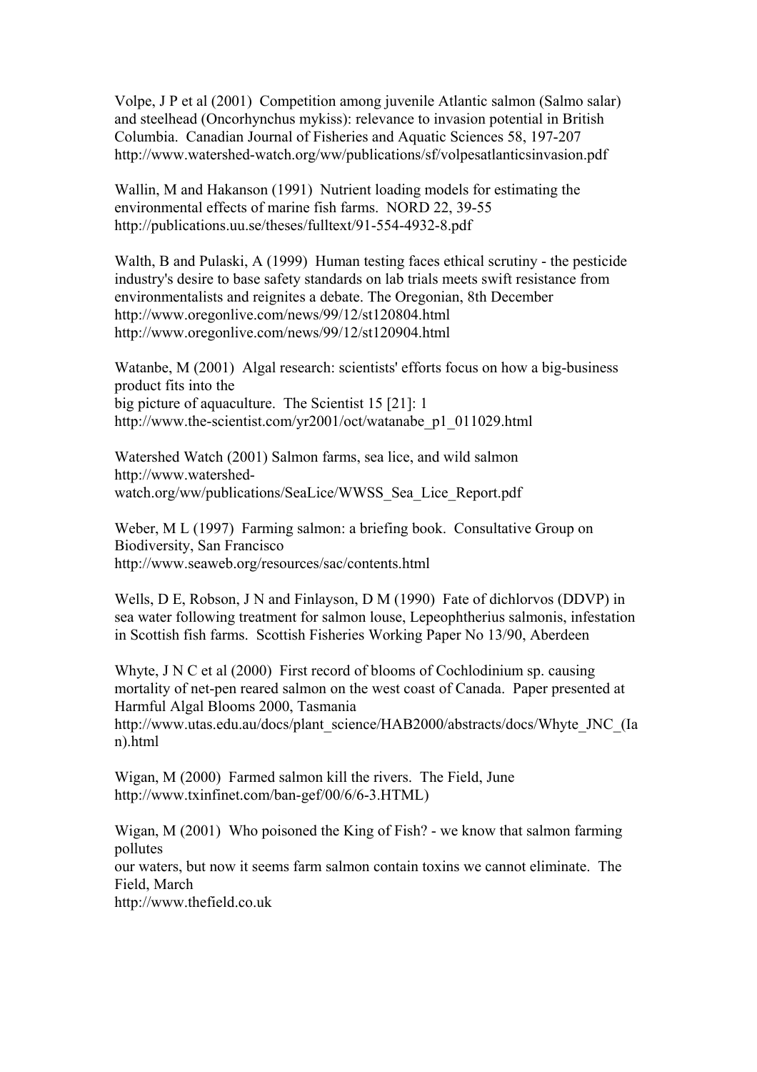Volpe, J P et al (2001) Competition among juvenile Atlantic salmon (Salmo salar) and steelhead (Oncorhynchus mykiss): relevance to invasion potential in British Columbia. Canadian Journal of Fisheries and Aquatic Sciences 58, 197-207
http://www.watershed-watch.org/ww/publications/sf/volpesatlanticsinvasion.pdf

Wallin, M and Hakanson (1991) Nutrient loading models for estimating the environmental effects of marine fish farms. NORD 22, 39-55
http://publications.uu.se/theses/fulltext/91-554-4932-8.pdf

Walth, B and Pulaski, A (1999) Human testing faces ethical scrutiny - the pesticide industry's desire to base safety standards on lab trials meets swift resistance from environmentalists and reignites a debate. The Oregonian, 8th December
http://www.oregonlive.com/news/99/12/st120804.html
http://www.oregonlive.com/news/99/12/st120904.html

Watanbe, M (2001) Algal research: scientists' efforts focus on how a big-business product fits into the
big picture of aquaculture. The Scientist 15 [21]: 1
http://www.the-scientist.com/yr2001/oct/watanabe_p1_011029.html

Watershed Watch (2001) Salmon farms, sea lice, and wild salmon
http://www.watershed-watch.org/ww/publications/SeaLice/WWSS_Sea_Lice_Report.pdf

Weber, M L (1997) Farming salmon: a briefing book. Consultative Group on Biodiversity, San Francisco
http://www.seaweb.org/resources/sac/contents.html

Wells, D E, Robson, J N and Finlayson, D M (1990) Fate of dichlorvos (DDVP) in sea water following treatment for salmon louse, Lepeophtherius salmonis, infestation in Scottish fish farms. Scottish Fisheries Working Paper No 13/90, Aberdeen

Whyte, J N C et al (2000) First record of blooms of Cochlodinium sp. causing mortality of net-pen reared salmon on the west coast of Canada. Paper presented at Harmful Algal Blooms 2000, Tasmania
http://www.utas.edu.au/docs/plant_science/HAB2000/abstracts/docs/Whyte_JNC_(Ian).html

Wigan, M (2000) Farmed salmon kill the rivers. The Field, June
http://www.txinfinet.com/ban-gef/00/6/6-3.HTML)

Wigan, M (2001) Who poisoned the King of Fish? - we know that salmon farming pollutes
our waters, but now it seems farm salmon contain toxins we cannot eliminate. The Field, March
http://www.thefield.co.uk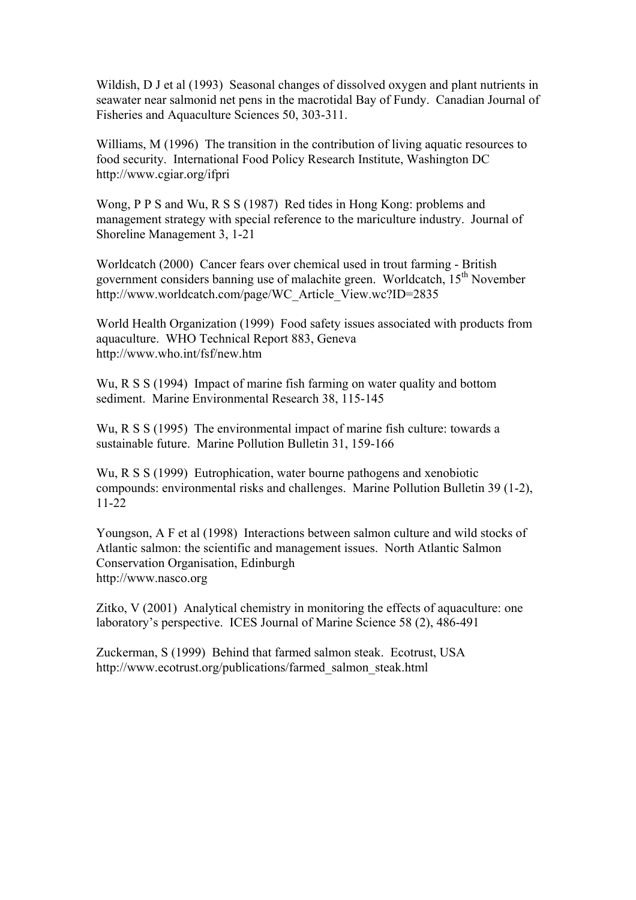Wildish, D J et al (1993) Seasonal changes of dissolved oxygen and plant nutrients in seawater near salmonid net pens in the macrotidal Bay of Fundy. Canadian Journal of Fisheries and Aquaculture Sciences 50, 303-311.

Williams, M (1996) The transition in the contribution of living aquatic resources to food security. International Food Policy Research Institute, Washington DC http://www.cgiar.org/ifpri

Wong, P P S and Wu, R S S (1987) Red tides in Hong Kong: problems and management strategy with special reference to the mariculture industry. Journal of Shoreline Management 3, 1-21

Worldcatch (2000) Cancer fears over chemical used in trout farming - British government considers banning use of malachite green. Worldcatch, 15th November http://www.worldcatch.com/page/WC_Article_View.wc?ID=2835

World Health Organization (1999) Food safety issues associated with products from aquaculture. WHO Technical Report 883, Geneva http://www.who.int/fsf/new.htm

Wu, R S S (1994) Impact of marine fish farming on water quality and bottom sediment. Marine Environmental Research 38, 115-145

Wu, R S S (1995) The environmental impact of marine fish culture: towards a sustainable future. Marine Pollution Bulletin 31, 159-166

Wu, R S S (1999) Eutrophication, water bourne pathogens and xenobiotic compounds: environmental risks and challenges. Marine Pollution Bulletin 39 (1-2), 11-22

Youngson, A F et al (1998) Interactions between salmon culture and wild stocks of Atlantic salmon: the scientific and management issues. North Atlantic Salmon Conservation Organisation, Edinburgh http://www.nasco.org

Zitko, V (2001) Analytical chemistry in monitoring the effects of aquaculture: one laboratory's perspective. ICES Journal of Marine Science 58 (2), 486-491

Zuckerman, S (1999) Behind that farmed salmon steak. Ecotrust, USA http://www.ecotrust.org/publications/farmed_salmon_steak.html